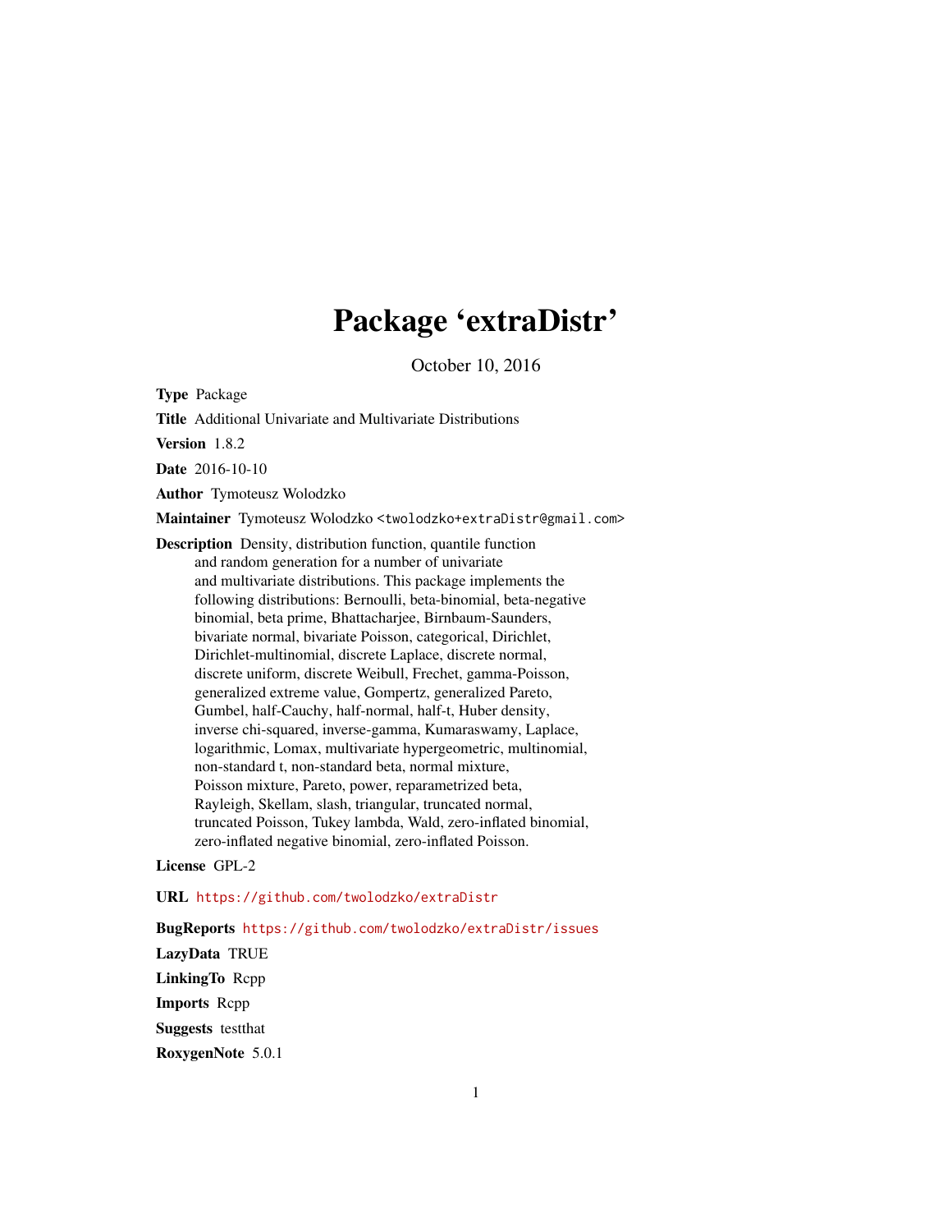# Package 'extraDistr'

October 10, 2016

**Type** Package

**Title** Additional Univariate and Multivariate Distributions

**Version** 1.8.2

**Date** 2016-10-10

**Author** Tymoteusz Wolodzko

**Maintainer** Tymoteusz Wolodzko <twolodzko+extraDistr@gmail.com>

**Description** Density, distribution function, quantile function and random generation for a number of univariate and multivariate distributions. This package implements the following distributions: Bernoulli, beta-binomial, beta-negative binomial, beta prime, Bhattacharjee, Birnbaum-Saunders, bivariate normal, bivariate Poisson, categorical, Dirichlet, Dirichlet-multinomial, discrete Laplace, discrete normal, discrete uniform, discrete Weibull, Frechet, gamma-Poisson, generalized extreme value, Gompertz, generalized Pareto, Gumbel, half-Cauchy, half-normal, half-t, Huber density, inverse chi-squared, inverse-gamma, Kumaraswamy, Laplace, logarithmic, Lomax, multivariate hypergeometric, multinomial, non-standard t, non-standard beta, normal mixture, Poisson mixture, Pareto, power, reparametrized beta, Rayleigh, Skellam, slash, triangular, truncated normal, truncated Poisson, Tukey lambda, Wald, zero-inflated binomial, zero-inflated negative binomial, zero-inflated Poisson.

**License** GPL-2

**URL** https://github.com/twolodzko/extraDistr

**BugReports** https://github.com/twolodzko/extraDistr/issues

**LazyData** TRUE

**LinkingTo** Rcpp

**Imports** Rcpp

**Suggests** testthat

**RoxygenNote** 5.0.1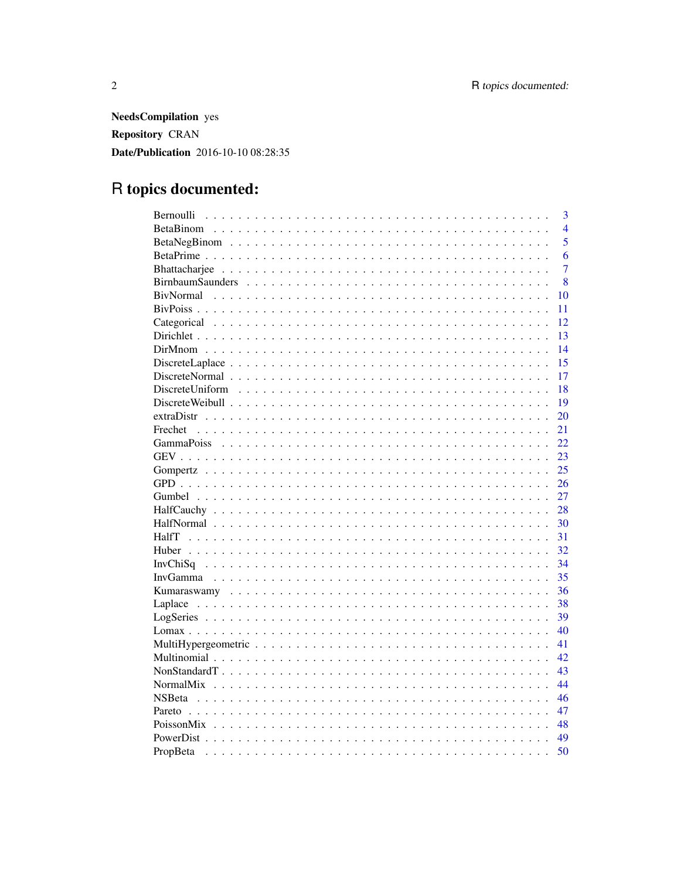**NeedsCompilation** yes

**Repository** CRAN

**Date/Publication** 2016-10-10 08:28:35

# R topics documented:

| | |
|---|---|
| Bernoulli | 3 |
| BetaBinom | 4 |
| BetaNegBinom | 5 |
| BetaPrime | 6 |
| Bhattacharjee | 7 |
| BirnbaumSaunders | 8 |
| BivNormal | 10 |
| BivPoiss | 11 |
| Categorical | 12 |
| Dirichlet | 13 |
| DirMnom | 14 |
| DiscreteLaplace | 15 |
| DiscreteNormal | 17 |
| DiscreteUniform | 18 |
| DiscreteWeibull | 19 |
| extraDistr | 20 |
| Frechet | 21 |
| GammaPoiss | 22 |
| GEV | 23 |
| Gompertz | 25 |
| GPD | 26 |
| Gumbel | 27 |
| HalfCauchy | 28 |
| HalfNormal | 30 |
| HalfT | 31 |
| Huber | 32 |
| InvChiSq | 34 |
| InvGamma | 35 |
| Kumaraswamy | 36 |
| Laplace | 38 |
| LogSeries | 39 |
| Lomax | 40 |
| MultiHypergeometric | 41 |
| Multinomial | 42 |
| NonStandardT | 43 |
| NormalMix | 44 |
| NSBeta | 46 |
| Pareto | 47 |
| PoissonMix | 48 |
| PowerDist | 49 |
| PropBeta | 50 |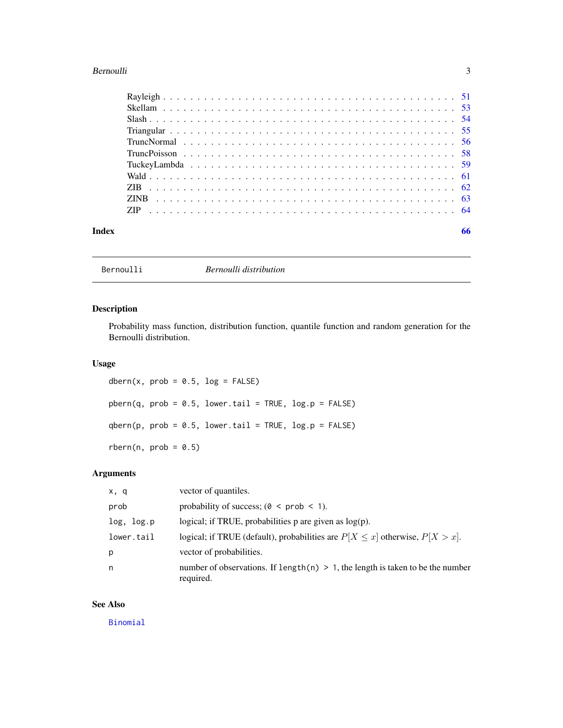Rayleigh . . . . . . . . . . . . . . . . . . . . . . . . . . . . . . . . . . . . . . . . . 51
Skellam . . . . . . . . . . . . . . . . . . . . . . . . . . . . . . . . . . . . . . . . . 53
Slash . . . . . . . . . . . . . . . . . . . . . . . . . . . . . . . . . . . . . . . . . . 54
Triangular . . . . . . . . . . . . . . . . . . . . . . . . . . . . . . . . . . . . . . . . 55
TruncNormal . . . . . . . . . . . . . . . . . . . . . . . . . . . . . . . . . . . . . . . 56
TruncPoisson . . . . . . . . . . . . . . . . . . . . . . . . . . . . . . . . . . . . . . . 58
TuckeyLambda . . . . . . . . . . . . . . . . . . . . . . . . . . . . . . . . . . . . . . 59
Wald . . . . . . . . . . . . . . . . . . . . . . . . . . . . . . . . . . . . . . . . . . 61
ZIB . . . . . . . . . . . . . . . . . . . . . . . . . . . . . . . . . . . . . . . . . . . 62
ZINB . . . . . . . . . . . . . . . . . . . . . . . . . . . . . . . . . . . . . . . . . . 63
ZIP . . . . . . . . . . . . . . . . . . . . . . . . . . . . . . . . . . . . . . . . . . . 64

**Index** **66**

---

`Bernoulli` *Bernoulli distribution*

---

## Description

Probability mass function, distribution function, quantile function and random generation for the Bernoulli distribution.

## Usage

```
dbern(x, prob = 0.5, log = FALSE)

pbern(q, prob = 0.5, lower.tail = TRUE, log.p = FALSE)

qbern(p, prob = 0.5, lower.tail = TRUE, log.p = FALSE)

rbern(n, prob = 0.5)
```

## Arguments

| | |
|---|---|
| `x, q` | vector of quantiles. |
| `prob` | probability of success; (`0 < prob < 1`). |
| `log, log.p` | logical; if TRUE, probabilities p are given as log(p). |
| `lower.tail` | logical; if TRUE (default), probabilities are $P[X \leq x]$ otherwise, $P[X > x]$. |
| `p` | vector of probabilities. |
| `n` | number of observations. If `length(n) > 1`, the length is taken to be the number required. |

## See Also

`Binomial`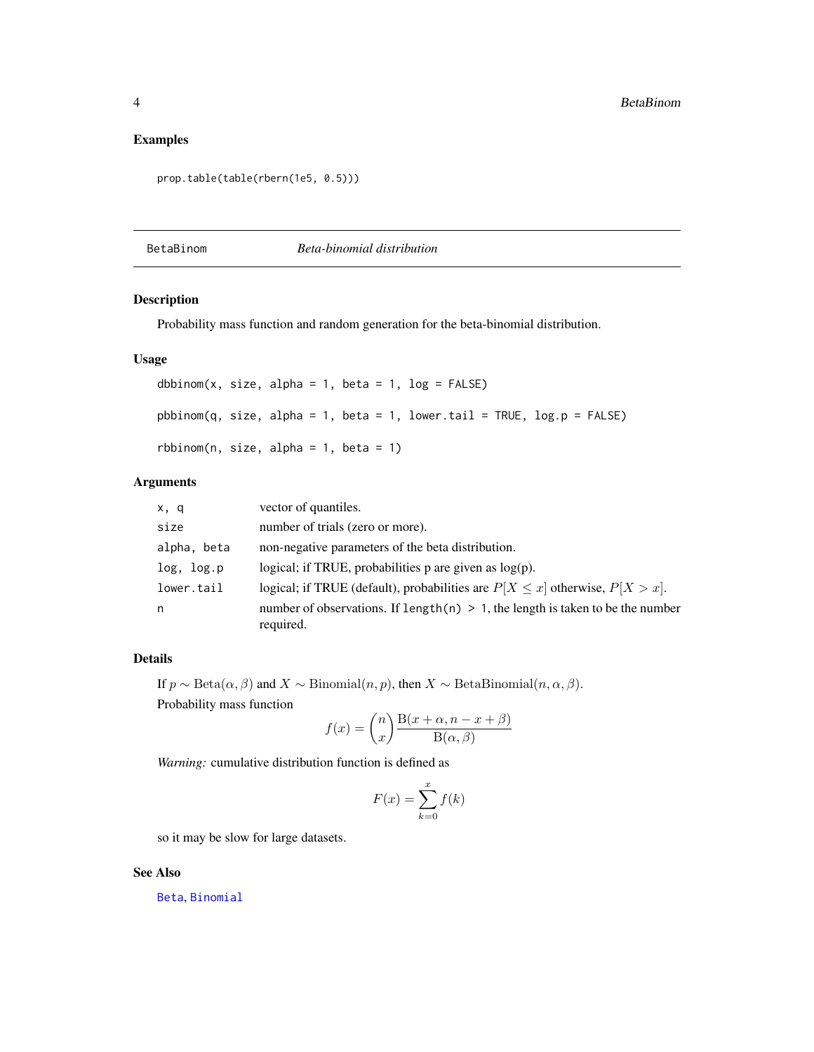## Examples

```
prop.table(table(rbern(1e5, 0.5)))
```

---

# BetaBinom *Beta-binomial distribution*

---

## Description

Probability mass function and random generation for the beta-binomial distribution.

## Usage

```
dbbinom(x, size, alpha = 1, beta = 1, log = FALSE)

pbbinom(q, size, alpha = 1, beta = 1, lower.tail = TRUE, log.p = FALSE)

rbbinom(n, size, alpha = 1, beta = 1)
```

## Arguments

| | |
|---|---|
| x, q | vector of quantiles. |
| size | number of trials (zero or more). |
| alpha, beta | non-negative parameters of the beta distribution. |
| log, log.p | logical; if TRUE, probabilities p are given as log(p). |
| lower.tail | logical; if TRUE (default), probabilities are $P[X \leq x]$ otherwise, $P[X > x]$. |
| n | number of observations. If `length(n) > 1`, the length is taken to be the number required. |

## Details

If $p \sim \mathrm{Beta}(\alpha, \beta)$ and $X \sim \mathrm{Binomial}(n, p)$, then $X \sim \mathrm{BetaBinomial}(n, \alpha, \beta)$.

Probability mass function

$$f(x) = \binom{n}{x} \frac{\mathrm{B}(x + \alpha, n - x + \beta)}{\mathrm{B}(\alpha, \beta)}$$

*Warning:* cumulative distribution function is defined as

$$F(x) = \sum_{k=0}^{x} f(k)$$

so it may be slow for large datasets.

## See Also

Beta, Binomial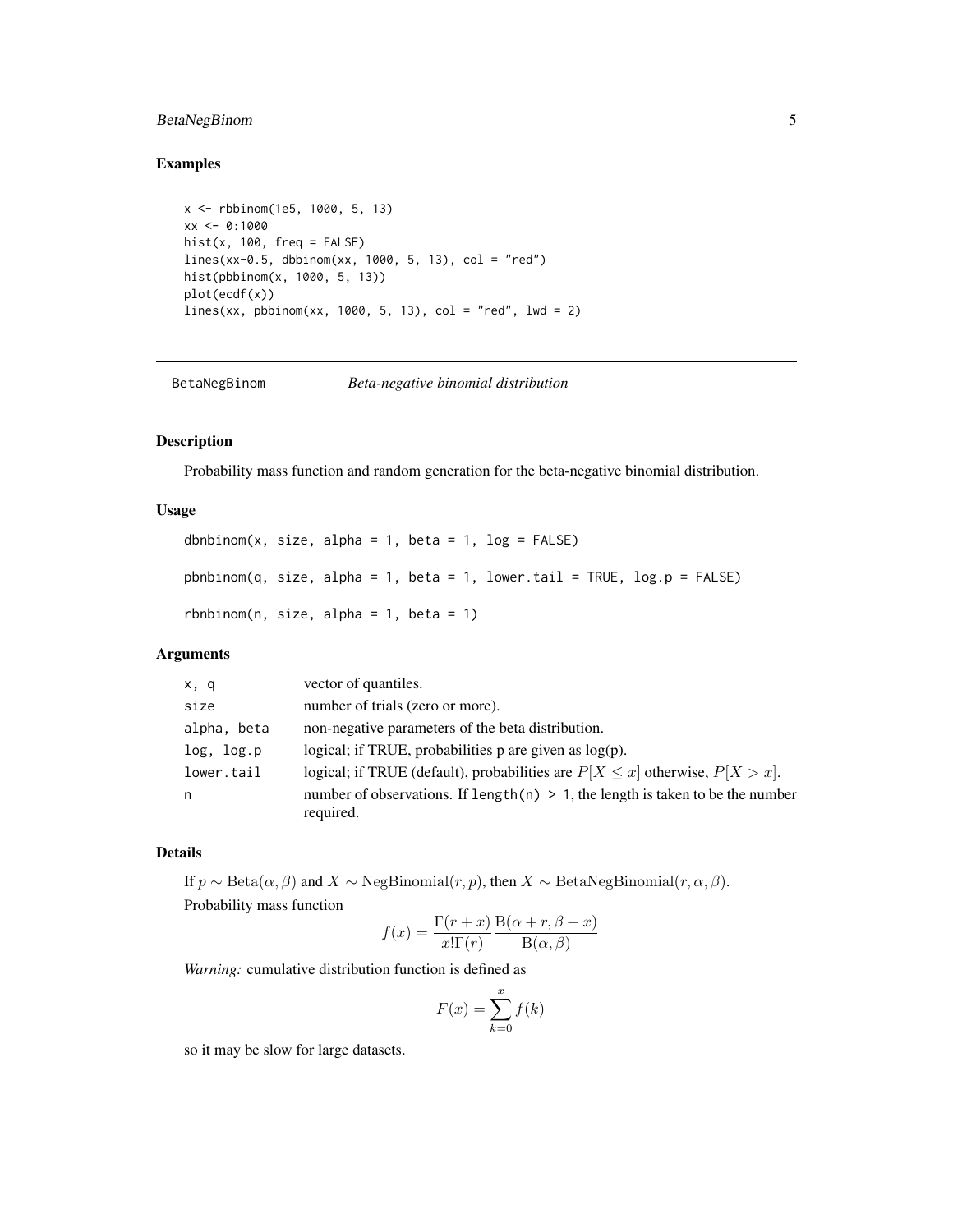## Examples

```
x <- rbbinom(1e5, 1000, 5, 13)
xx <- 0:1000
hist(x, 100, freq = FALSE)
lines(xx-0.5, dbbinom(xx, 1000, 5, 13), col = "red")
hist(pbbinom(x, 1000, 5, 13))
plot(ecdf(x))
lines(xx, pbbinom(xx, 1000, 5, 13), col = "red", lwd = 2)
```

---

# BetaNegBinom — *Beta-negative binomial distribution*

---

## Description

Probability mass function and random generation for the beta-negative binomial distribution.

## Usage

```
dbnbinom(x, size, alpha = 1, beta = 1, log = FALSE)

pbnbinom(q, size, alpha = 1, beta = 1, lower.tail = TRUE, log.p = FALSE)

rbnbinom(n, size, alpha = 1, beta = 1)
```

## Arguments

| | |
|---|---|
| `x, q` | vector of quantiles. |
| `size` | number of trials (zero or more). |
| `alpha, beta` | non-negative parameters of the beta distribution. |
| `log, log.p` | logical; if TRUE, probabilities p are given as log(p). |
| `lower.tail` | logical; if TRUE (default), probabilities are $P[X \le x]$ otherwise, $P[X > x]$. |
| `n` | number of observations. If `length(n) > 1`, the length is taken to be the number required. |

## Details

If $p \sim \mathrm{Beta}(\alpha, \beta)$ and $X \sim \mathrm{NegBinomial}(r, p)$, then $X \sim \mathrm{BetaNegBinomial}(r, \alpha, \beta)$.

Probability mass function

$$f(x) = \frac{\Gamma(r+x)}{x!\Gamma(r)} \frac{\mathrm{B}(\alpha+r, \beta+x)}{\mathrm{B}(\alpha, \beta)}$$

*Warning:* cumulative distribution function is defined as

$$F(x) = \sum_{k=0}^{x} f(k)$$

so it may be slow for large datasets.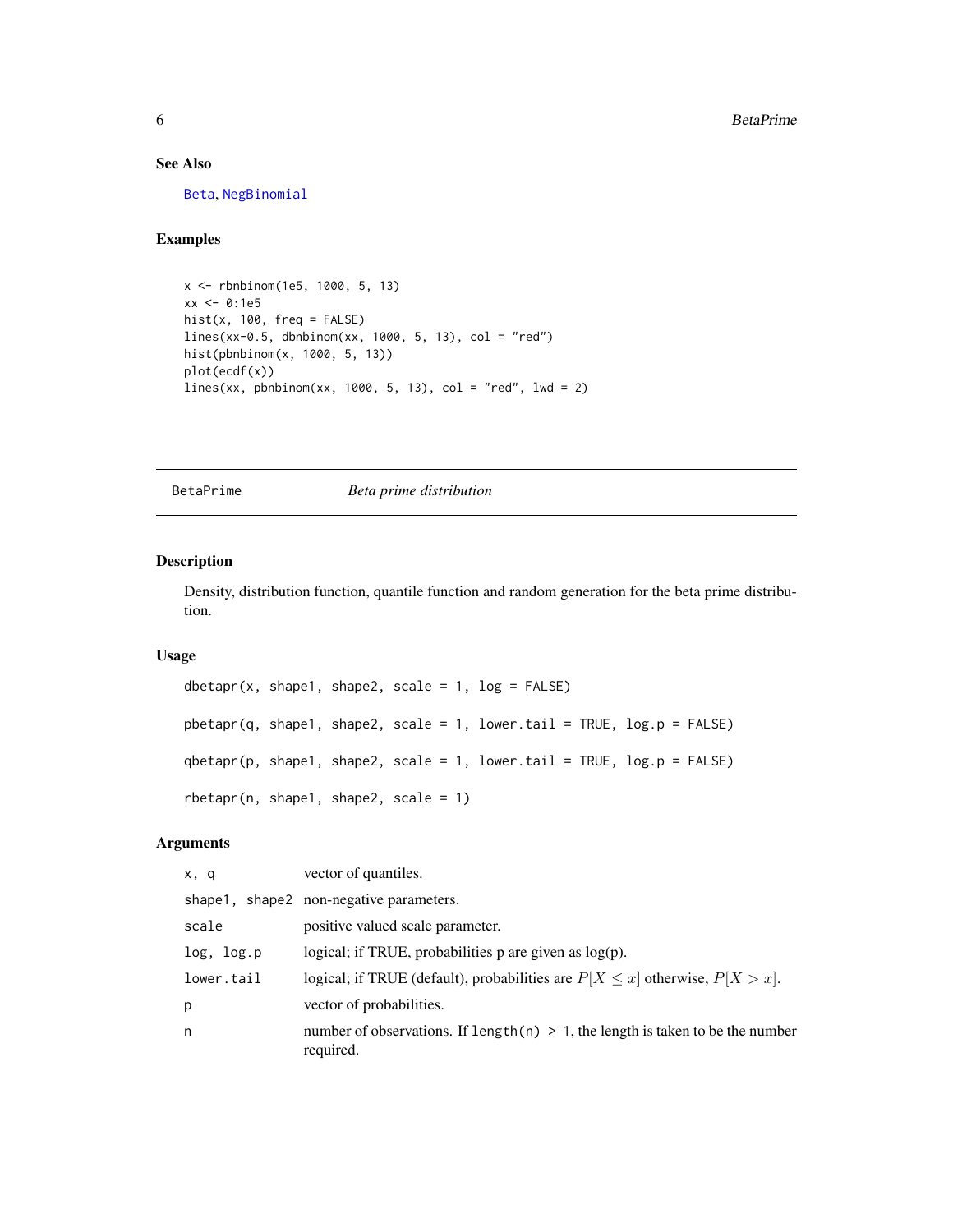### See Also

Beta, NegBinomial

### Examples

```
x <- rbnbinom(1e5, 1000, 5, 13)
xx <- 0:1e5
hist(x, 100, freq = FALSE)
lines(xx-0.5, dbnbinom(xx, 1000, 5, 13), col = "red")
hist(pbnbinom(x, 1000, 5, 13))
plot(ecdf(x))
lines(xx, pbnbinom(xx, 1000, 5, 13), col = "red", lwd = 2)
```

---

## BetaPrime — *Beta prime distribution*

---

### Description

Density, distribution function, quantile function and random generation for the beta prime distribution.

### Usage

```
dbetapr(x, shape1, shape2, scale = 1, log = FALSE)

pbetapr(q, shape1, shape2, scale = 1, lower.tail = TRUE, log.p = FALSE)

qbetapr(p, shape1, shape2, scale = 1, lower.tail = TRUE, log.p = FALSE)

rbetapr(n, shape1, shape2, scale = 1)
```

### Arguments

| | |
|---|---|
| `x, q` | vector of quantiles. |
| `shape1, shape2` | non-negative parameters. |
| `scale` | positive valued scale parameter. |
| `log, log.p` | logical; if TRUE, probabilities p are given as log(p). |
| `lower.tail` | logical; if TRUE (default), probabilities are $P[X \leq x]$ otherwise, $P[X > x]$. |
| `p` | vector of probabilities. |
| `n` | number of observations. If `length(n) > 1`, the length is taken to be the number required. |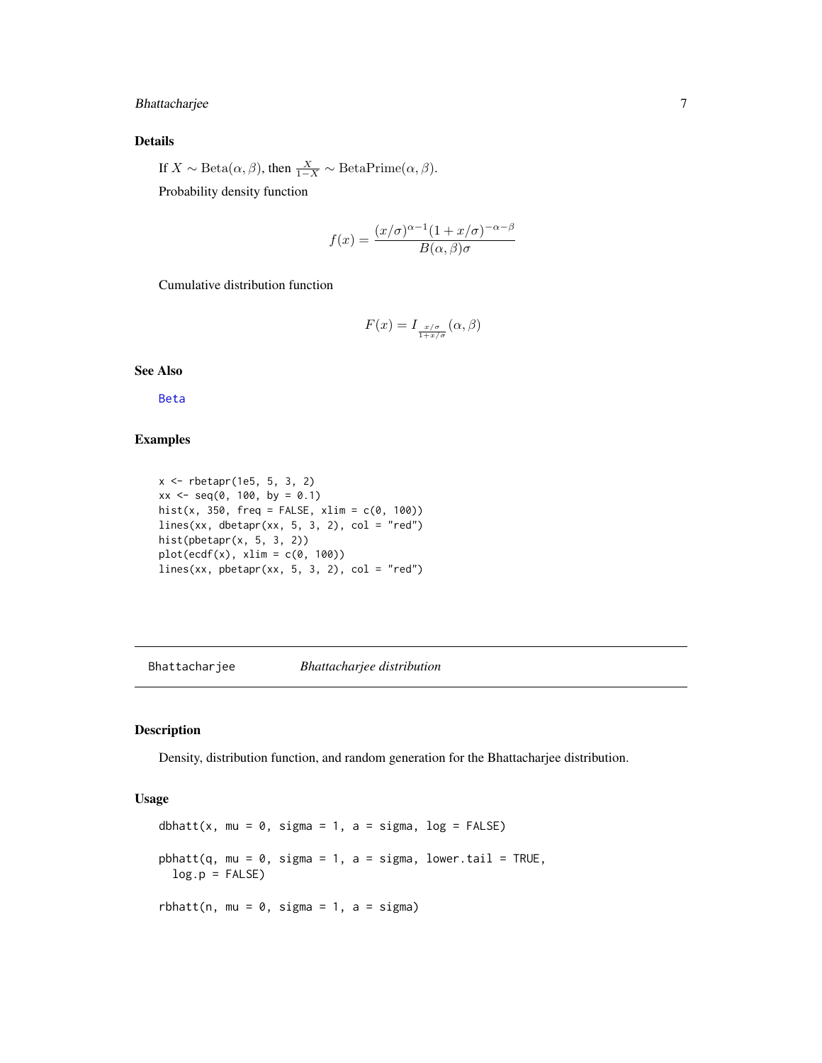## Details

If $X \sim \mathrm{Beta}(\alpha, \beta)$, then $\frac{X}{1-X} \sim \mathrm{BetaPrime}(\alpha, \beta)$.

Probability density function

$$f(x) = \frac{(x/\sigma)^{\alpha-1}(1+x/\sigma)^{-\alpha-\beta}}{B(\alpha,\beta)\sigma}$$

Cumulative distribution function

$$F(x) = I_{\frac{x/\sigma}{1+x/\sigma}}(\alpha, \beta)$$

## See Also

Beta

## Examples

```
x <- rbetapr(1e5, 5, 3, 2)
xx <- seq(0, 100, by = 0.1)
hist(x, 350, freq = FALSE, xlim = c(0, 100))
lines(xx, dbetapr(xx, 5, 3, 2), col = "red")
hist(pbetapr(x, 5, 3, 2))
plot(ecdf(x), xlim = c(0, 100))
lines(xx, pbetapr(xx, 5, 3, 2), col = "red")
```

---

# Bhattacharjee *Bhattacharjee distribution*

## Description

Density, distribution function, and random generation for the Bhattacharjee distribution.

## Usage

```
dbhatt(x, mu = 0, sigma = 1, a = sigma, log = FALSE)

pbhatt(q, mu = 0, sigma = 1, a = sigma, lower.tail = TRUE,
  log.p = FALSE)

rbhatt(n, mu = 0, sigma = 1, a = sigma)
```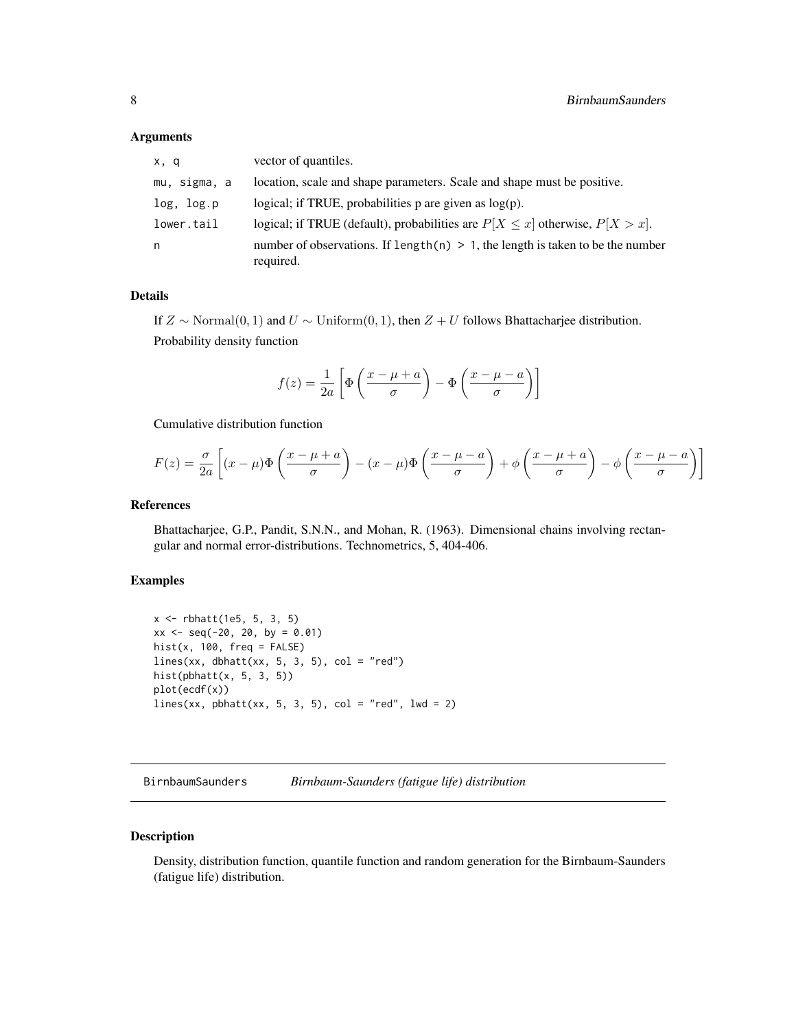### Arguments

| | |
|---|---|
| x, q | vector of quantiles. |
| mu, sigma, a | location, scale and shape parameters. Scale and shape must be positive. |
| log, log.p | logical; if TRUE, probabilities p are given as log(p). |
| lower.tail | logical; if TRUE (default), probabilities are $P[X \leq x]$ otherwise, $P[X > x]$. |
| n | number of observations. If `length(n) > 1`, the length is taken to be the number required. |

### Details

If $Z \sim \mathrm{Normal}(0, 1)$ and $U \sim \mathrm{Uniform}(0, 1)$, then $Z + U$ follows Bhattacharjee distribution.

Probability density function

$$f(z) = \frac{1}{2a} \left[ \Phi\left(\frac{x - \mu + a}{\sigma}\right) - \Phi\left(\frac{x - \mu - a}{\sigma}\right) \right]$$

Cumulative distribution function

$$F(z) = \frac{\sigma}{2a} \left[ (x - \mu)\Phi\left(\frac{x - \mu + a}{\sigma}\right) - (x - \mu)\Phi\left(\frac{x - \mu - a}{\sigma}\right) + \phi\left(\frac{x - \mu + a}{\sigma}\right) - \phi\left(\frac{x - \mu - a}{\sigma}\right) \right]$$

### References

Bhattacharjee, G.P., Pandit, S.N.N., and Mohan, R. (1963). Dimensional chains involving rectangular and normal error-distributions. Technometrics, 5, 404-406.

### Examples

```
x <- rbhatt(1e5, 5, 3, 5)
xx <- seq(-20, 20, by = 0.01)
hist(x, 100, freq = FALSE)
lines(xx, dbhatt(xx, 5, 3, 5), col = "red")
hist(pbhatt(x, 5, 3, 5))
plot(ecdf(x))
lines(xx, pbhatt(xx, 5, 3, 5), col = "red", lwd = 2)
```

---

## BirnbaumSaunders *Birnbaum-Saunders (fatigue life) distribution*

### Description

Density, distribution function, quantile function and random generation for the Birnbaum-Saunders (fatigue life) distribution.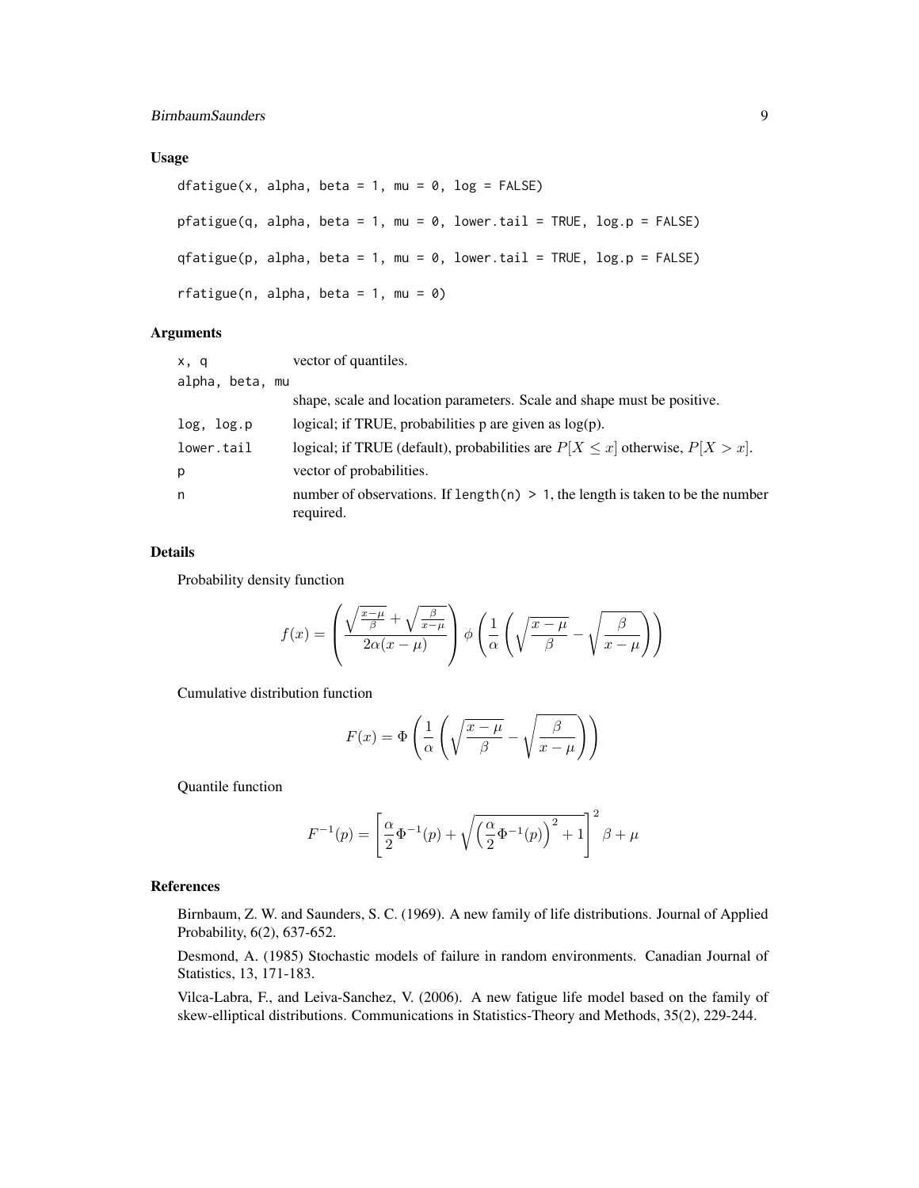### Usage

```
dfatigue(x, alpha, beta = 1, mu = 0, log = FALSE)

pfatigue(q, alpha, beta = 1, mu = 0, lower.tail = TRUE, log.p = FALSE)

qfatigue(p, alpha, beta = 1, mu = 0, lower.tail = TRUE, log.p = FALSE)

rfatigue(n, alpha, beta = 1, mu = 0)
```

### Arguments

| | |
|---|---|
| x, q | vector of quantiles. |
| alpha, beta, mu | shape, scale and location parameters. Scale and shape must be positive. |
| log, log.p | logical; if TRUE, probabilities p are given as log(p). |
| lower.tail | logical; if TRUE (default), probabilities are $P[X \leq x]$ otherwise, $P[X > x]$. |
| p | vector of probabilities. |
| n | number of observations. If length(n) > 1, the length is taken to be the number required. |

### Details

Probability density function

$$f(x) = \left( \frac{\sqrt{\frac{x-\mu}{\beta}} + \sqrt{\frac{\beta}{x-\mu}}}{2\alpha(x-\mu)} \right) \phi \left( \frac{1}{\alpha} \left( \sqrt{\frac{x-\mu}{\beta}} - \sqrt{\frac{\beta}{x-\mu}} \right) \right)$$

Cumulative distribution function

$$F(x) = \Phi \left( \frac{1}{\alpha} \left( \sqrt{\frac{x-\mu}{\beta}} - \sqrt{\frac{\beta}{x-\mu}} \right) \right)$$

Quantile function

$$F^{-1}(p) = \left[ \frac{\alpha}{2} \Phi^{-1}(p) + \sqrt{\left( \frac{\alpha}{2} \Phi^{-1}(p) \right)^2 + 1} \right]^2 \beta + \mu$$

### References

Birnbaum, Z. W. and Saunders, S. C. (1969). A new family of life distributions. Journal of Applied Probability, 6(2), 637-652.

Desmond, A. (1985) Stochastic models of failure in random environments. Canadian Journal of Statistics, 13, 171-183.

Vilca-Labra, F., and Leiva-Sanchez, V. (2006). A new fatigue life model based on the family of skew-elliptical distributions. Communications in Statistics-Theory and Methods, 35(2), 229-244.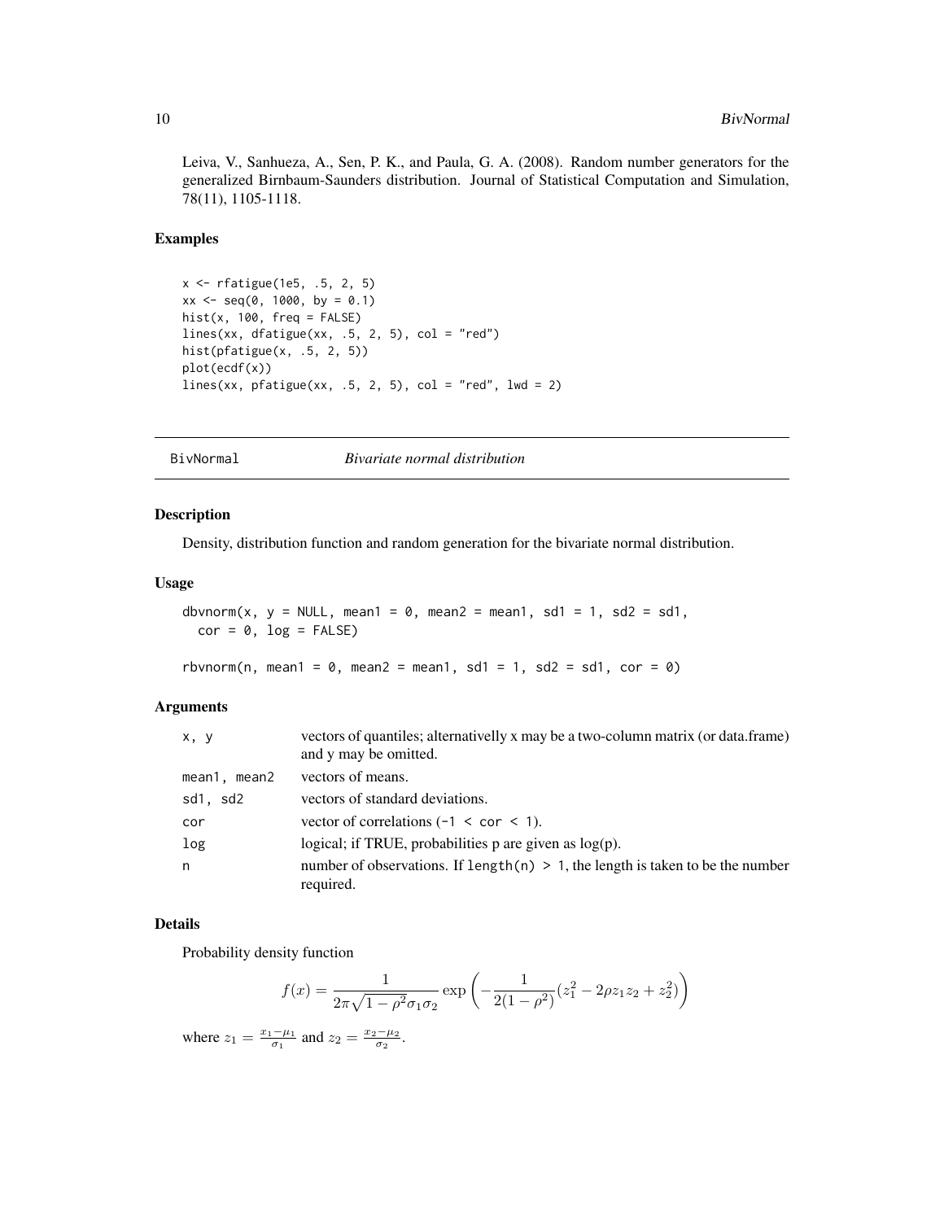Leiva, V., Sanhueza, A., Sen, P. K., and Paula, G. A. (2008). Random number generators for the generalized Birnbaum-Saunders distribution. Journal of Statistical Computation and Simulation, 78(11), 1105-1118.

### Examples

```
x <- rfatigue(1e5, .5, 2, 5)
xx <- seq(0, 1000, by = 0.1)
hist(x, 100, freq = FALSE)
lines(xx, dfatigue(xx, .5, 2, 5), col = "red")
hist(pfatigue(x, .5, 2, 5))
plot(ecdf(x))
lines(xx, pfatigue(xx, .5, 2, 5), col = "red", lwd = 2)
```

---

## BivNormal *Bivariate normal distribution*

### Description

Density, distribution function and random generation for the bivariate normal distribution.

### Usage

```
dbvnorm(x, y = NULL, mean1 = 0, mean2 = mean1, sd1 = 1, sd2 = sd1,
  cor = 0, log = FALSE)

rbvnorm(n, mean1 = 0, mean2 = mean1, sd1 = 1, sd2 = sd1, cor = 0)
```

### Arguments

| | |
|---|---|
| x, y | vectors of quantiles; alternativelly x may be a two-column matrix (or data.frame) and y may be omitted. |
| mean1, mean2 | vectors of means. |
| sd1, sd2 | vectors of standard deviations. |
| cor | vector of correlations (-1 < cor < 1). |
| log | logical; if TRUE, probabilities p are given as log(p). |
| n | number of observations. If length(n) > 1, the length is taken to be the number required. |

### Details

Probability density function

$$f(x) = \frac{1}{2\pi\sqrt{1-\rho^2}\sigma_1\sigma_2} \exp\left(-\frac{1}{2(1-\rho^2)}(z_1^2 - 2\rho z_1 z_2 + z_2^2)\right)$$

where $z_1 = \frac{x_1 - \mu_1}{\sigma_1}$ and $z_2 = \frac{x_2 - \mu_2}{\sigma_2}$.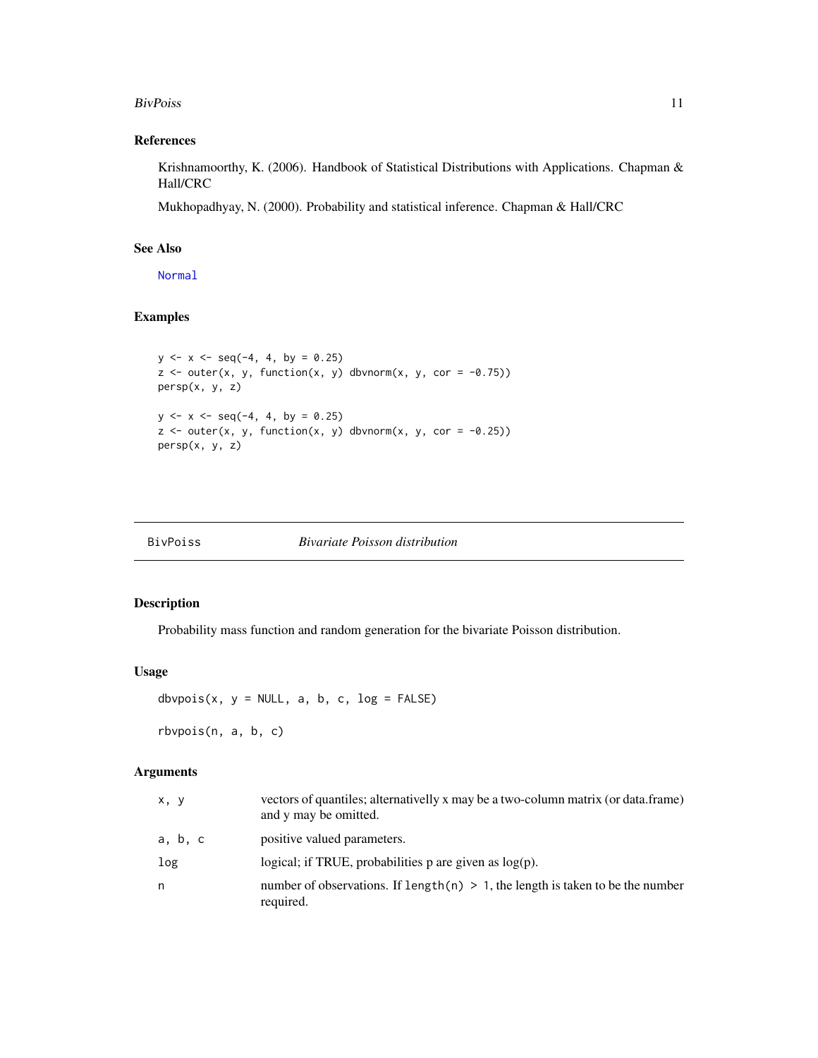### References

Krishnamoorthy, K. (2006). Handbook of Statistical Distributions with Applications. Chapman & Hall/CRC

Mukhopadhyay, N. (2000). Probability and statistical inference. Chapman & Hall/CRC

### See Also

Normal

### Examples

```
y <- x <- seq(-4, 4, by = 0.25)
z <- outer(x, y, function(x, y) dbvnorm(x, y, cor = -0.75))
persp(x, y, z)

y <- x <- seq(-4, 4, by = 0.25)
z <- outer(x, y, function(x, y) dbvnorm(x, y, cor = -0.25))
persp(x, y, z)
```

---

## BivPoiss *Bivariate Poisson distribution*

### Description

Probability mass function and random generation for the bivariate Poisson distribution.

### Usage

```
dbvpois(x, y = NULL, a, b, c, log = FALSE)

rbvpois(n, a, b, c)
```

### Arguments

| | |
|---|---|
| x, y | vectors of quantiles; alternativelly x may be a two-column matrix (or data.frame) and y may be omitted. |
| a, b, c | positive valued parameters. |
| log | logical; if TRUE, probabilities p are given as log(p). |
| n | number of observations. If `length(n) > 1`, the length is taken to be the number required. |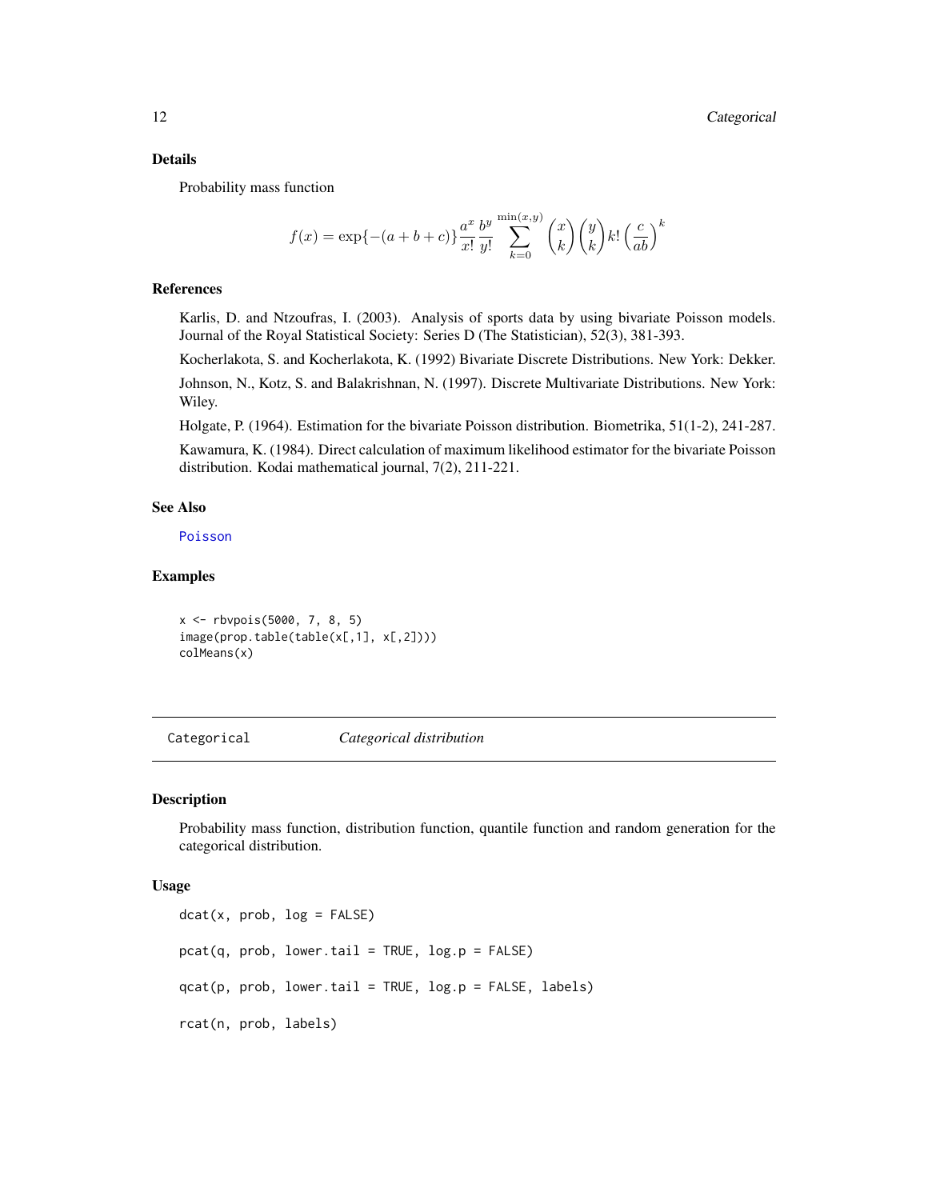### Details

Probability mass function

$$f(x) = \exp\{-(a+b+c)\} \frac{a^x}{x!} \frac{b^y}{y!} \sum_{k=0}^{\min(x,y)} \binom{x}{k} \binom{y}{k} k! \left(\frac{c}{ab}\right)^k$$

### References

Karlis, D. and Ntzoufras, I. (2003). Analysis of sports data by using bivariate Poisson models. Journal of the Royal Statistical Society: Series D (The Statistician), 52(3), 381-393.

Kocherlakota, S. and Kocherlakota, K. (1992) Bivariate Discrete Distributions. New York: Dekker.

Johnson, N., Kotz, S. and Balakrishnan, N. (1997). Discrete Multivariate Distributions. New York: Wiley.

Holgate, P. (1964). Estimation for the bivariate Poisson distribution. Biometrika, 51(1-2), 241-287.

Kawamura, K. (1984). Direct calculation of maximum likelihood estimator for the bivariate Poisson distribution. Kodai mathematical journal, 7(2), 211-221.

### See Also

Poisson

### Examples

```
x <- rbvpois(5000, 7, 8, 5)
image(prop.table(table(x[,1], x[,2])))
colMeans(x)
```

---

## Categorical *Categorical distribution*

### Description

Probability mass function, distribution function, quantile function and random generation for the categorical distribution.

### Usage

```
dcat(x, prob, log = FALSE)

pcat(q, prob, lower.tail = TRUE, log.p = FALSE)

qcat(p, prob, lower.tail = TRUE, log.p = FALSE, labels)

rcat(n, prob, labels)
```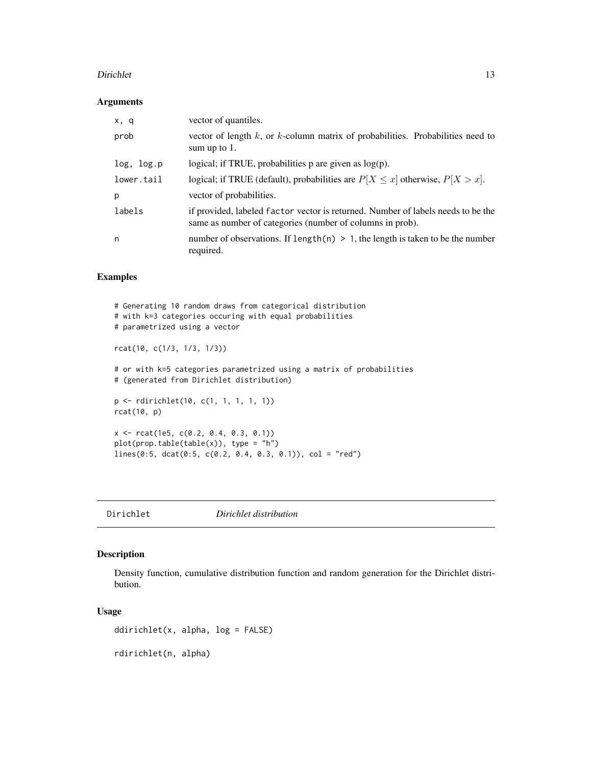### Arguments

| | |
|---|---|
| x, q | vector of quantiles. |
| prob | vector of length $k$, or $k$-column matrix of probabilities. Probabilities need to sum up to 1. |
| log, log.p | logical; if TRUE, probabilities p are given as log(p). |
| lower.tail | logical; if TRUE (default), probabilities are $P[X \leq x]$ otherwise, $P[X > x]$. |
| p | vector of probabilities. |
| labels | if provided, labeled `factor` vector is returned. Number of labels needs to be the same as number of categories (number of columns in prob). |
| n | number of observations. If `length(n) > 1`, the length is taken to be the number required. |

### Examples

```
# Generating 10 random draws from categorical distribution
# with k=3 categories occuring with equal probabilities
# parametrized using a vector

rcat(10, c(1/3, 1/3, 1/3))

# or with k=5 categories parametrized using a matrix of probabilities
# (generated from Dirichlet distribution)

p <- rdirichlet(10, c(1, 1, 1, 1, 1))
rcat(10, p)

x <- rcat(1e5, c(0.2, 0.4, 0.3, 0.1))
plot(prop.table(table(x)), type = "h")
lines(0:5, dcat(0:5, c(0.2, 0.4, 0.3, 0.1)), col = "red")
```

---

## Dirichlet *Dirichlet distribution*

### Description

Density function, cumulative distribution function and random generation for the Dirichlet distribution.

### Usage

```
ddirichlet(x, alpha, log = FALSE)

rdirichlet(n, alpha)
```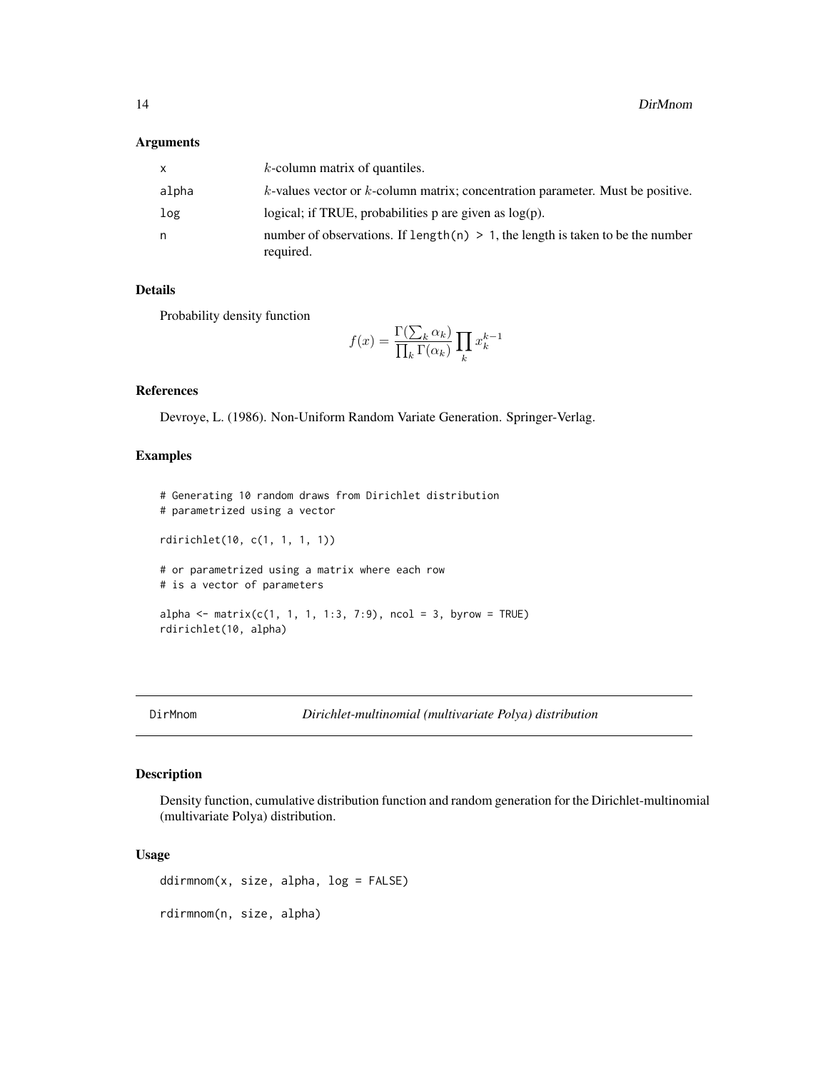### Arguments

| | |
|---|---|
| x | $k$-column matrix of quantiles. |
| alpha | $k$-values vector or $k$-column matrix; concentration parameter. Must be positive. |
| log | logical; if TRUE, probabilities p are given as log(p). |
| n | number of observations. If `length(n) > 1`, the length is taken to be the number required. |

### Details

Probability density function

$$f(x) = \frac{\Gamma(\sum_k \alpha_k)}{\prod_k \Gamma(\alpha_k)} \prod_k x_k^{k-1}$$

### References

Devroye, L. (1986). Non-Uniform Random Variate Generation. Springer-Verlag.

### Examples

```
# Generating 10 random draws from Dirichlet distribution
# parametrized using a vector

rdirichlet(10, c(1, 1, 1, 1))

# or parametrized using a matrix where each row
# is a vector of parameters

alpha <- matrix(c(1, 1, 1, 1:3, 7:9), ncol = 3, byrow = TRUE)
rdirichlet(10, alpha)
```

---

## DirMnom — *Dirichlet-multinomial (multivariate Polya) distribution*

### Description

Density function, cumulative distribution function and random generation for the Dirichlet-multinomial (multivariate Polya) distribution.

### Usage

```
ddirmnom(x, size, alpha, log = FALSE)

rdirmnom(n, size, alpha)
```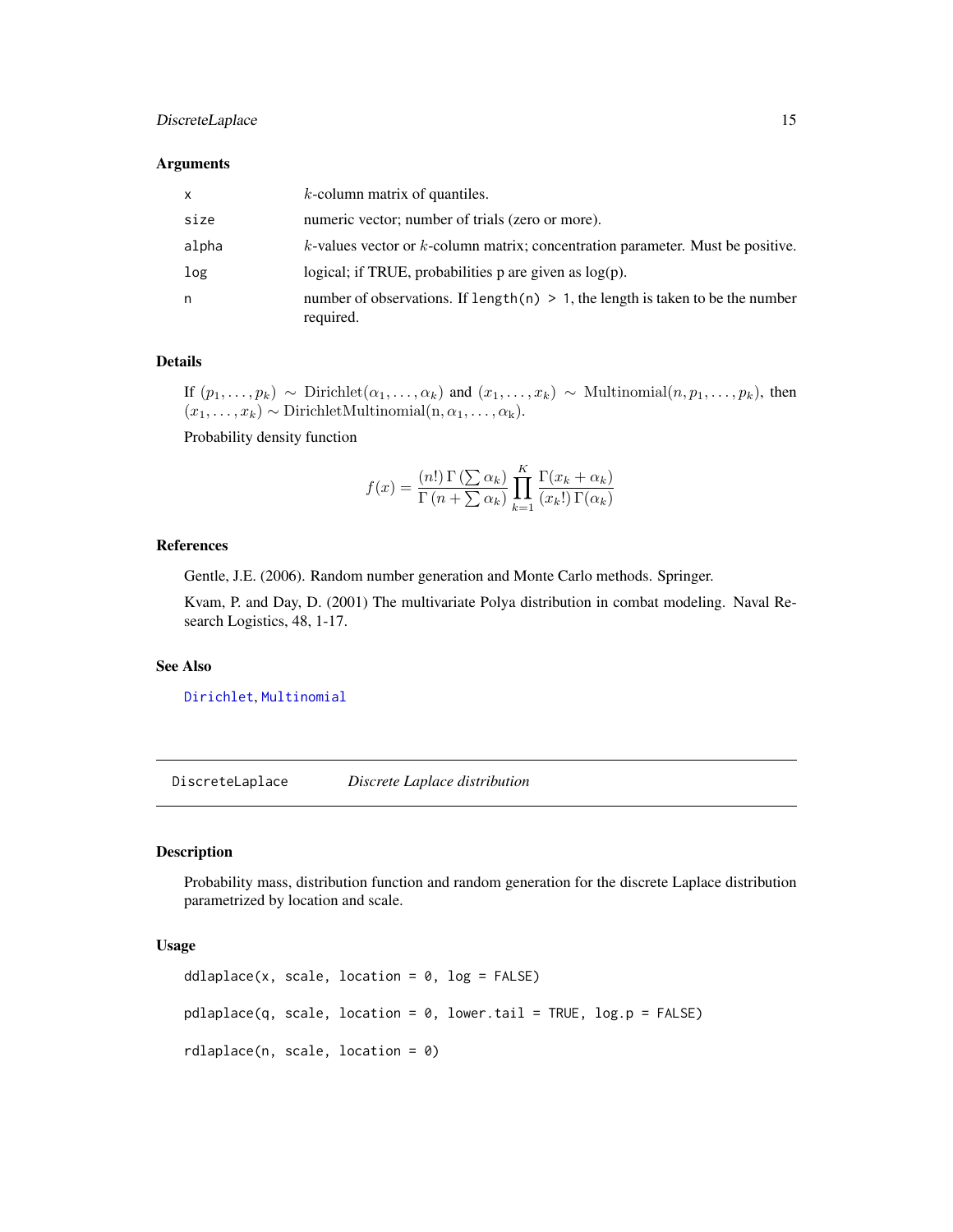### Arguments

| | |
|---|---|
| x | $k$-column matrix of quantiles. |
| size | numeric vector; number of trials (zero or more). |
| alpha | $k$-values vector or $k$-column matrix; concentration parameter. Must be positive. |
| log | logical; if TRUE, probabilities p are given as log(p). |
| n | number of observations. If `length(n) > 1`, the length is taken to be the number required. |

### Details

If $(p_1, \ldots, p_k) \sim \text{Dirichlet}(\alpha_1, \ldots, \alpha_k)$ and $(x_1, \ldots, x_k) \sim \text{Multinomial}(n, p_1, \ldots, p_k)$, then $(x_1, \ldots, x_k) \sim \mathrm{DirichletMultinomial(n, \alpha_1, \ldots, \alpha_k)}$.

Probability density function

$$f(x) = \frac{(n!) \, \Gamma\left(\sum \alpha_k\right)}{\Gamma\left(n + \sum \alpha_k\right)} \prod_{k=1}^{K} \frac{\Gamma(x_k + \alpha_k)}{(x_k!) \, \Gamma(\alpha_k)}$$

### References

Gentle, J.E. (2006). Random number generation and Monte Carlo methods. Springer.

Kvam, P. and Day, D. (2001) The multivariate Polya distribution in combat modeling. Naval Research Logistics, 48, 1-17.

### See Also

Dirichlet, Multinomial

---

## DiscreteLaplace *Discrete Laplace distribution*

---

### Description

Probability mass, distribution function and random generation for the discrete Laplace distribution parametrized by location and scale.

### Usage

```
ddlaplace(x, scale, location = 0, log = FALSE)

pdlaplace(q, scale, location = 0, lower.tail = TRUE, log.p = FALSE)

rdlaplace(n, scale, location = 0)
```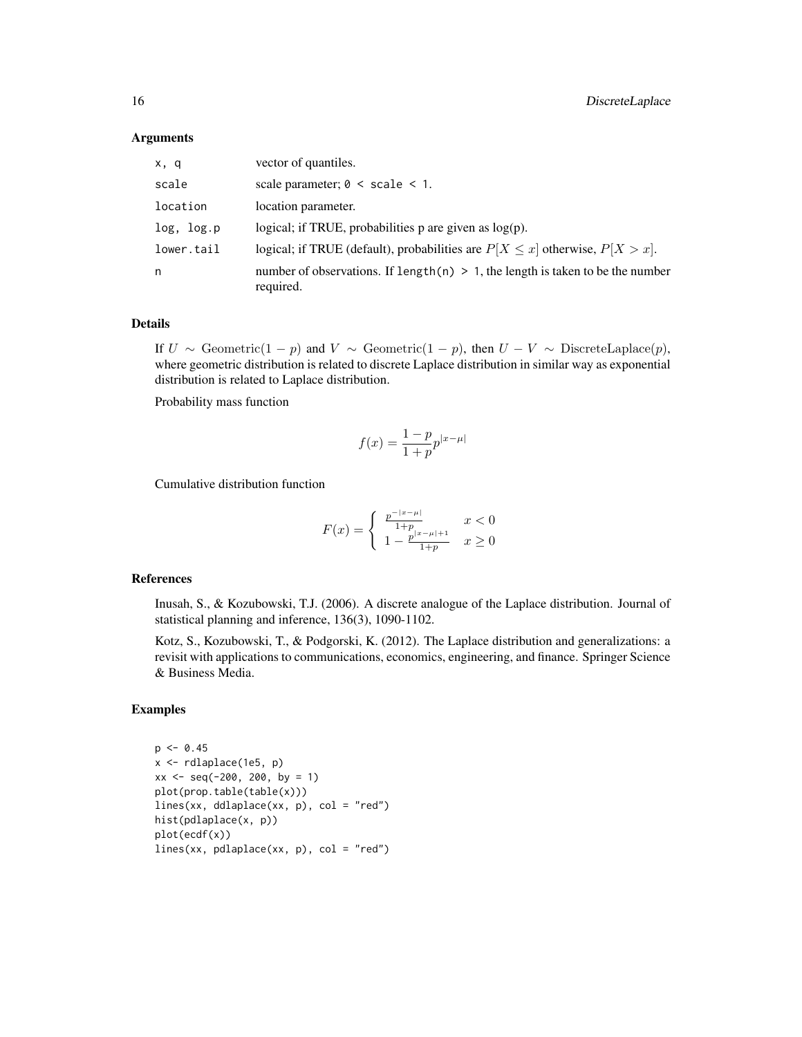### Arguments

| | |
|---|---|
| `x, q` | vector of quantiles. |
| `scale` | scale parameter; `0 < scale < 1`. |
| `location` | location parameter. |
| `log, log.p` | logical; if TRUE, probabilities p are given as log(p). |
| `lower.tail` | logical; if TRUE (default), probabilities are $P[X \le x]$ otherwise, $P[X > x]$. |
| `n` | number of observations. If `length(n) > 1`, the length is taken to be the number required. |

### Details

If $U \sim \text{Geometric}(1-p)$ and $V \sim \text{Geometric}(1-p)$, then $U - V \sim \text{DiscreteLaplace}(p)$, where geometric distribution is related to discrete Laplace distribution in similar way as exponential distribution is related to Laplace distribution.

Probability mass function

$$f(x) = \frac{1-p}{1+p} p^{|x-\mu|}$$

Cumulative distribution function

$$F(x) = \begin{cases} \frac{p^{-|x-\mu|}}{1+p} & x < 0 \\ 1 - \frac{p^{|x-\mu|+1}}{1+p} & x \ge 0 \end{cases}$$

### References

Inusah, S., & Kozubowski, T.J. (2006). A discrete analogue of the Laplace distribution. Journal of statistical planning and inference, 136(3), 1090-1102.

Kotz, S., Kozubowski, T., & Podgorski, K. (2012). The Laplace distribution and generalizations: a revisit with applications to communications, economics, engineering, and finance. Springer Science & Business Media.

### Examples

```
p <- 0.45
x <- rdlaplace(1e5, p)
xx <- seq(-200, 200, by = 1)
plot(prop.table(table(x)))
lines(xx, ddlaplace(xx, p), col = "red")
hist(pdlaplace(x, p))
plot(ecdf(x))
lines(xx, pdlaplace(xx, p), col = "red")
```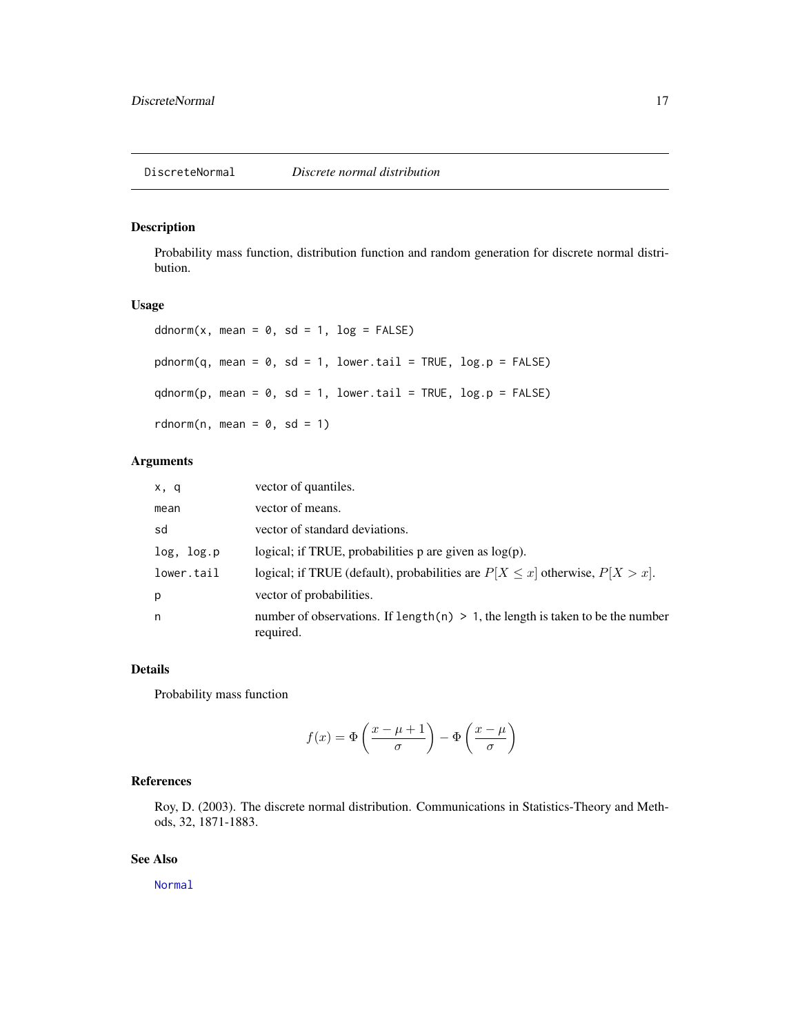## DiscreteNormal &nbsp;&nbsp;&nbsp; *Discrete normal distribution*

### Description

Probability mass function, distribution function and random generation for discrete normal distribution.

### Usage

```
ddnorm(x, mean = 0, sd = 1, log = FALSE)

pdnorm(q, mean = 0, sd = 1, lower.tail = TRUE, log.p = FALSE)

qdnorm(p, mean = 0, sd = 1, lower.tail = TRUE, log.p = FALSE)

rdnorm(n, mean = 0, sd = 1)
```

### Arguments

| | |
|---|---|
| `x, q` | vector of quantiles. |
| `mean` | vector of means. |
| `sd` | vector of standard deviations. |
| `log, log.p` | logical; if TRUE, probabilities p are given as log(p). |
| `lower.tail` | logical; if TRUE (default), probabilities are $P[X \leq x]$ otherwise, $P[X > x]$. |
| `p` | vector of probabilities. |
| `n` | number of observations. If `length(n) > 1`, the length is taken to be the number required. |

### Details

Probability mass function

$$f(x) = \Phi\left(\frac{x - \mu + 1}{\sigma}\right) - \Phi\left(\frac{x - \mu}{\sigma}\right)$$

### References

Roy, D. (2003). The discrete normal distribution. Communications in Statistics-Theory and Methods, 32, 1871-1883.

### See Also

Normal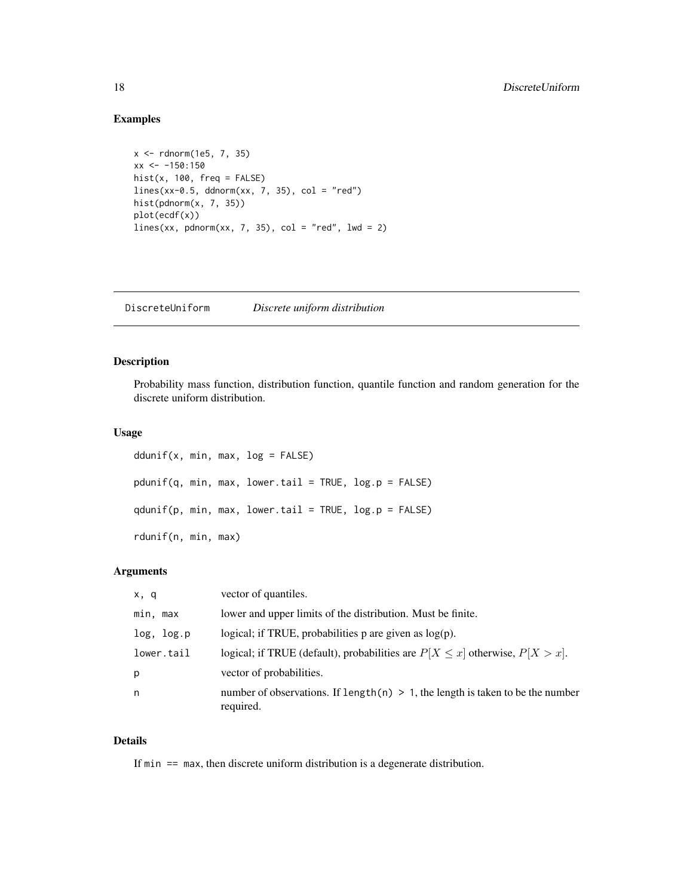## Examples

```
x <- rdnorm(1e5, 7, 35)
xx <- -150:150
hist(x, 100, freq = FALSE)
lines(xx-0.5, ddnorm(xx, 7, 35), col = "red")
hist(pdnorm(x, 7, 35))
plot(ecdf(x))
lines(xx, pdnorm(xx, 7, 35), col = "red", lwd = 2)
```

---

# DiscreteUniform — *Discrete uniform distribution*

---

## Description

Probability mass function, distribution function, quantile function and random generation for the discrete uniform distribution.

## Usage

```
ddunif(x, min, max, log = FALSE)

pdunif(q, min, max, lower.tail = TRUE, log.p = FALSE)

qdunif(p, min, max, lower.tail = TRUE, log.p = FALSE)

rdunif(n, min, max)
```

## Arguments

| | |
|---|---|
| `x, q` | vector of quantiles. |
| `min, max` | lower and upper limits of the distribution. Must be finite. |
| `log, log.p` | logical; if TRUE, probabilities p are given as log(p). |
| `lower.tail` | logical; if TRUE (default), probabilities are $P[X \leq x]$ otherwise, $P[X > x]$. |
| `p` | vector of probabilities. |
| `n` | number of observations. If `length(n) > 1`, the length is taken to be the number required. |

## Details

If `min == max`, then discrete uniform distribution is a degenerate distribution.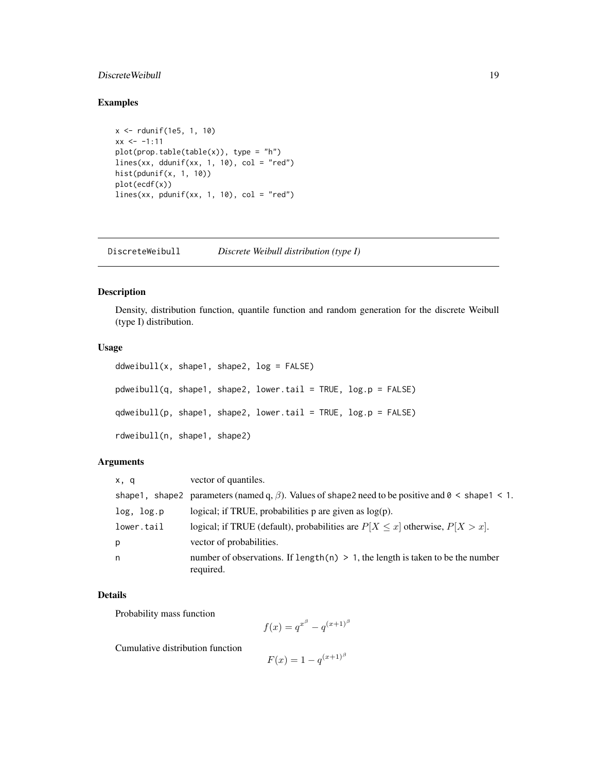### Examples

```
x <- rdunif(1e5, 1, 10)
xx <- -1:11
plot(prop.table(table(x)), type = "h")
lines(xx, ddunif(xx, 1, 10), col = "red")
hist(pdunif(x, 1, 10))
plot(ecdf(x))
lines(xx, pdunif(xx, 1, 10), col = "red")
```

---

## DiscreteWeibull — *Discrete Weibull distribution (type I)*

### Description

Density, distribution function, quantile function and random generation for the discrete Weibull (type I) distribution.

### Usage

```
ddweibull(x, shape1, shape2, log = FALSE)

pdweibull(q, shape1, shape2, lower.tail = TRUE, log.p = FALSE)

qdweibull(p, shape1, shape2, lower.tail = TRUE, log.p = FALSE)

rdweibull(n, shape1, shape2)
```

### Arguments

| | |
|---|---|
| `x, q` | vector of quantiles. |
| `shape1, shape2` | parameters (named q, $\beta$). Values of `shape2` need to be positive and `0 < shape1 < 1`. |
| `log, log.p` | logical; if TRUE, probabilities p are given as log(p). |
| `lower.tail` | logical; if TRUE (default), probabilities are $P[X \le x]$ otherwise, $P[X > x]$. |
| `p` | vector of probabilities. |
| `n` | number of observations. If `length(n) > 1`, the length is taken to be the number required. |

### Details

Probability mass function

$$f(x) = q^{x^\beta} - q^{(x+1)^\beta}$$

Cumulative distribution function

$$F(x) = 1 - q^{(x+1)^\beta}$$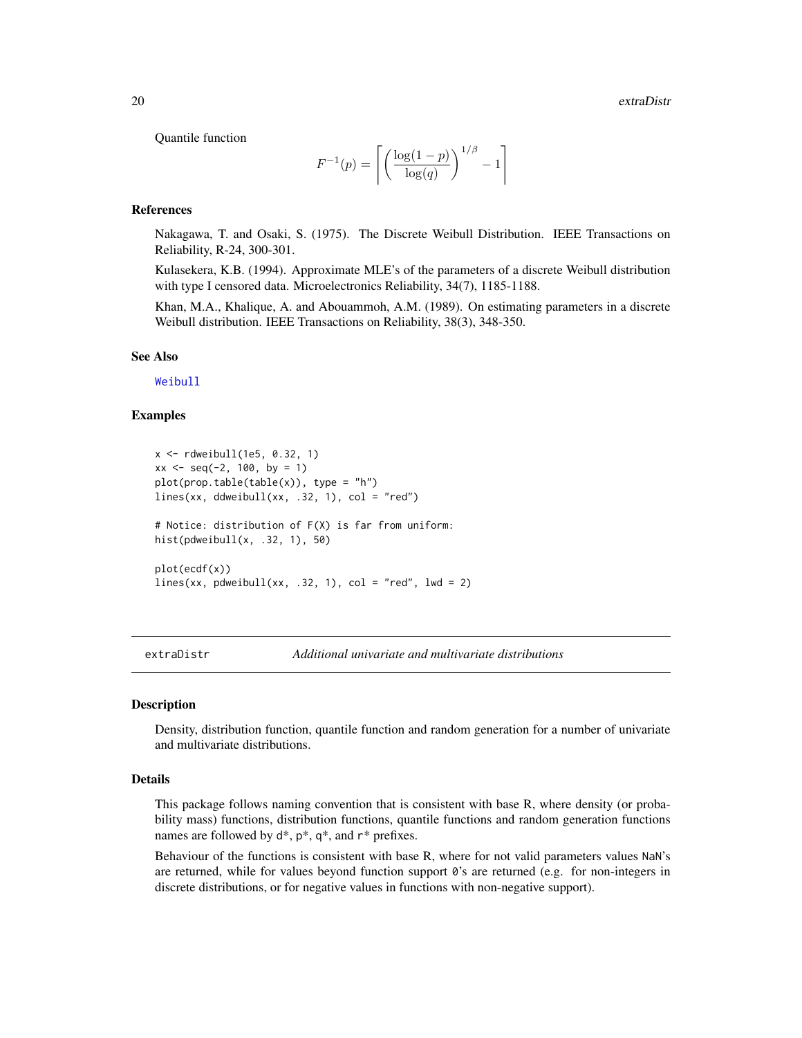Quantile function

$$F^{-1}(p) = \left\lceil \left( \frac{\log(1-p)}{\log(q)} \right)^{1/\beta} - 1 \right\rceil$$

### References

Nakagawa, T. and Osaki, S. (1975). The Discrete Weibull Distribution. IEEE Transactions on Reliability, R-24, 300-301.

Kulasekera, K.B. (1994). Approximate MLE's of the parameters of a discrete Weibull distribution with type I censored data. Microelectronics Reliability, 34(7), 1185-1188.

Khan, M.A., Khalique, A. and Abouammoh, A.M. (1989). On estimating parameters in a discrete Weibull distribution. IEEE Transactions on Reliability, 38(3), 348-350.

### See Also

Weibull

### Examples

```
x <- rdweibull(1e5, 0.32, 1)
xx <- seq(-2, 100, by = 1)
plot(prop.table(table(x)), type = "h")
lines(xx, ddweibull(xx, .32, 1), col = "red")

# Notice: distribution of F(X) is far from uniform:
hist(pdweibull(x, .32, 1), 50)

plot(ecdf(x))
lines(xx, pdweibull(xx, .32, 1), col = "red", lwd = 2)
```

---

## extraDistr — *Additional univariate and multivariate distributions*

---

### Description

Density, distribution function, quantile function and random generation for a number of univariate and multivariate distributions.

### Details

This package follows naming convention that is consistent with base R, where density (or probability mass) functions, distribution functions, quantile functions and random generation functions names are followed by `d*`, `p*`, `q*`, and `r*` prefixes.

Behaviour of the functions is consistent with base R, where for not valid parameters values `NaN`'s are returned, while for values beyond function support `0`'s are returned (e.g. for non-integers in discrete distributions, or for negative values in functions with non-negative support).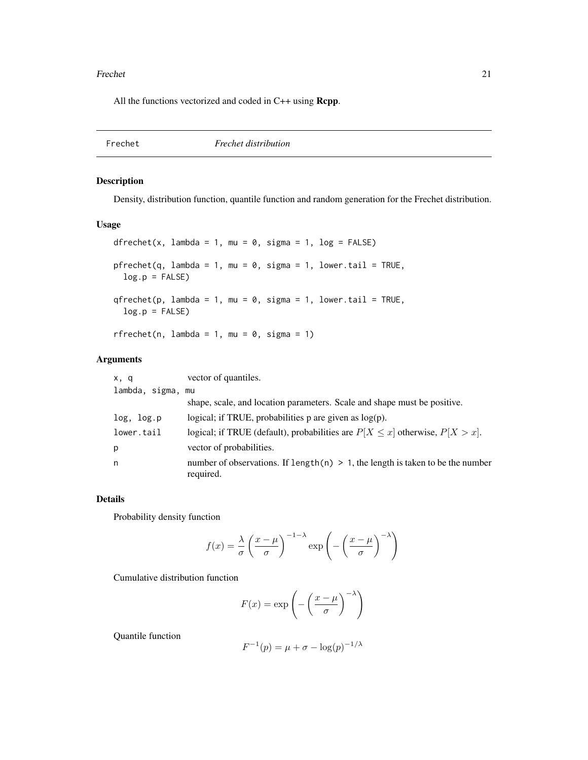All the functions vectorized and coded in C++ using **Rcpp**.

## Frechet — *Frechet distribution*

### Description

Density, distribution function, quantile function and random generation for the Frechet distribution.

### Usage

```
dfrechet(x, lambda = 1, mu = 0, sigma = 1, log = FALSE)

pfrechet(q, lambda = 1, mu = 0, sigma = 1, lower.tail = TRUE,
  log.p = FALSE)

qfrechet(p, lambda = 1, mu = 0, sigma = 1, lower.tail = TRUE,
  log.p = FALSE)

rfrechet(n, lambda = 1, mu = 0, sigma = 1)
```

### Arguments

| | |
|---|---|
| `x, q` | vector of quantiles. |
| `lambda, sigma, mu` | shape, scale, and location parameters. Scale and shape must be positive. |
| `log, log.p` | logical; if TRUE, probabilities p are given as log(p). |
| `lower.tail` | logical; if TRUE (default), probabilities are $P[X \le x]$ otherwise, $P[X > x]$. |
| `p` | vector of probabilities. |
| `n` | number of observations. If `length(n) > 1`, the length is taken to be the number required. |

### Details

Probability density function

$$f(x) = \frac{\lambda}{\sigma} \left( \frac{x - \mu}{\sigma} \right)^{-1-\lambda} \exp\left( - \left( \frac{x - \mu}{\sigma} \right)^{-\lambda} \right)$$

Cumulative distribution function

$$F(x) = \exp\left( - \left( \frac{x - \mu}{\sigma} \right)^{-\lambda} \right)$$

Quantile function

$$F^{-1}(p) = \mu + \sigma - \log(p)^{-1/\lambda}$$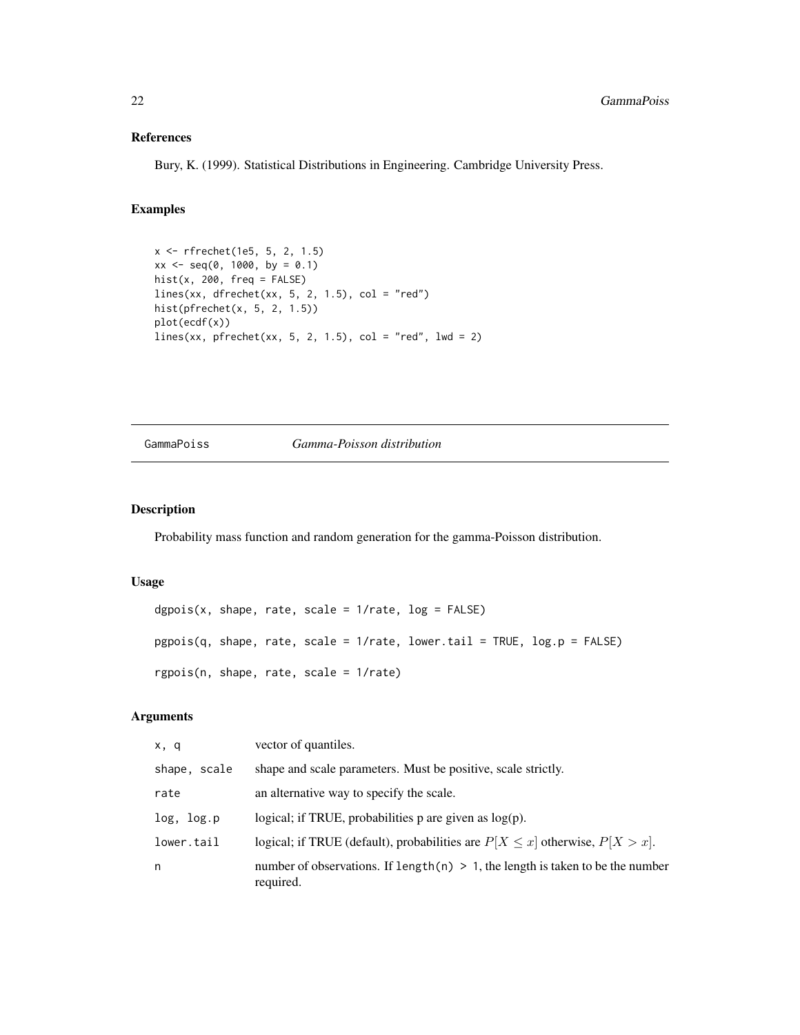### References

Bury, K. (1999). Statistical Distributions in Engineering. Cambridge University Press.

### Examples

```
x <- rfrechet(1e5, 5, 2, 1.5)
xx <- seq(0, 1000, by = 0.1)
hist(x, 200, freq = FALSE)
lines(xx, dfrechet(xx, 5, 2, 1.5), col = "red")
hist(pfrechet(x, 5, 2, 1.5))
plot(ecdf(x))
lines(xx, pfrechet(xx, 5, 2, 1.5), col = "red", lwd = 2)
```

---

## GammaPoiss — *Gamma-Poisson distribution*

---

### Description

Probability mass function and random generation for the gamma-Poisson distribution.

### Usage

```
dgpois(x, shape, rate, scale = 1/rate, log = FALSE)

pgpois(q, shape, rate, scale = 1/rate, lower.tail = TRUE, log.p = FALSE)

rgpois(n, shape, rate, scale = 1/rate)
```

### Arguments

| | |
|---|---|
| `x, q` | vector of quantiles. |
| `shape, scale` | shape and scale parameters. Must be positive, scale strictly. |
| `rate` | an alternative way to specify the scale. |
| `log, log.p` | logical; if TRUE, probabilities p are given as log(p). |
| `lower.tail` | logical; if TRUE (default), probabilities are $P[X \leq x]$ otherwise, $P[X > x]$. |
| `n` | number of observations. If `length(n) > 1`, the length is taken to be the number required. |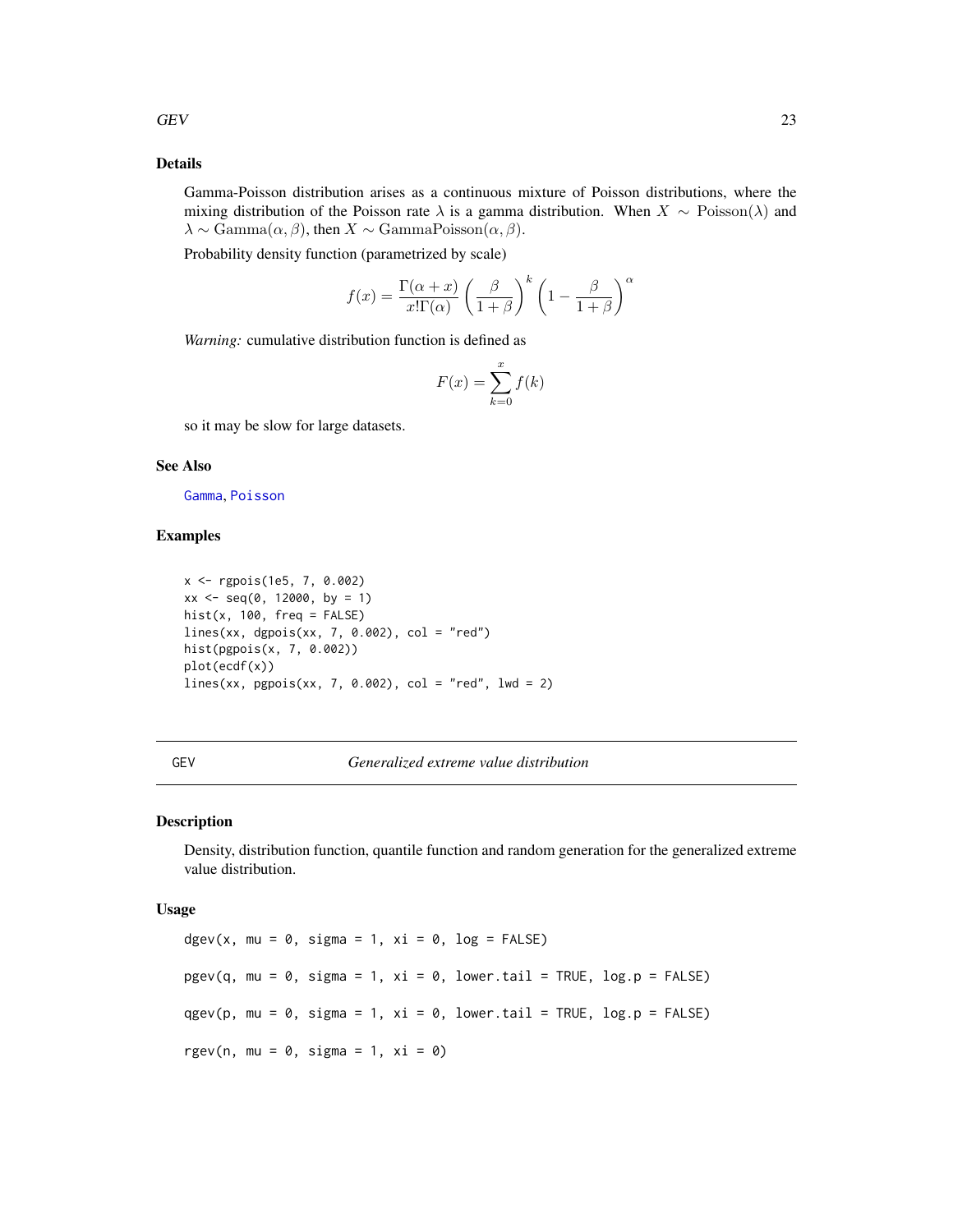### Details

Gamma-Poisson distribution arises as a continuous mixture of Poisson distributions, where the mixing distribution of the Poisson rate $\lambda$ is a gamma distribution. When $X \sim \mathrm{Poisson}(\lambda)$ and $\lambda \sim \mathrm{Gamma}(\alpha, \beta)$, then $X \sim \mathrm{GammaPoisson}(\alpha, \beta)$.

Probability density function (parametrized by scale)

$$f(x) = \frac{\Gamma(\alpha + x)}{x!\Gamma(\alpha)} \left(\frac{\beta}{1+\beta}\right)^k \left(1 - \frac{\beta}{1+\beta}\right)^\alpha$$

*Warning:* cumulative distribution function is defined as

$$F(x) = \sum_{k=0}^{x} f(k)$$

so it may be slow for large datasets.

### See Also

Gamma, Poisson

### Examples

```
x <- rgpois(1e5, 7, 0.002)
xx <- seq(0, 12000, by = 1)
hist(x, 100, freq = FALSE)
lines(xx, dgpois(xx, 7, 0.002), col = "red")
hist(pgpois(x, 7, 0.002))
plot(ecdf(x))
lines(xx, pgpois(xx, 7, 0.002), col = "red", lwd = 2)
```

---

## GEV — *Generalized extreme value distribution*

### Description

Density, distribution function, quantile function and random generation for the generalized extreme value distribution.

### Usage

```
dgev(x, mu = 0, sigma = 1, xi = 0, log = FALSE)

pgev(q, mu = 0, sigma = 1, xi = 0, lower.tail = TRUE, log.p = FALSE)

qgev(p, mu = 0, sigma = 1, xi = 0, lower.tail = TRUE, log.p = FALSE)

rgev(n, mu = 0, sigma = 1, xi = 0)
```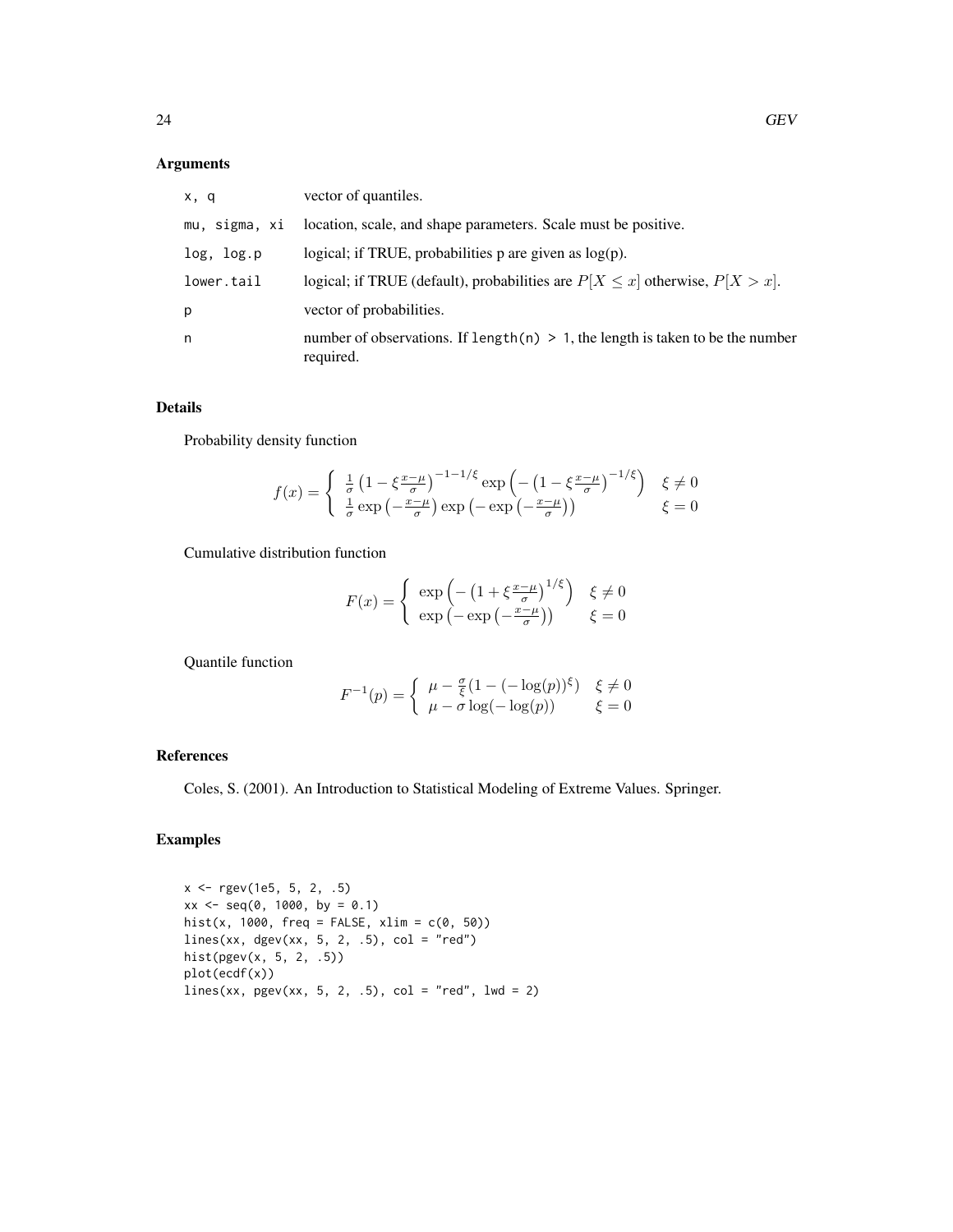## Arguments

| | |
|---|---|
| x, q | vector of quantiles. |
| mu, sigma, xi | location, scale, and shape parameters. Scale must be positive. |
| log, log.p | logical; if TRUE, probabilities p are given as log(p). |
| lower.tail | logical; if TRUE (default), probabilities are $P[X \leq x]$ otherwise, $P[X > x]$. |
| p | vector of probabilities. |
| n | number of observations. If `length(n) > 1`, the length is taken to be the number required. |

## Details

Probability density function

$$f(x) = \begin{cases} \frac{1}{\sigma}\left(1 - \xi\frac{x-\mu}{\sigma}\right)^{-1-1/\xi} \exp\left(-\left(1 - \xi\frac{x-\mu}{\sigma}\right)^{-1/\xi}\right) & \xi \neq 0 \\ \frac{1}{\sigma}\exp\left(-\frac{x-\mu}{\sigma}\right)\exp\left(-\exp\left(-\frac{x-\mu}{\sigma}\right)\right) & \xi = 0 \end{cases}$$

Cumulative distribution function

$$F(x) = \begin{cases} \exp\left(-\left(1 + \xi\frac{x-\mu}{\sigma}\right)^{1/\xi}\right) & \xi \neq 0 \\ \exp\left(-\exp\left(-\frac{x-\mu}{\sigma}\right)\right) & \xi = 0 \end{cases}$$

Quantile function

$$F^{-1}(p) = \begin{cases} \mu - \frac{\sigma}{\xi}(1 - (-\log(p))^{\xi}) & \xi \neq 0 \\ \mu - \sigma\log(-\log(p)) & \xi = 0 \end{cases}$$

## References

Coles, S. (2001). An Introduction to Statistical Modeling of Extreme Values. Springer.

## Examples

```
x <- rgev(1e5, 5, 2, .5)
xx <- seq(0, 1000, by = 0.1)
hist(x, 1000, freq = FALSE, xlim = c(0, 50))
lines(xx, dgev(xx, 5, 2, .5), col = "red")
hist(pgev(x, 5, 2, .5))
plot(ecdf(x))
lines(xx, pgev(xx, 5, 2, .5), col = "red", lwd = 2)
```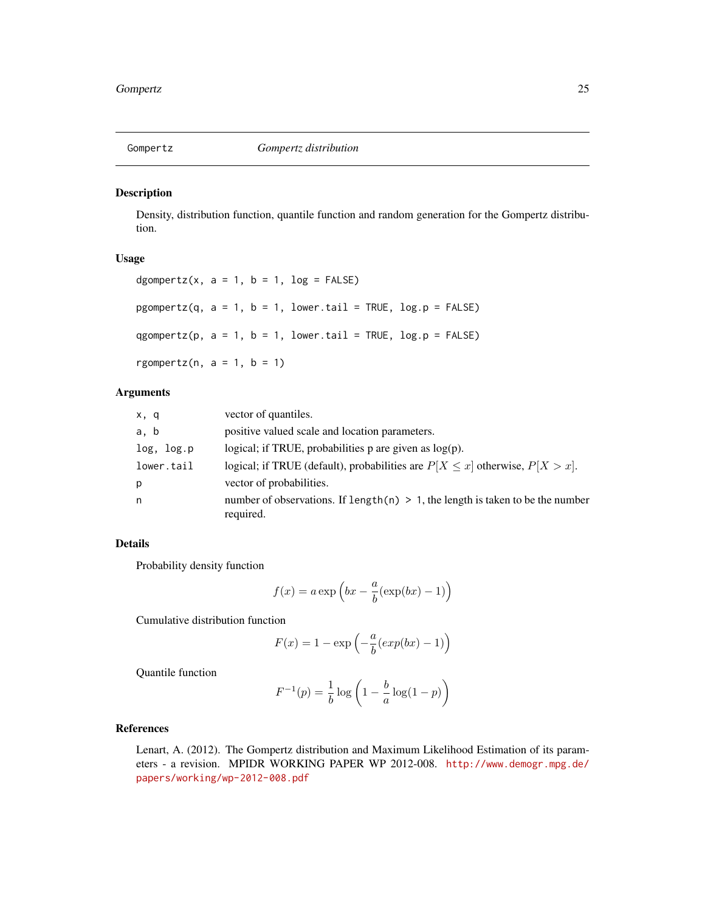Gompertz *Gompertz distribution*

## Description

Density, distribution function, quantile function and random generation for the Gompertz distribution.

## Usage

```
dgompertz(x, a = 1, b = 1, log = FALSE)

pgompertz(q, a = 1, b = 1, lower.tail = TRUE, log.p = FALSE)

qgompertz(p, a = 1, b = 1, lower.tail = TRUE, log.p = FALSE)

rgompertz(n, a = 1, b = 1)
```

## Arguments

| | |
|---|---|
| `x, q` | vector of quantiles. |
| `a, b` | positive valued scale and location parameters. |
| `log, log.p` | logical; if TRUE, probabilities p are given as log(p). |
| `lower.tail` | logical; if TRUE (default), probabilities are $P[X \le x]$ otherwise, $P[X > x]$. |
| `p` | vector of probabilities. |
| `n` | number of observations. If `length(n) > 1`, the length is taken to be the number required. |

## Details

Probability density function

$$f(x) = a \exp\left(bx - \frac{a}{b}(\exp(bx) - 1)\right)$$

Cumulative distribution function

$$F(x) = 1 - \exp\left(-\frac{a}{b}(exp(bx) - 1)\right)$$

Quantile function

$$F^{-1}(p) = \frac{1}{b} \log\left(1 - \frac{b}{a} \log(1 - p)\right)$$

## References

Lenart, A. (2012). The Gompertz distribution and Maximum Likelihood Estimation of its parameters - a revision. MPIDR WORKING PAPER WP 2012-008. http://www.demogr.mpg.de/papers/working/wp-2012-008.pdf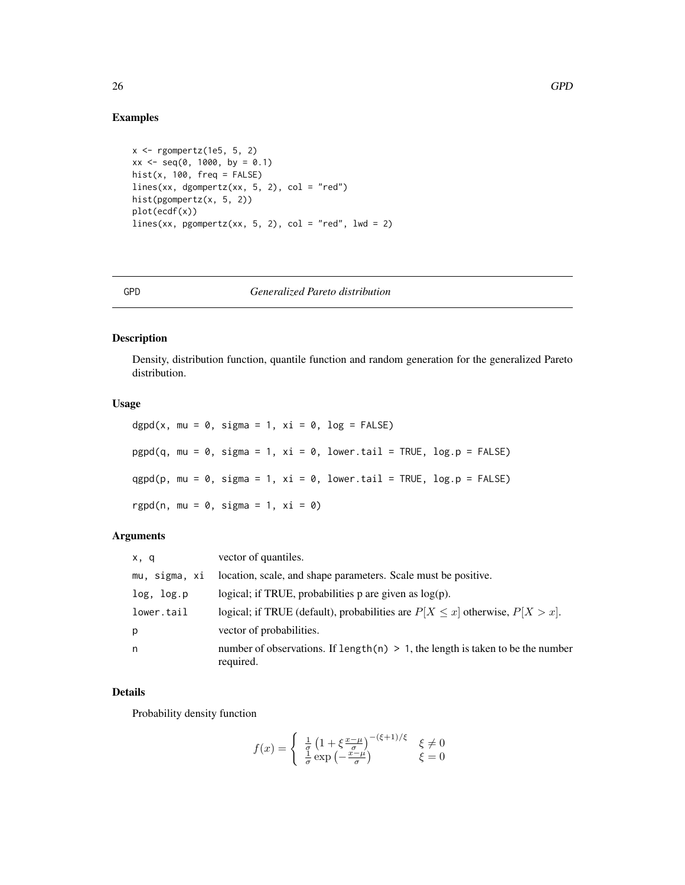## Examples

```
x <- rgompertz(1e5, 5, 2)
xx <- seq(0, 1000, by = 0.1)
hist(x, 100, freq = FALSE)
lines(xx, dgompertz(xx, 5, 2), col = "red")
hist(pgompertz(x, 5, 2))
plot(ecdf(x))
lines(xx, pgompertz(xx, 5, 2), col = "red", lwd = 2)
```

---

# GPD *Generalized Pareto distribution*

---

## Description

Density, distribution function, quantile function and random generation for the generalized Pareto distribution.

## Usage

```
dgpd(x, mu = 0, sigma = 1, xi = 0, log = FALSE)

pgpd(q, mu = 0, sigma = 1, xi = 0, lower.tail = TRUE, log.p = FALSE)

qgpd(p, mu = 0, sigma = 1, xi = 0, lower.tail = TRUE, log.p = FALSE)

rgpd(n, mu = 0, sigma = 1, xi = 0)
```

## Arguments

| | |
|---|---|
| `x, q` | vector of quantiles. |
| `mu, sigma, xi` | location, scale, and shape parameters. Scale must be positive. |
| `log, log.p` | logical; if TRUE, probabilities p are given as log(p). |
| `lower.tail` | logical; if TRUE (default), probabilities are $P[X \le x]$ otherwise, $P[X > x]$. |
| `p` | vector of probabilities. |
| `n` | number of observations. If `length(n) > 1`, the length is taken to be the number required. |

## Details

Probability density function

$$f(x) = \begin{cases} \frac{1}{\sigma}\left(1 + \xi\frac{x-\mu}{\sigma}\right)^{-(\xi+1)/\xi} & \xi \neq 0 \\ \frac{1}{\sigma}\exp\left(-\frac{x-\mu}{\sigma}\right) & \xi = 0 \end{cases}$$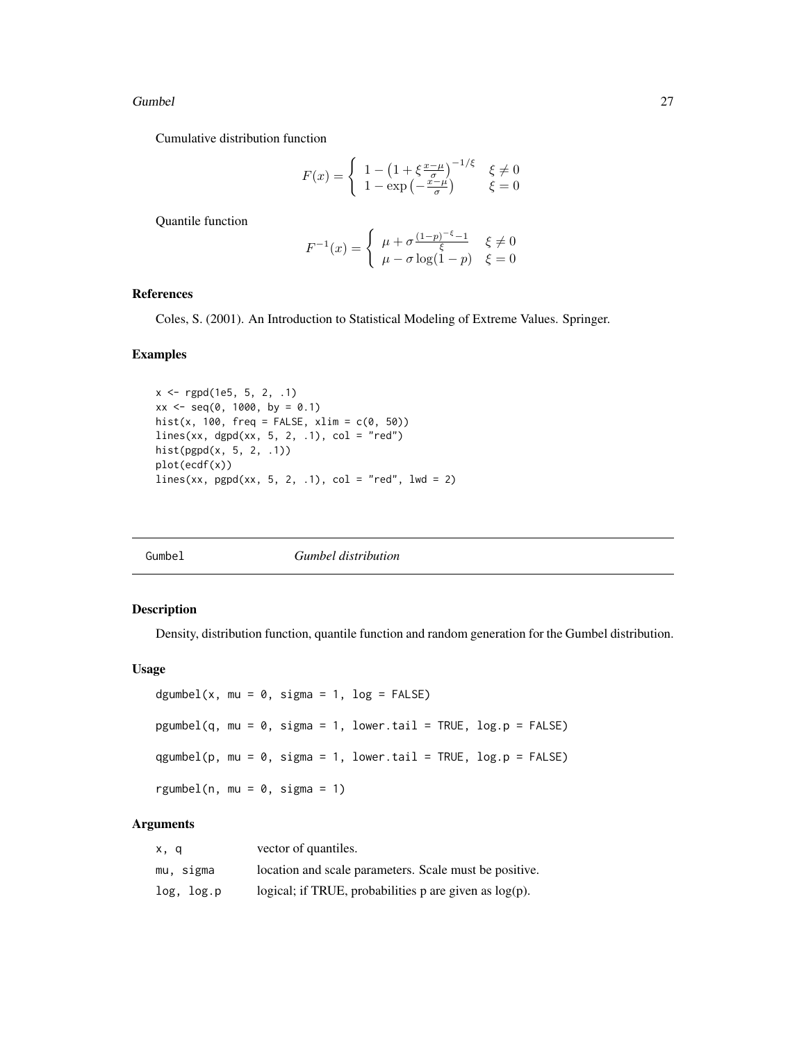Cumulative distribution function

$$F(x) = \begin{cases} 1 - \left(1 + \xi \frac{x-\mu}{\sigma}\right)^{-1/\xi} & \xi \neq 0 \\ 1 - \exp\left(-\frac{x-\mu}{\sigma}\right) & \xi = 0 \end{cases}$$

Quantile function

$$F^{-1}(x) = \begin{cases} \mu + \sigma \frac{(1-p)^{-\xi} - 1}{\xi} & \xi \neq 0 \\ \mu - \sigma \log(1-p) & \xi = 0 \end{cases}$$

### References

Coles, S. (2001). An Introduction to Statistical Modeling of Extreme Values. Springer.

### Examples

```
x <- rgpd(1e5, 5, 2, .1)
xx <- seq(0, 1000, by = 0.1)
hist(x, 100, freq = FALSE, xlim = c(0, 50))
lines(xx, dgpd(xx, 5, 2, .1), col = "red")
hist(pgpd(x, 5, 2, .1))
plot(ecdf(x))
lines(xx, pgpd(xx, 5, 2, .1), col = "red", lwd = 2)
```

## Gumbel *Gumbel distribution*

### Description

Density, distribution function, quantile function and random generation for the Gumbel distribution.

### Usage

```
dgumbel(x, mu = 0, sigma = 1, log = FALSE)

pgumbel(q, mu = 0, sigma = 1, lower.tail = TRUE, log.p = FALSE)

qgumbel(p, mu = 0, sigma = 1, lower.tail = TRUE, log.p = FALSE)

rgumbel(n, mu = 0, sigma = 1)
```

### Arguments

| | |
|---|---|
| x, q | vector of quantiles. |
| mu, sigma | location and scale parameters. Scale must be positive. |
| log, log.p | logical; if TRUE, probabilities p are given as log(p). |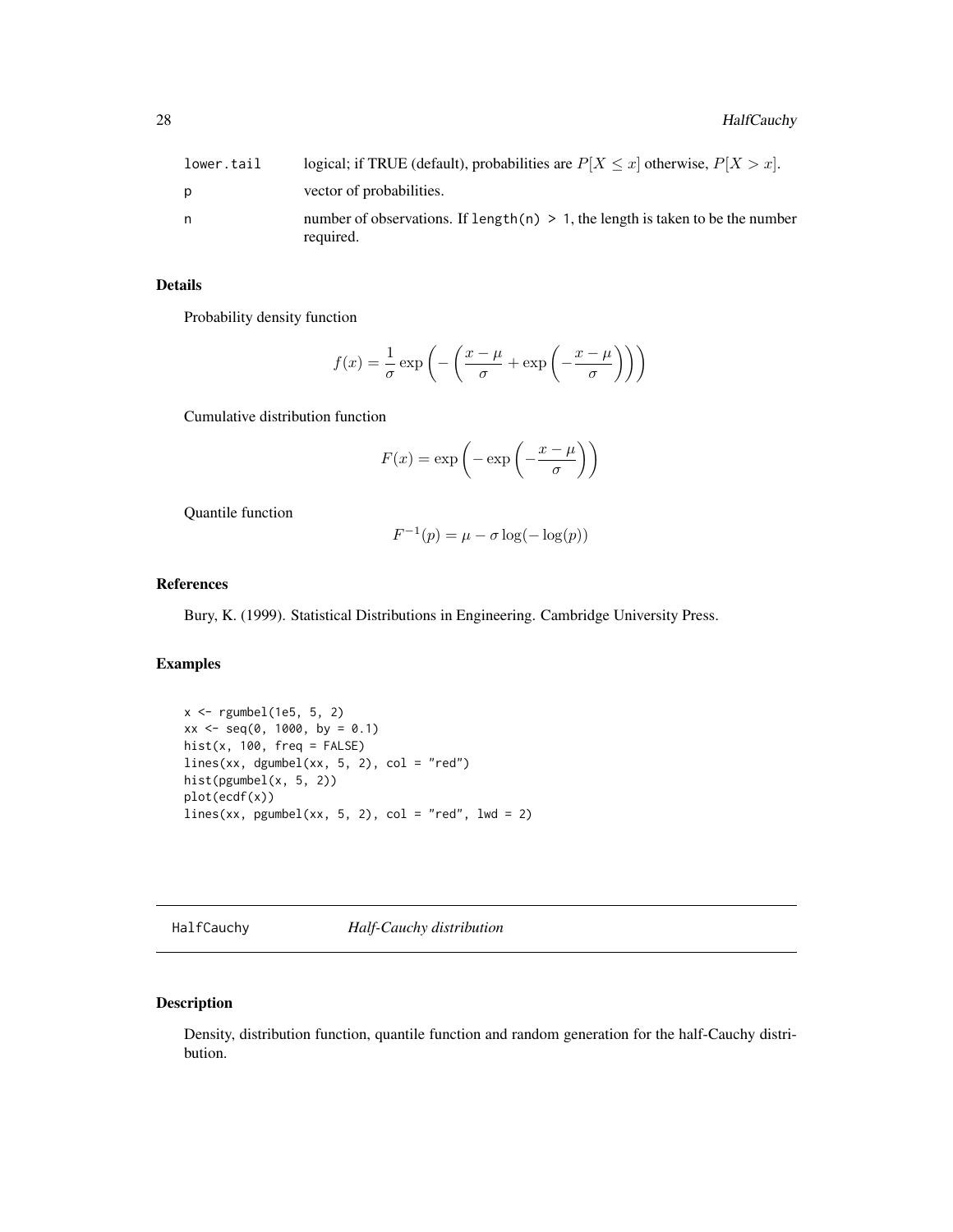| | |
|---|---|
| lower.tail | logical; if TRUE (default), probabilities are $P[X \leq x]$ otherwise, $P[X > x]$. |
| p | vector of probabilities. |
| n | number of observations. If length(n) > 1, the length is taken to be the number required. |

## Details

Probability density function

$$f(x) = \frac{1}{\sigma} \exp\left(-\left(\frac{x-\mu}{\sigma} + \exp\left(-\frac{x-\mu}{\sigma}\right)\right)\right)$$

Cumulative distribution function

$$F(x) = \exp\left(-\exp\left(-\frac{x-\mu}{\sigma}\right)\right)$$

Quantile function

$$F^{-1}(p) = \mu - \sigma \log(-\log(p))$$

## References

Bury, K. (1999). Statistical Distributions in Engineering. Cambridge University Press.

## Examples

```
x <- rgumbel(1e5, 5, 2)
xx <- seq(0, 1000, by = 0.1)
hist(x, 100, freq = FALSE)
lines(xx, dgumbel(xx, 5, 2), col = "red")
hist(pgumbel(x, 5, 2))
plot(ecdf(x))
lines(xx, pgumbel(xx, 5, 2), col = "red", lwd = 2)
```

---

# HalfCauchy *Half-Cauchy distribution*

## Description

Density, distribution function, quantile function and random generation for the half-Cauchy distribution.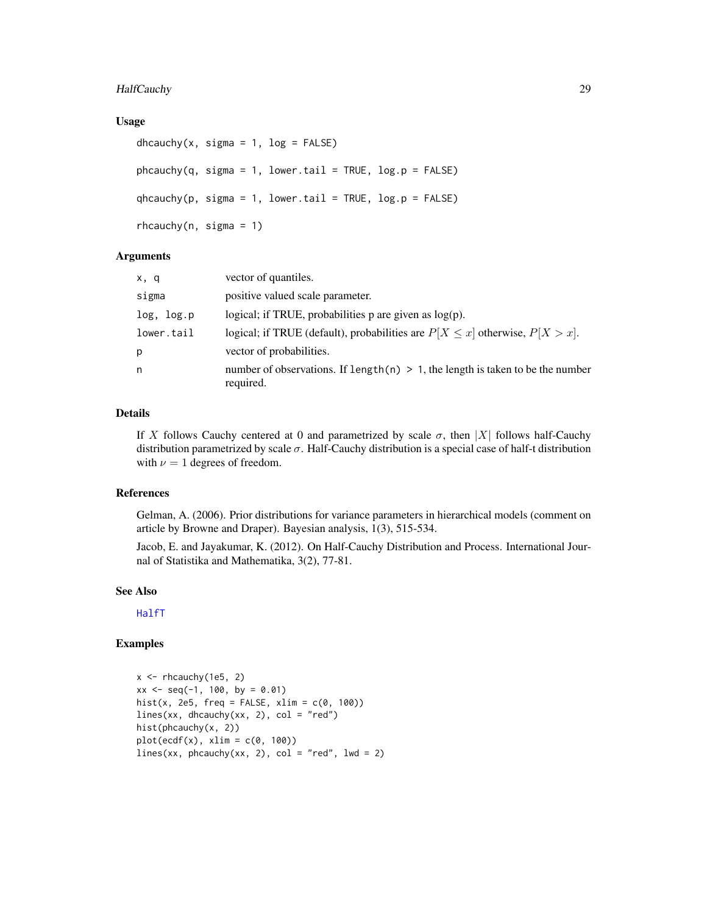### Usage

```
dhcauchy(x, sigma = 1, log = FALSE)

phcauchy(q, sigma = 1, lower.tail = TRUE, log.p = FALSE)

qhcauchy(p, sigma = 1, lower.tail = TRUE, log.p = FALSE)

rhcauchy(n, sigma = 1)
```

### Arguments

| | |
|---|---|
| `x, q` | vector of quantiles. |
| `sigma` | positive valued scale parameter. |
| `log, log.p` | logical; if TRUE, probabilities p are given as log(p). |
| `lower.tail` | logical; if TRUE (default), probabilities are $P[X \leq x]$ otherwise, $P[X > x]$. |
| `p` | vector of probabilities. |
| `n` | number of observations. If `length(n) > 1`, the length is taken to be the number required. |

### Details

If $X$ follows Cauchy centered at 0 and parametrized by scale $\sigma$, then $|X|$ follows half-Cauchy distribution parametrized by scale $\sigma$. Half-Cauchy distribution is a special case of half-t distribution with $\nu = 1$ degrees of freedom.

### References

Gelman, A. (2006). Prior distributions for variance parameters in hierarchical models (comment on article by Browne and Draper). Bayesian analysis, 1(3), 515-534.

Jacob, E. and Jayakumar, K. (2012). On Half-Cauchy Distribution and Process. International Journal of Statistika and Mathematika, 3(2), 77-81.

### See Also

HalfT

### Examples

```
x <- rhcauchy(1e5, 2)
xx <- seq(-1, 100, by = 0.01)
hist(x, 2e5, freq = FALSE, xlim = c(0, 100))
lines(xx, dhcauchy(xx, 2), col = "red")
hist(phcauchy(x, 2))
plot(ecdf(x), xlim = c(0, 100))
lines(xx, phcauchy(xx, 2), col = "red", lwd = 2)
```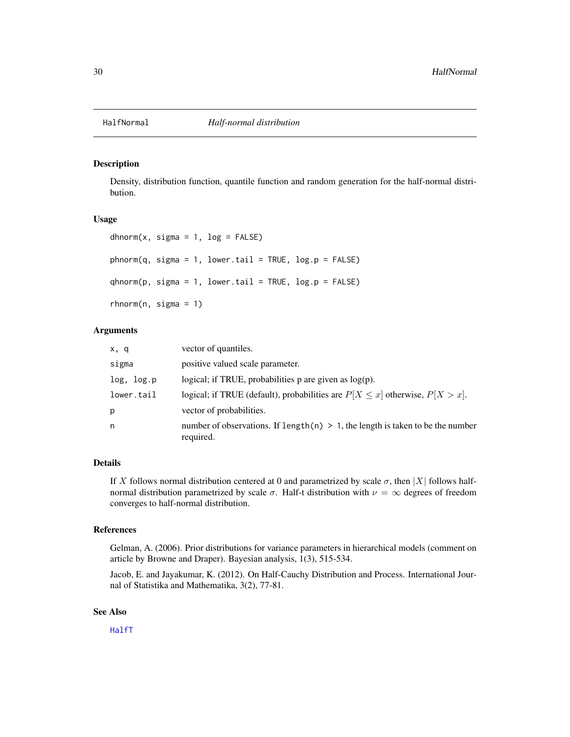HalfNormal *Half-normal distribution*

## Description

Density, distribution function, quantile function and random generation for the half-normal distribution.

## Usage

```
dhnorm(x, sigma = 1, log = FALSE)

phnorm(q, sigma = 1, lower.tail = TRUE, log.p = FALSE)

qhnorm(p, sigma = 1, lower.tail = TRUE, log.p = FALSE)

rhnorm(n, sigma = 1)
```

## Arguments

| | |
|---|---|
| x, q | vector of quantiles. |
| sigma | positive valued scale parameter. |
| log, log.p | logical; if TRUE, probabilities p are given as log(p). |
| lower.tail | logical; if TRUE (default), probabilities are $P[X \leq x]$ otherwise, $P[X > x]$. |
| p | vector of probabilities. |
| n | number of observations. If `length(n) > 1`, the length is taken to be the number required. |

## Details

If $X$ follows normal distribution centered at 0 and parametrized by scale $\sigma$, then $|X|$ follows half-normal distribution parametrized by scale $\sigma$. Half-t distribution with $\nu = \infty$ degrees of freedom converges to half-normal distribution.

## References

Gelman, A. (2006). Prior distributions for variance parameters in hierarchical models (comment on article by Browne and Draper). Bayesian analysis, 1(3), 515-534.

Jacob, E. and Jayakumar, K. (2012). On Half-Cauchy Distribution and Process. International Journal of Statistika and Mathematika, 3(2), 77-81.

## See Also

HalfT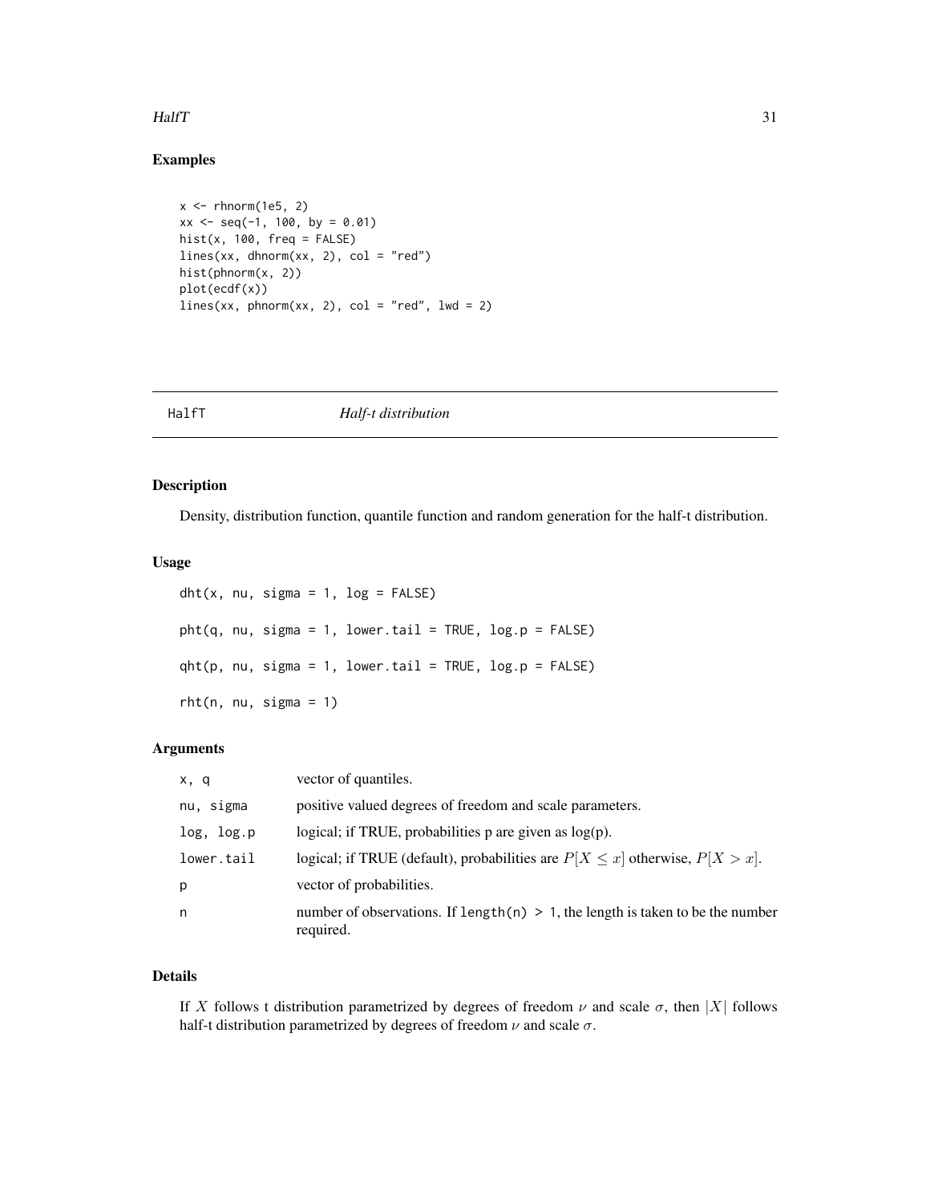## Examples

```
x <- rhnorm(1e5, 2)
xx <- seq(-1, 100, by = 0.01)
hist(x, 100, freq = FALSE)
lines(xx, dhnorm(xx, 2), col = "red")
hist(phnorm(x, 2))
plot(ecdf(x))
lines(xx, phnorm(xx, 2), col = "red", lwd = 2)
```

---

# HalfT — *Half-t distribution*

---

## Description

Density, distribution function, quantile function and random generation for the half-t distribution.

## Usage

```
dht(x, nu, sigma = 1, log = FALSE)

pht(q, nu, sigma = 1, lower.tail = TRUE, log.p = FALSE)

qht(p, nu, sigma = 1, lower.tail = TRUE, log.p = FALSE)

rht(n, nu, sigma = 1)
```

## Arguments

| | |
|---|---|
| `x, q` | vector of quantiles. |
| `nu, sigma` | positive valued degrees of freedom and scale parameters. |
| `log, log.p` | logical; if TRUE, probabilities p are given as log(p). |
| `lower.tail` | logical; if TRUE (default), probabilities are $P[X \leq x]$ otherwise, $P[X > x]$. |
| `p` | vector of probabilities. |
| `n` | number of observations. If `length(n) > 1`, the length is taken to be the number required. |

## Details

If $X$ follows t distribution parametrized by degrees of freedom $\nu$ and scale $\sigma$, then $|X|$ follows half-t distribution parametrized by degrees of freedom $\nu$ and scale $\sigma$.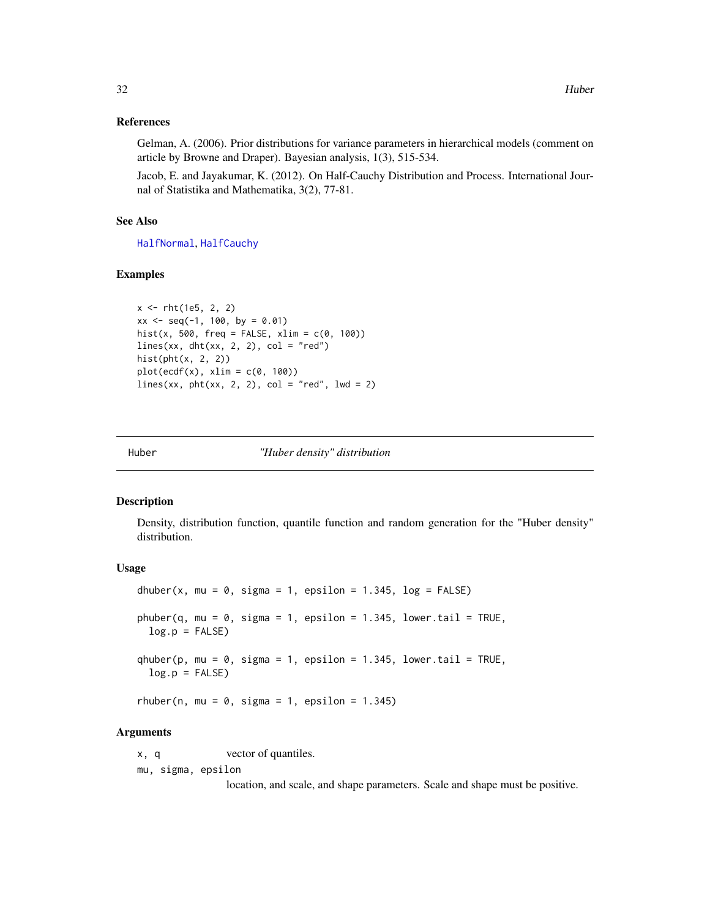## References

Gelman, A. (2006). Prior distributions for variance parameters in hierarchical models (comment on article by Browne and Draper). Bayesian analysis, 1(3), 515-534.

Jacob, E. and Jayakumar, K. (2012). On Half-Cauchy Distribution and Process. International Journal of Statistika and Mathematika, 3(2), 77-81.

## See Also

HalfNormal, HalfCauchy

## Examples

```
x <- rht(1e5, 2, 2)
xx <- seq(-1, 100, by = 0.01)
hist(x, 500, freq = FALSE, xlim = c(0, 100))
lines(xx, dht(xx, 2, 2), col = "red")
hist(pht(x, 2, 2))
plot(ecdf(x), xlim = c(0, 100))
lines(xx, pht(xx, 2, 2), col = "red", lwd = 2)
```

---

# Huber — *"Huber density" distribution*

## Description

Density, distribution function, quantile function and random generation for the "Huber density" distribution.

## Usage

```
dhuber(x, mu = 0, sigma = 1, epsilon = 1.345, log = FALSE)

phuber(q, mu = 0, sigma = 1, epsilon = 1.345, lower.tail = TRUE,
  log.p = FALSE)

qhuber(p, mu = 0, sigma = 1, epsilon = 1.345, lower.tail = TRUE,
  log.p = FALSE)

rhuber(n, mu = 0, sigma = 1, epsilon = 1.345)
```

## Arguments

| | |
|---|---|
| x, q | vector of quantiles. |
| mu, sigma, epsilon | location, and scale, and shape parameters. Scale and shape must be positive. |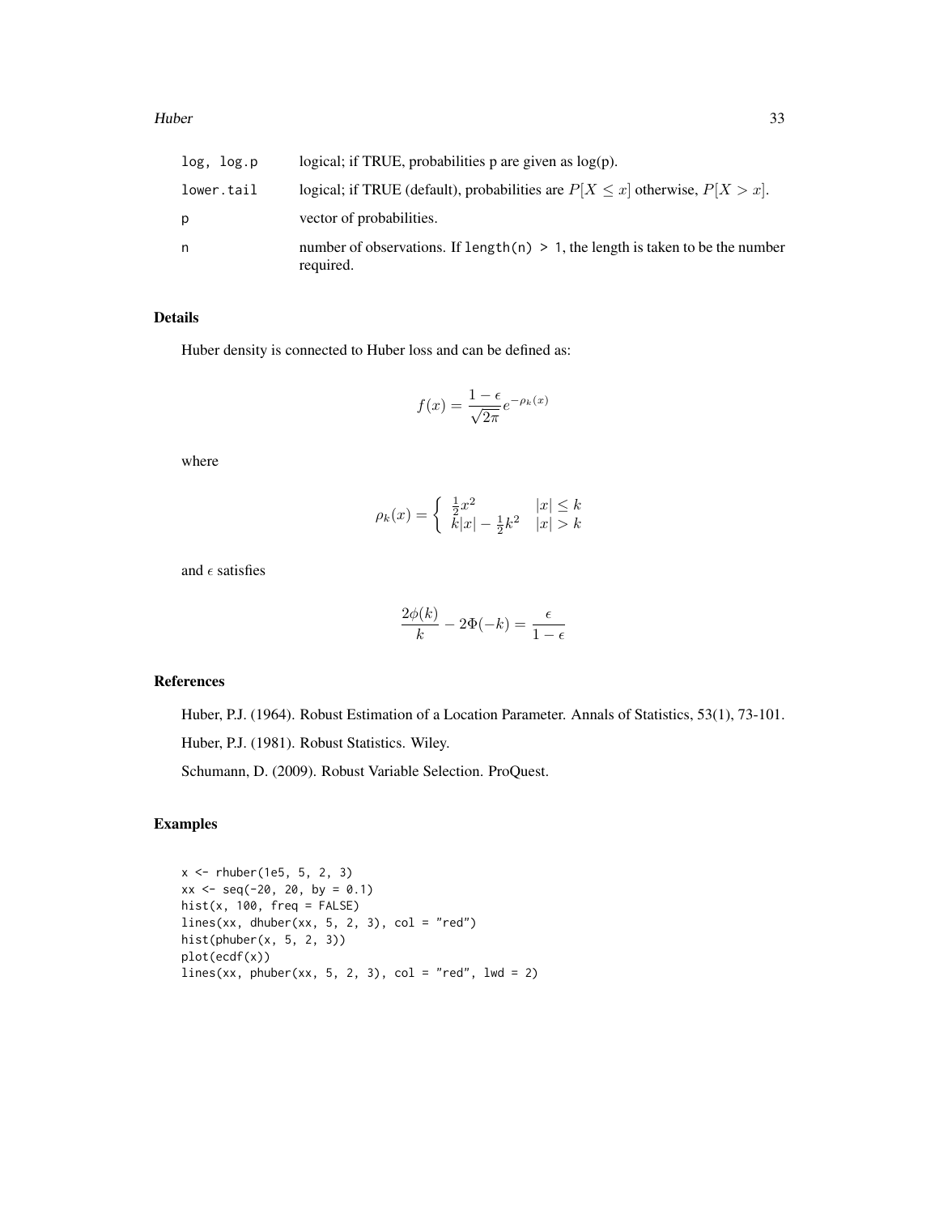| | |
|---|---|
| log, log.p | logical; if TRUE, probabilities p are given as log(p). |
| lower.tail | logical; if TRUE (default), probabilities are $P[X \le x]$ otherwise, $P[X > x]$. |
| p | vector of probabilities. |
| n | number of observations. If `length(n) > 1`, the length is taken to be the number required. |

## Details

Huber density is connected to Huber loss and can be defined as:

$$f(x) = \frac{1-\epsilon}{\sqrt{2\pi}} e^{-\rho_k(x)}$$

where

$$\rho_k(x) = \left\{ \begin{array}{ll} \frac{1}{2}x^2 & |x| \le k \\ k|x| - \frac{1}{2}k^2 & |x| > k \end{array} \right.$$

and $\epsilon$ satisfies

$$\frac{2\phi(k)}{k} - 2\Phi(-k) = \frac{\epsilon}{1-\epsilon}$$

## References

Huber, P.J. (1964). Robust Estimation of a Location Parameter. Annals of Statistics, 53(1), 73-101.

Huber, P.J. (1981). Robust Statistics. Wiley.

Schumann, D. (2009). Robust Variable Selection. ProQuest.

## Examples

```
x <- rhuber(1e5, 5, 2, 3)
xx <- seq(-20, 20, by = 0.1)
hist(x, 100, freq = FALSE)
lines(xx, dhuber(xx, 5, 2, 3), col = "red")
hist(phuber(x, 5, 2, 3))
plot(ecdf(x))
lines(xx, phuber(xx, 5, 2, 3), col = "red", lwd = 2)
```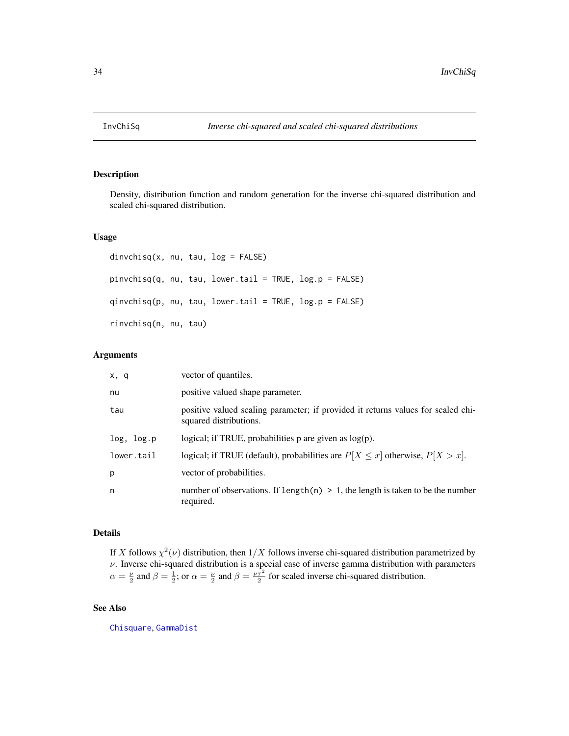# InvChiSq — *Inverse chi-squared and scaled chi-squared distributions*

## Description

Density, distribution function and random generation for the inverse chi-squared distribution and scaled chi-squared distribution.

## Usage

```
dinvchisq(x, nu, tau, log = FALSE)

pinvchisq(q, nu, tau, lower.tail = TRUE, log.p = FALSE)

qinvchisq(p, nu, tau, lower.tail = TRUE, log.p = FALSE)

rinvchisq(n, nu, tau)
```

## Arguments

| | |
|---|---|
| `x, q` | vector of quantiles. |
| `nu` | positive valued shape parameter. |
| `tau` | positive valued scaling parameter; if provided it returns values for scaled chi-squared distributions. |
| `log, log.p` | logical; if TRUE, probabilities p are given as log(p). |
| `lower.tail` | logical; if TRUE (default), probabilities are $P[X \leq x]$ otherwise, $P[X > x]$. |
| `p` | vector of probabilities. |
| `n` | number of observations. If `length(n) > 1`, the length is taken to be the number required. |

## Details

If $X$ follows $\chi^2(\nu)$ distribution, then $1/X$ follows inverse chi-squared distribution parametrized by $\nu$. Inverse chi-squared distribution is a special case of inverse gamma distribution with parameters $\alpha = \frac{\nu}{2}$ and $\beta = \frac{1}{2}$; or $\alpha = \frac{\nu}{2}$ and $\beta = \frac{\nu\tau^2}{2}$ for scaled inverse chi-squared distribution.

## See Also

Chisquare, GammaDist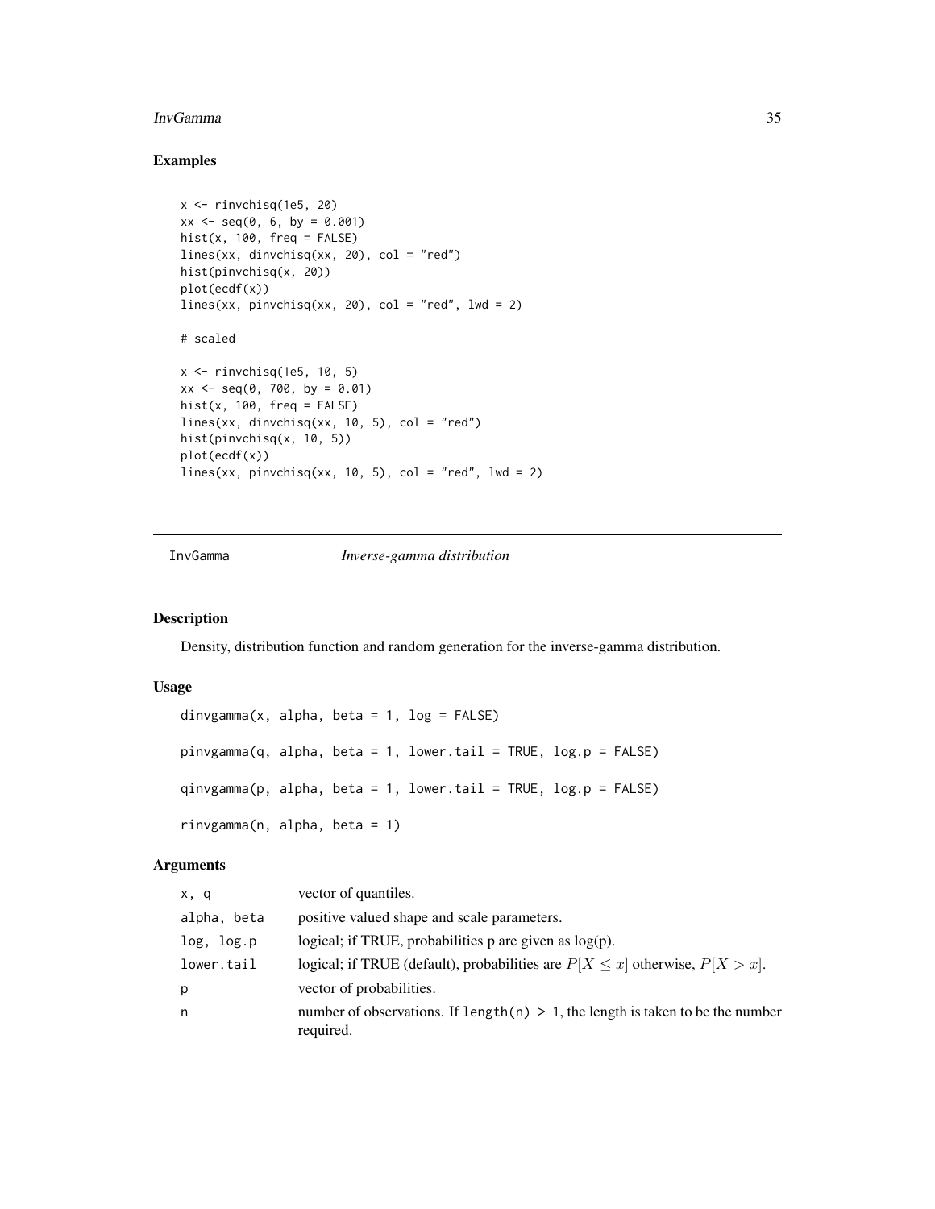## Examples

```
x <- rinvchisq(1e5, 20)
xx <- seq(0, 6, by = 0.001)
hist(x, 100, freq = FALSE)
lines(xx, dinvchisq(xx, 20), col = "red")
hist(pinvchisq(x, 20))
plot(ecdf(x))
lines(xx, pinvchisq(xx, 20), col = "red", lwd = 2)

# scaled

x <- rinvchisq(1e5, 10, 5)
xx <- seq(0, 700, by = 0.01)
hist(x, 100, freq = FALSE)
lines(xx, dinvchisq(xx, 10, 5), col = "red")
hist(pinvchisq(x, 10, 5))
plot(ecdf(x))
lines(xx, pinvchisq(xx, 10, 5), col = "red", lwd = 2)
```

---

# InvGamma *Inverse-gamma distribution*

---

## Description

Density, distribution function and random generation for the inverse-gamma distribution.

## Usage

```
dinvgamma(x, alpha, beta = 1, log = FALSE)

pinvgamma(q, alpha, beta = 1, lower.tail = TRUE, log.p = FALSE)

qinvgamma(p, alpha, beta = 1, lower.tail = TRUE, log.p = FALSE)

rinvgamma(n, alpha, beta = 1)
```

## Arguments

| | |
|---|---|
| `x, q` | vector of quantiles. |
| `alpha, beta` | positive valued shape and scale parameters. |
| `log, log.p` | logical; if TRUE, probabilities p are given as log(p). |
| `lower.tail` | logical; if TRUE (default), probabilities are $P[X \leq x]$ otherwise, $P[X > x]$. |
| `p` | vector of probabilities. |
| `n` | number of observations. If `length(n) > 1`, the length is taken to be the number required. |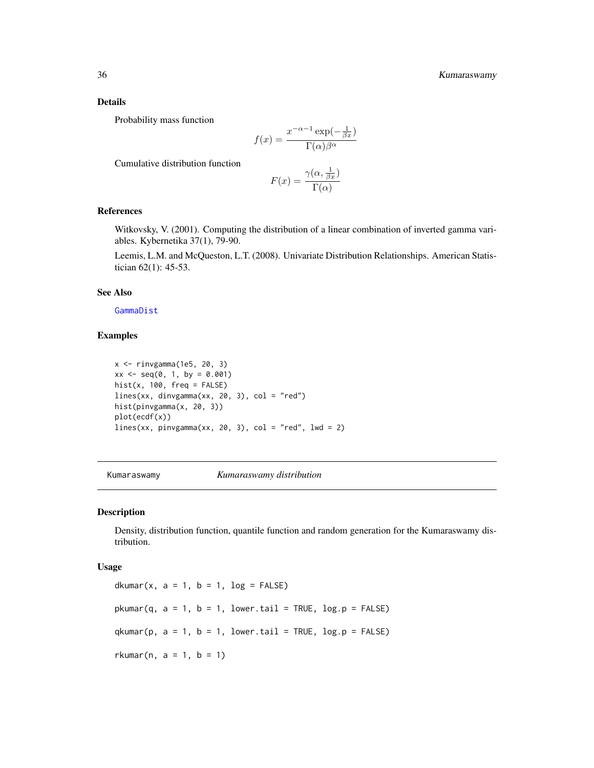### Details

Probability mass function

$$f(x) = \frac{x^{-\alpha-1} \exp(-\frac{1}{\beta x})}{\Gamma(\alpha)\beta^\alpha}$$

Cumulative distribution function

$$F(x) = \frac{\gamma(\alpha, \frac{1}{\beta x})}{\Gamma(\alpha)}$$

### References

Witkovsky, V. (2001). Computing the distribution of a linear combination of inverted gamma variables. Kybernetika 37(1), 79-90.

Leemis, L.M. and McQueston, L.T. (2008). Univariate Distribution Relationships. American Statistician 62(1): 45-53.

### See Also

GammaDist

### Examples

```
x <- rinvgamma(1e5, 20, 3)
xx <- seq(0, 1, by = 0.001)
hist(x, 100, freq = FALSE)
lines(xx, dinvgamma(xx, 20, 3), col = "red")
hist(pinvgamma(x, 20, 3))
plot(ecdf(x))
lines(xx, pinvgamma(xx, 20, 3), col = "red", lwd = 2)
```

---

## Kumaraswamy *Kumaraswamy distribution*

### Description

Density, distribution function, quantile function and random generation for the Kumaraswamy distribution.

### Usage

```
dkumar(x, a = 1, b = 1, log = FALSE)

pkumar(q, a = 1, b = 1, lower.tail = TRUE, log.p = FALSE)

qkumar(p, a = 1, b = 1, lower.tail = TRUE, log.p = FALSE)

rkumar(n, a = 1, b = 1)
```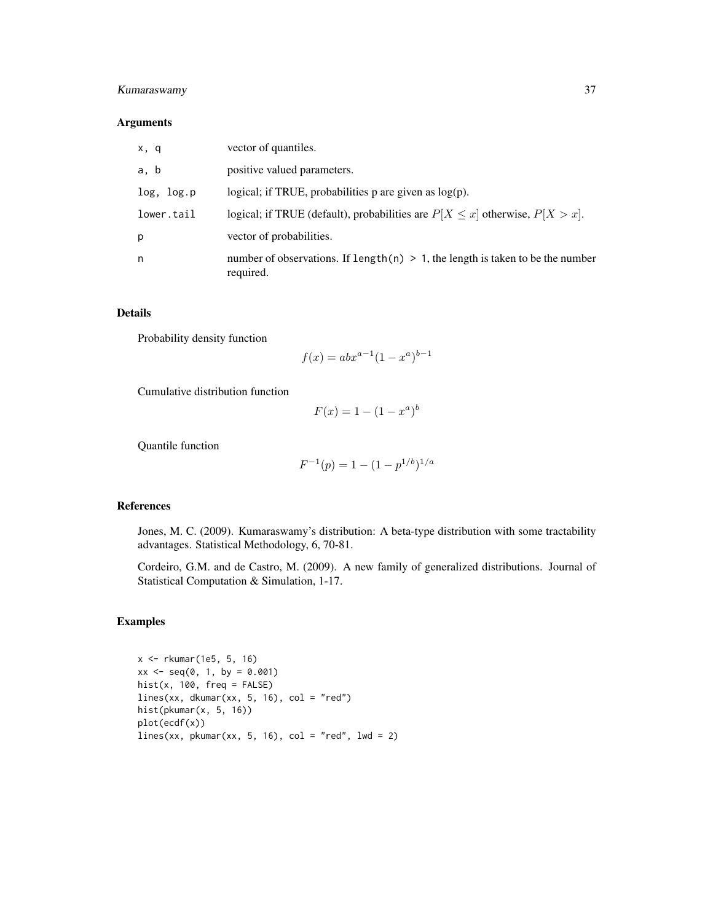## Arguments

| | |
|---|---|
| x, q | vector of quantiles. |
| a, b | positive valued parameters. |
| log, log.p | logical; if TRUE, probabilities p are given as log(p). |
| lower.tail | logical; if TRUE (default), probabilities are $P[X \leq x]$ otherwise, $P[X > x]$. |
| p | vector of probabilities. |
| n | number of observations. If `length(n) > 1`, the length is taken to be the number required. |

## Details

Probability density function

$$f(x) = abx^{a-1}(1 - x^a)^{b-1}$$

Cumulative distribution function

$$F(x) = 1 - (1 - x^a)^b$$

Quantile function

$$F^{-1}(p) = 1 - (1 - p^{1/b})^{1/a}$$

## References

Jones, M. C. (2009). Kumaraswamy's distribution: A beta-type distribution with some tractability advantages. Statistical Methodology, 6, 70-81.

Cordeiro, G.M. and de Castro, M. (2009). A new family of generalized distributions. Journal of Statistical Computation & Simulation, 1-17.

## Examples

```
x <- rkumar(1e5, 5, 16)
xx <- seq(0, 1, by = 0.001)
hist(x, 100, freq = FALSE)
lines(xx, dkumar(xx, 5, 16), col = "red")
hist(pkumar(x, 5, 16))
plot(ecdf(x))
lines(xx, pkumar(xx, 5, 16), col = "red", lwd = 2)
```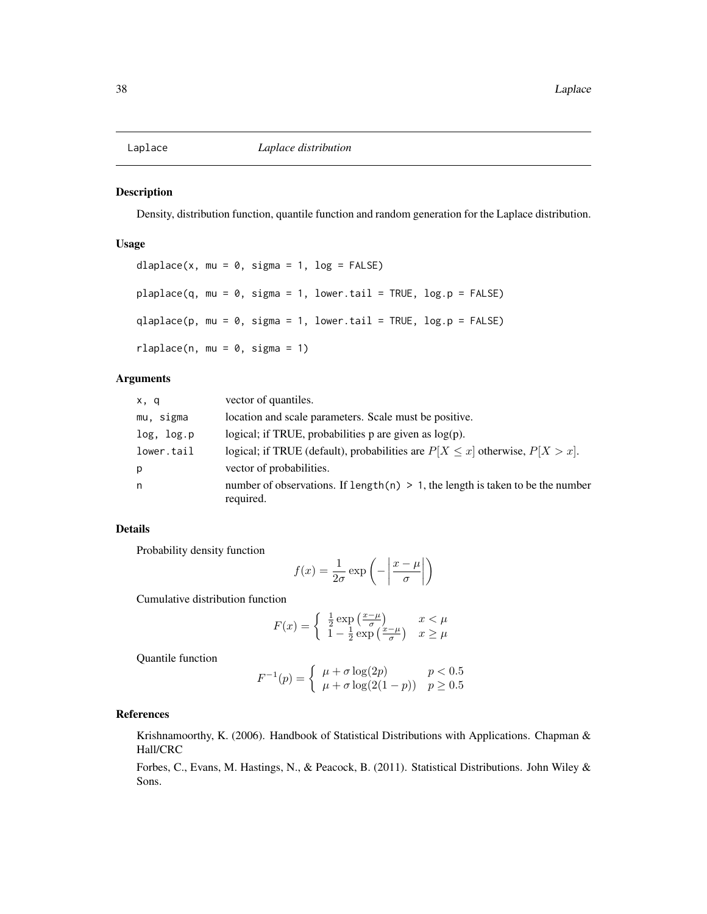## Laplace *Laplace distribution*

### Description

Density, distribution function, quantile function and random generation for the Laplace distribution.

### Usage

```
dlaplace(x, mu = 0, sigma = 1, log = FALSE)

plaplace(q, mu = 0, sigma = 1, lower.tail = TRUE, log.p = FALSE)

qlaplace(p, mu = 0, sigma = 1, lower.tail = TRUE, log.p = FALSE)

rlaplace(n, mu = 0, sigma = 1)
```

### Arguments

| | |
|---|---|
| `x, q` | vector of quantiles. |
| `mu, sigma` | location and scale parameters. Scale must be positive. |
| `log, log.p` | logical; if TRUE, probabilities p are given as log(p). |
| `lower.tail` | logical; if TRUE (default), probabilities are $P[X \leq x]$ otherwise, $P[X > x]$. |
| `p` | vector of probabilities. |
| `n` | number of observations. If `length(n) > 1`, the length is taken to be the number required. |

### Details

Probability density function

$$f(x) = \frac{1}{2\sigma} \exp\left(-\left|\frac{x-\mu}{\sigma}\right|\right)$$

Cumulative distribution function

$$F(x) = \begin{cases} \frac{1}{2}\exp\left(\frac{x-\mu}{\sigma}\right) & x < \mu \\ 1 - \frac{1}{2}\exp\left(\frac{x-\mu}{\sigma}\right) & x \geq \mu \end{cases}$$

Quantile function

$$F^{-1}(p) = \begin{cases} \mu + \sigma \log(2p) & p < 0.5 \\ \mu + \sigma \log(2(1-p)) & p \geq 0.5 \end{cases}$$

### References

Krishnamoorthy, K. (2006). Handbook of Statistical Distributions with Applications. Chapman & Hall/CRC

Forbes, C., Evans, M. Hastings, N., & Peacock, B. (2011). Statistical Distributions. John Wiley & Sons.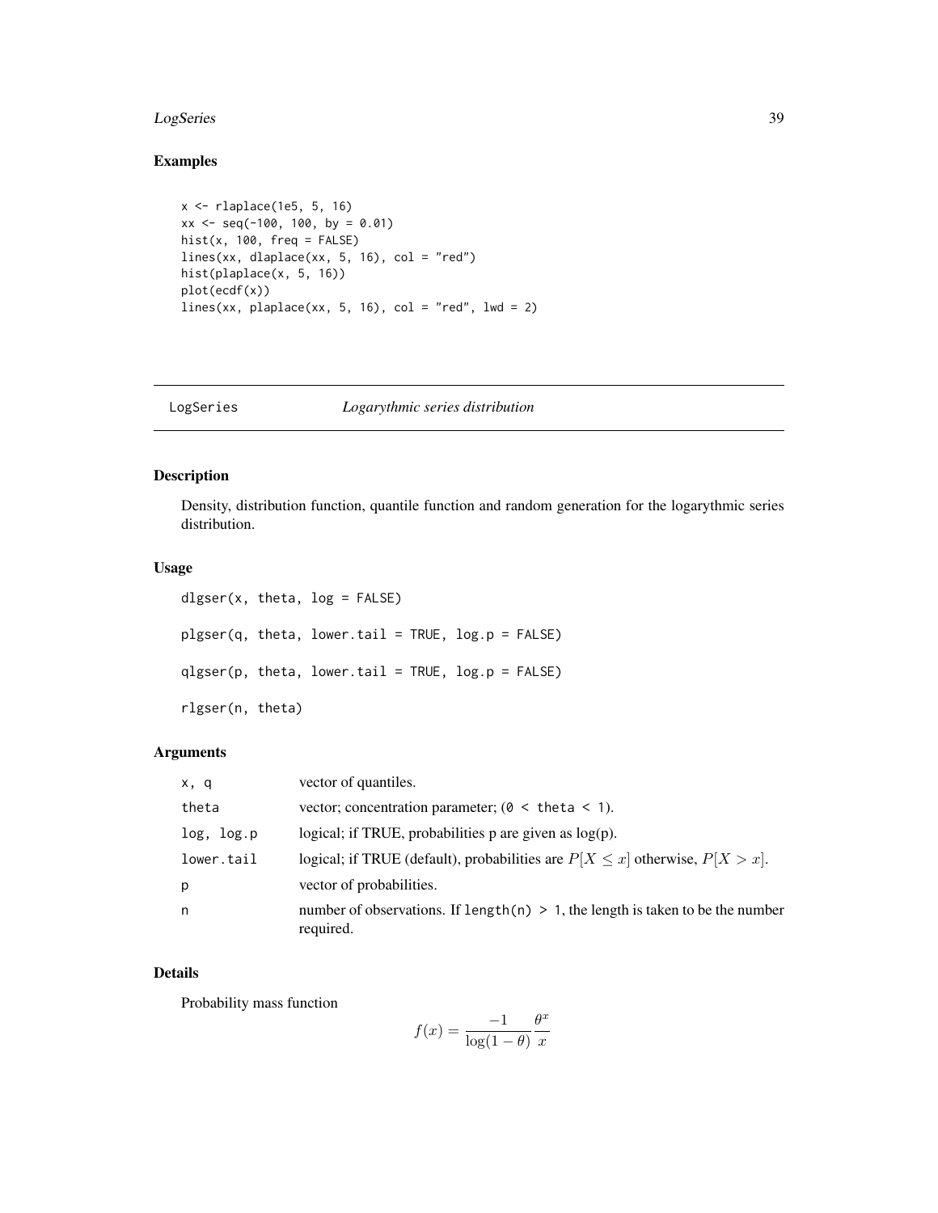## Examples

```
x <- rlaplace(1e5, 5, 16)
xx <- seq(-100, 100, by = 0.01)
hist(x, 100, freq = FALSE)
lines(xx, dlaplace(xx, 5, 16), col = "red")
hist(plaplace(x, 5, 16))
plot(ecdf(x))
lines(xx, plaplace(xx, 5, 16), col = "red", lwd = 2)
```

---

# LogSeries *Logarythmic series distribution*

---

## Description

Density, distribution function, quantile function and random generation for the logarythmic series distribution.

## Usage

```
dlgser(x, theta, log = FALSE)

plgser(q, theta, lower.tail = TRUE, log.p = FALSE)

qlgser(p, theta, lower.tail = TRUE, log.p = FALSE)

rlgser(n, theta)
```

## Arguments

| | |
|---|---|
| x, q | vector of quantiles. |
| theta | vector; concentration parameter; (0 < theta < 1). |
| log, log.p | logical; if TRUE, probabilities p are given as log(p). |
| lower.tail | logical; if TRUE (default), probabilities are $P[X \leq x]$ otherwise, $P[X > x]$. |
| p | vector of probabilities. |
| n | number of observations. If length(n) > 1, the length is taken to be the number required. |

## Details

Probability mass function

$$f(x) = \frac{-1}{\log(1-\theta)} \frac{\theta^x}{x}$$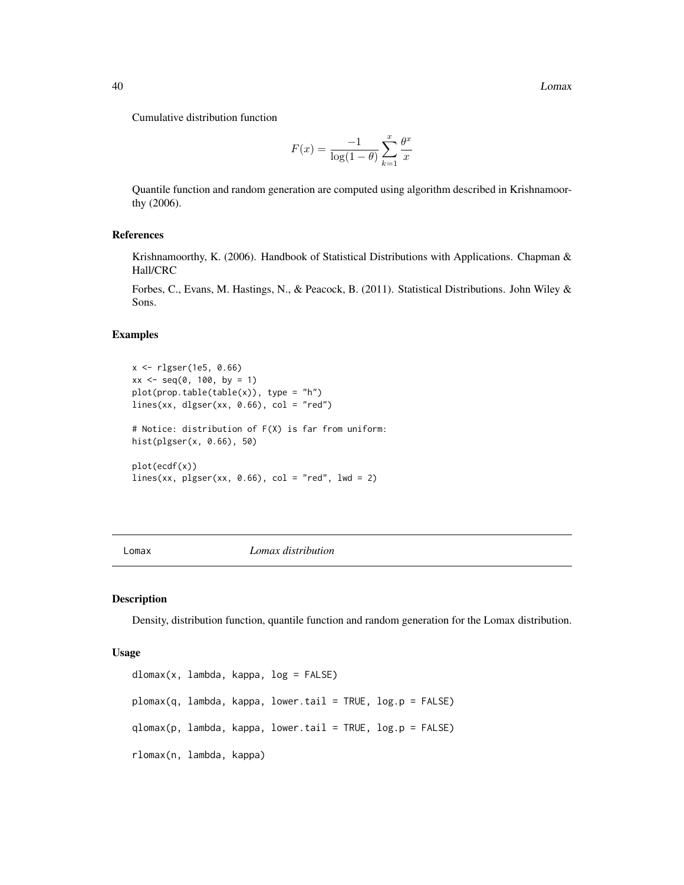Cumulative distribution function

$$F(x) = \frac{-1}{\log(1-\theta)} \sum_{k=1}^{x} \frac{\theta^x}{x}$$

Quantile function and random generation are computed using algorithm described in Krishnamoorthy (2006).

### References

Krishnamoorthy, K. (2006). Handbook of Statistical Distributions with Applications. Chapman & Hall/CRC

Forbes, C., Evans, M. Hastings, N., & Peacock, B. (2011). Statistical Distributions. John Wiley & Sons.

### Examples

```
x <- rlgser(1e5, 0.66)
xx <- seq(0, 100, by = 1)
plot(prop.table(table(x)), type = "h")
lines(xx, dlgser(xx, 0.66), col = "red")

# Notice: distribution of F(X) is far from uniform:
hist(plgser(x, 0.66), 50)

plot(ecdf(x))
lines(xx, plgser(xx, 0.66), col = "red", lwd = 2)
```

---

## Lomax *Lomax distribution*

### Description

Density, distribution function, quantile function and random generation for the Lomax distribution.

### Usage

```
dlomax(x, lambda, kappa, log = FALSE)

plomax(q, lambda, kappa, lower.tail = TRUE, log.p = FALSE)

qlomax(p, lambda, kappa, lower.tail = TRUE, log.p = FALSE)

rlomax(n, lambda, kappa)
```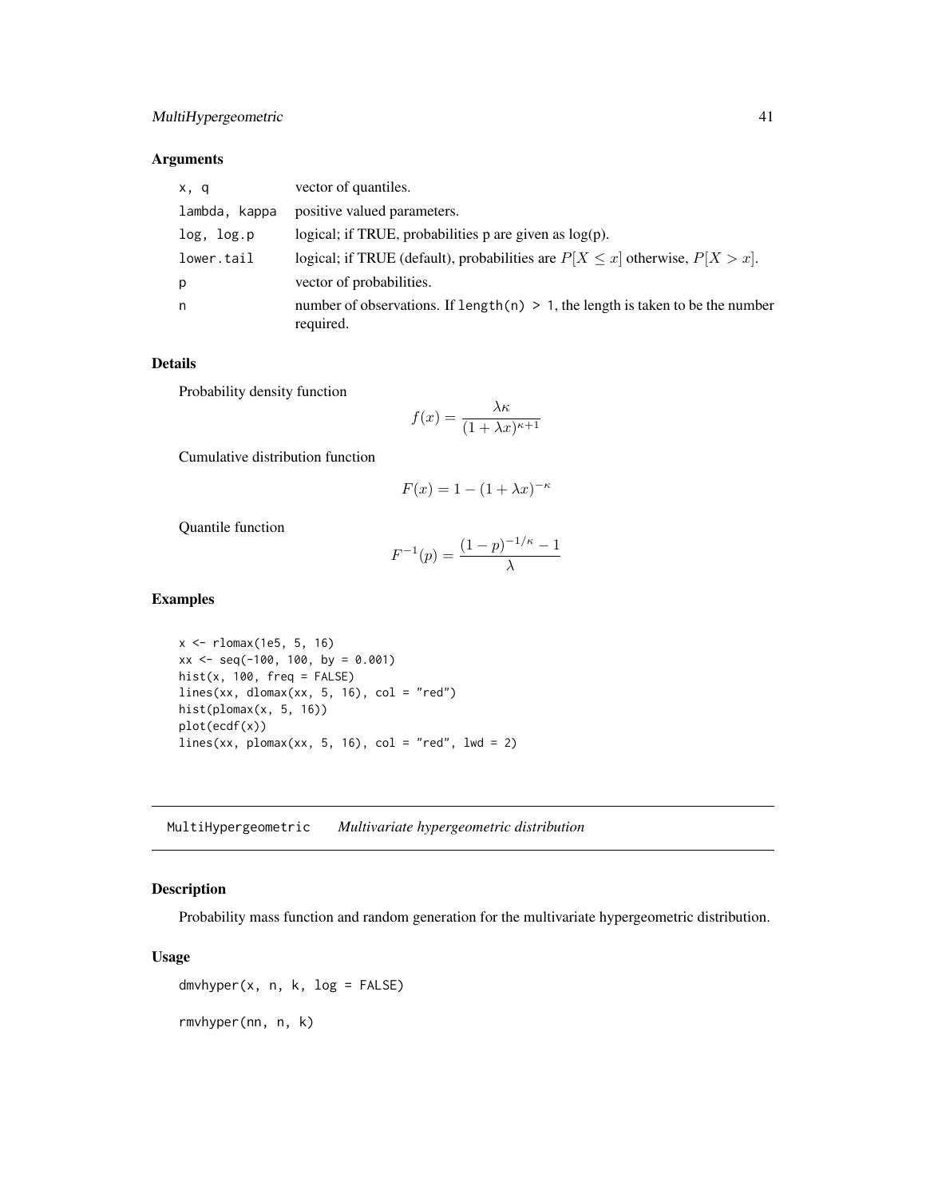### Arguments

| | |
|---|---|
| x, q | vector of quantiles. |
| lambda, kappa | positive valued parameters. |
| log, log.p | logical; if TRUE, probabilities p are given as log(p). |
| lower.tail | logical; if TRUE (default), probabilities are $P[X \leq x]$ otherwise, $P[X > x]$. |
| p | vector of probabilities. |
| n | number of observations. If length(n) > 1, the length is taken to be the number required. |

### Details

Probability density function

$$f(x) = \frac{\lambda\kappa}{(1 + \lambda x)^{\kappa+1}}$$

Cumulative distribution function

$$F(x) = 1 - (1 + \lambda x)^{-\kappa}$$

Quantile function

$$F^{-1}(p) = \frac{(1 - p)^{-1/\kappa} - 1}{\lambda}$$

### Examples

```
x <- rlomax(1e5, 5, 16)
xx <- seq(-100, 100, by = 0.001)
hist(x, 100, freq = FALSE)
lines(xx, dlomax(xx, 5, 16), col = "red")
hist(plomax(x, 5, 16))
plot(ecdf(x))
lines(xx, plomax(xx, 5, 16), col = "red", lwd = 2)
```

---

## MultiHypergeometric *Multivariate hypergeometric distribution*

---

### Description

Probability mass function and random generation for the multivariate hypergeometric distribution.

### Usage

```
dmvhyper(x, n, k, log = FALSE)

rmvhyper(nn, n, k)
```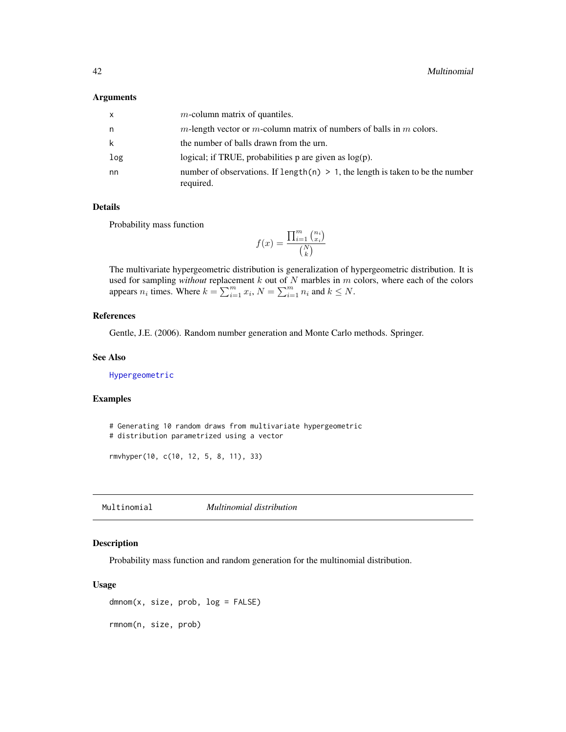### Arguments

| | |
|---|---|
| x | $m$-column matrix of quantiles. |
| n | $m$-length vector or $m$-column matrix of numbers of balls in $m$ colors. |
| k | the number of balls drawn from the urn. |
| log | logical; if TRUE, probabilities p are given as log(p). |
| nn | number of observations. If `length(n) > 1`, the length is taken to be the number required. |

### Details

Probability mass function

$$f(x) = \frac{\prod_{i=1}^m \binom{n_i}{x_i}}{\binom{N}{k}}$$

The multivariate hypergeometric distribution is generalization of hypergeometric distribution. It is used for sampling *without* replacement $k$ out of $N$ marbles in $m$ colors, where each of the colors appears $n_i$ times. Where $k = \sum_{i=1}^m x_i$, $N = \sum_{i=1}^m n_i$ and $k \le N$.

### References

Gentle, J.E. (2006). Random number generation and Monte Carlo methods. Springer.

### See Also

Hypergeometric

### Examples

```
# Generating 10 random draws from multivariate hypergeometric
# distribution parametrized using a vector

rmvhyper(10, c(10, 12, 5, 8, 11), 33)
```

---

## Multinomial *Multinomial distribution*

### Description

Probability mass function and random generation for the multinomial distribution.

### Usage

```
dmnom(x, size, prob, log = FALSE)

rmnom(n, size, prob)
```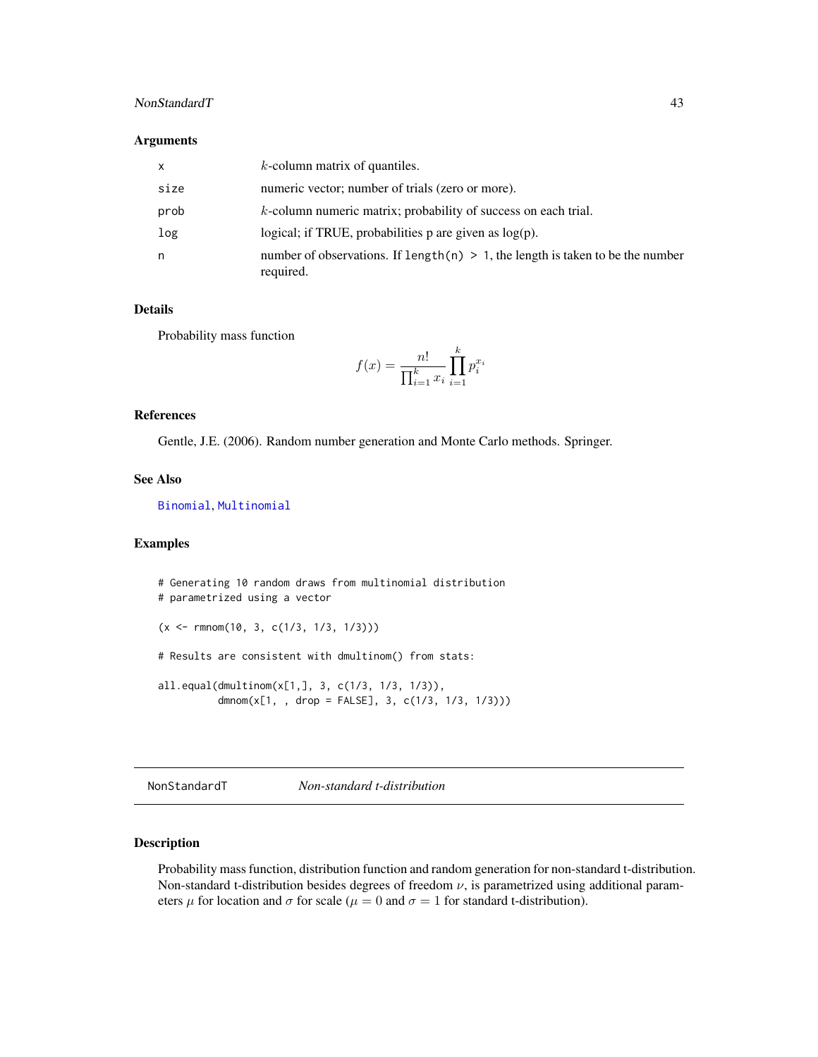## Arguments

| | |
|---|---|
| x | $k$-column matrix of quantiles. |
| size | numeric vector; number of trials (zero or more). |
| prob | $k$-column numeric matrix; probability of success on each trial. |
| log | logical; if TRUE, probabilities p are given as log(p). |
| n | number of observations. If `length(n) > 1`, the length is taken to be the number required. |

## Details

Probability mass function

$$f(x) = \frac{n!}{\prod_{i=1}^{k} x_i} \prod_{i=1}^{k} p_i^{x_i}$$

## References

Gentle, J.E. (2006). Random number generation and Monte Carlo methods. Springer.

## See Also

Binomial, Multinomial

## Examples

```
# Generating 10 random draws from multinomial distribution
# parametrized using a vector

(x <- rmnom(10, 3, c(1/3, 1/3, 1/3)))

# Results are consistent with dmultinom() from stats:

all.equal(dmultinom(x[1,], 3, c(1/3, 1/3, 1/3)),
          dmnom(x[1, , drop = FALSE], 3, c(1/3, 1/3, 1/3)))
```

---

# NonStandardT *Non-standard t-distribution*

---

## Description

Probability mass function, distribution function and random generation for non-standard t-distribution. Non-standard t-distribution besides degrees of freedom $\nu$, is parametrized using additional parameters $\mu$ for location and $\sigma$ for scale ($\mu = 0$ and $\sigma = 1$ for standard t-distribution).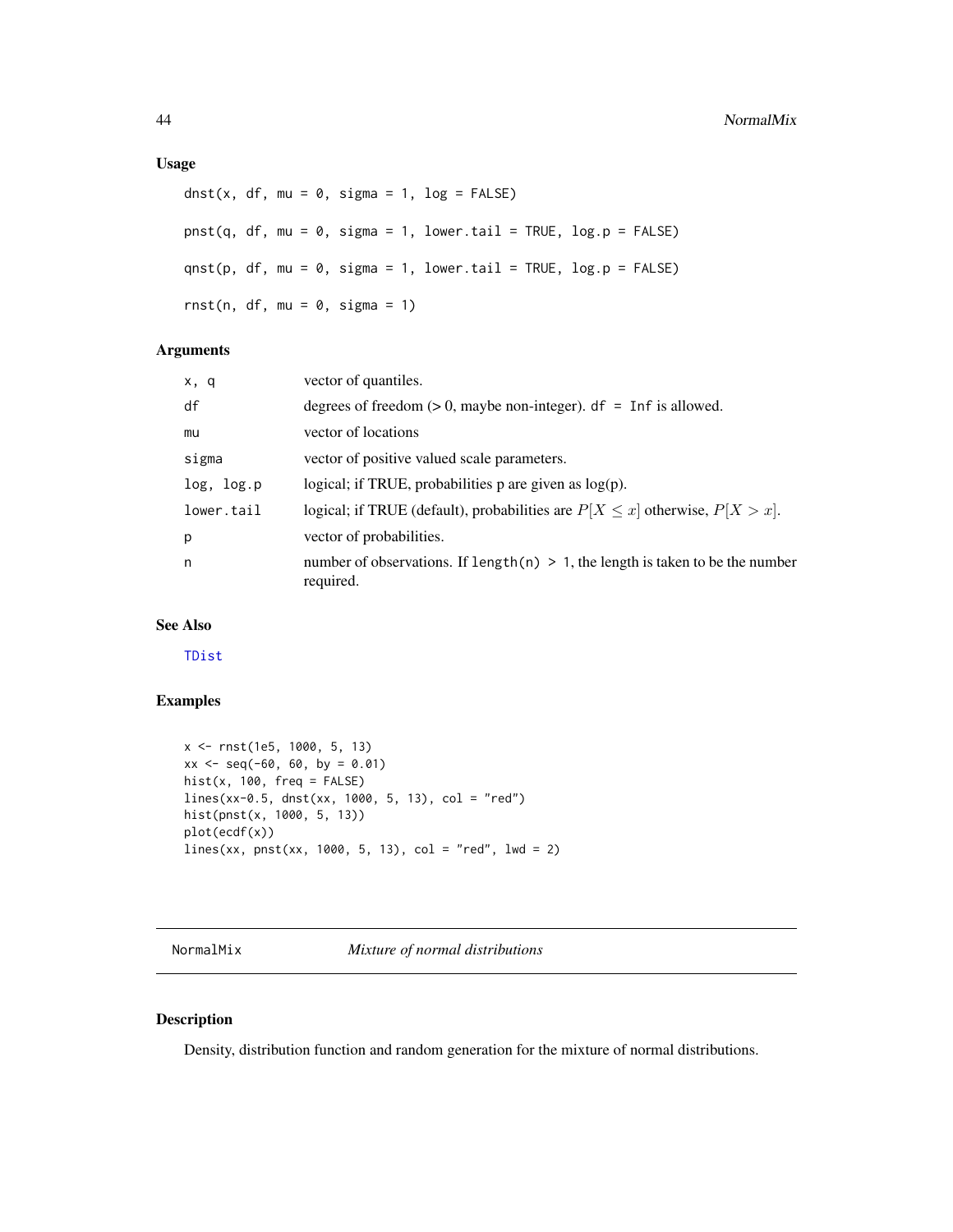### Usage

```
dnst(x, df, mu = 0, sigma = 1, log = FALSE)

pnst(q, df, mu = 0, sigma = 1, lower.tail = TRUE, log.p = FALSE)

qnst(p, df, mu = 0, sigma = 1, lower.tail = TRUE, log.p = FALSE)

rnst(n, df, mu = 0, sigma = 1)
```

### Arguments

| | |
|---|---|
| x, q | vector of quantiles. |
| df | degrees of freedom (> 0, maybe non-integer). df = Inf is allowed. |
| mu | vector of locations |
| sigma | vector of positive valued scale parameters. |
| log, log.p | logical; if TRUE, probabilities p are given as log(p). |
| lower.tail | logical; if TRUE (default), probabilities are $P[X \leq x]$ otherwise, $P[X > x]$. |
| p | vector of probabilities. |
| n | number of observations. If length(n) > 1, the length is taken to be the number required. |

### See Also

TDist

### Examples

```
x <- rnst(1e5, 1000, 5, 13)
xx <- seq(-60, 60, by = 0.01)
hist(x, 100, freq = FALSE)
lines(xx-0.5, dnst(xx, 1000, 5, 13), col = "red")
hist(pnst(x, 1000, 5, 13))
plot(ecdf(x))
lines(xx, pnst(xx, 1000, 5, 13), col = "red", lwd = 2)
```

---

## NormalMix — *Mixture of normal distributions*

### Description

Density, distribution function and random generation for the mixture of normal distributions.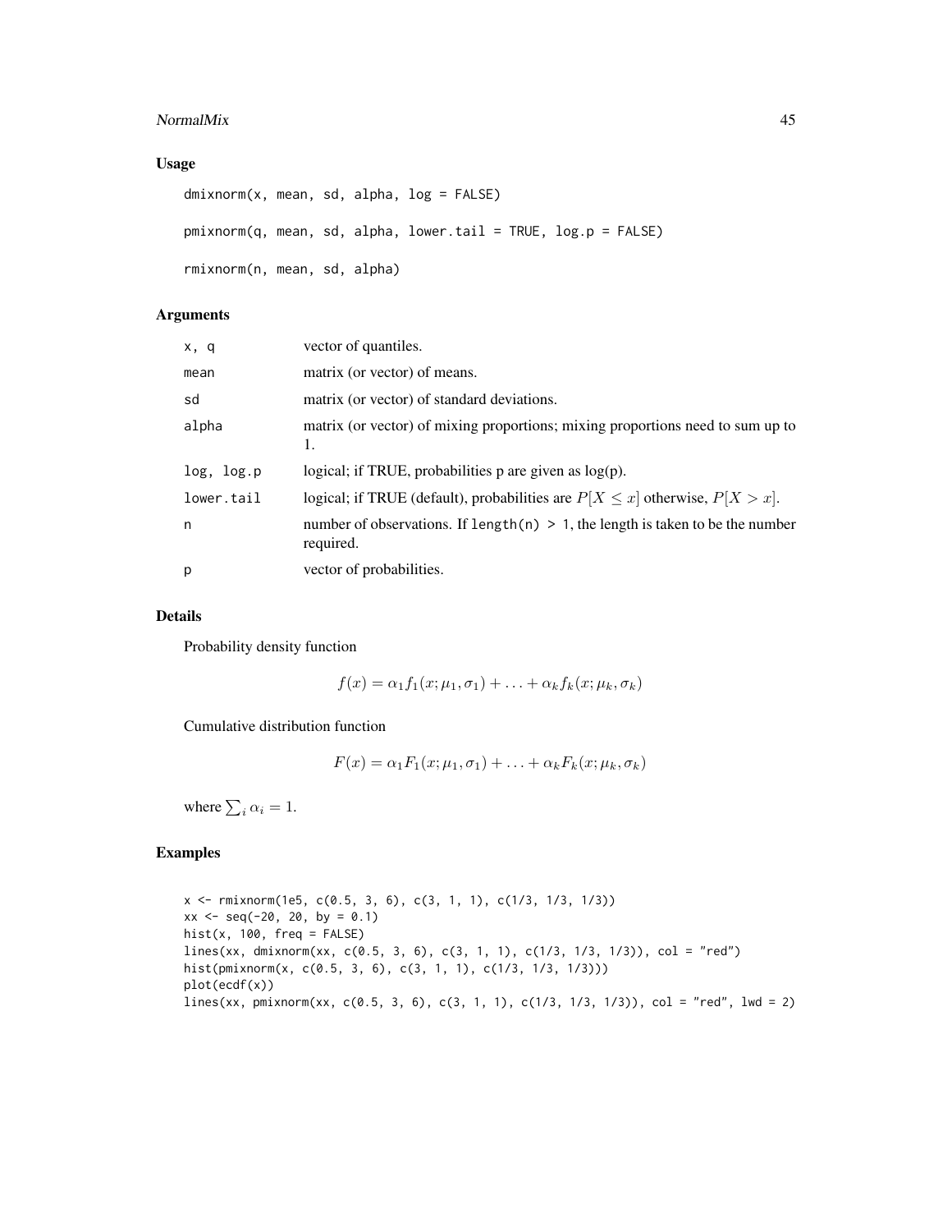### Usage

```
dmixnorm(x, mean, sd, alpha, log = FALSE)

pmixnorm(q, mean, sd, alpha, lower.tail = TRUE, log.p = FALSE)

rmixnorm(n, mean, sd, alpha)
```

### Arguments

| | |
|---|---|
| x, q | vector of quantiles. |
| mean | matrix (or vector) of means. |
| sd | matrix (or vector) of standard deviations. |
| alpha | matrix (or vector) of mixing proportions; mixing proportions need to sum up to 1. |
| log, log.p | logical; if TRUE, probabilities p are given as log(p). |
| lower.tail | logical; if TRUE (default), probabilities are $P[X \leq x]$ otherwise, $P[X > x]$. |
| n | number of observations. If `length(n) > 1`, the length is taken to be the number required. |
| p | vector of probabilities. |

### Details

Probability density function

$$f(x) = \alpha_1 f_1(x; \mu_1, \sigma_1) + \ldots + \alpha_k f_k(x; \mu_k, \sigma_k)$$

Cumulative distribution function

$$F(x) = \alpha_1 F_1(x; \mu_1, \sigma_1) + \ldots + \alpha_k F_k(x; \mu_k, \sigma_k)$$

where $\sum_i \alpha_i = 1$.

### Examples

```
x <- rmixnorm(1e5, c(0.5, 3, 6), c(3, 1, 1), c(1/3, 1/3, 1/3))
xx <- seq(-20, 20, by = 0.1)
hist(x, 100, freq = FALSE)
lines(xx, dmixnorm(xx, c(0.5, 3, 6), c(3, 1, 1), c(1/3, 1/3, 1/3)), col = "red")
hist(pmixnorm(x, c(0.5, 3, 6), c(3, 1, 1), c(1/3, 1/3, 1/3)))
plot(ecdf(x))
lines(xx, pmixnorm(xx, c(0.5, 3, 6), c(3, 1, 1), c(1/3, 1/3, 1/3)), col = "red", lwd = 2)
```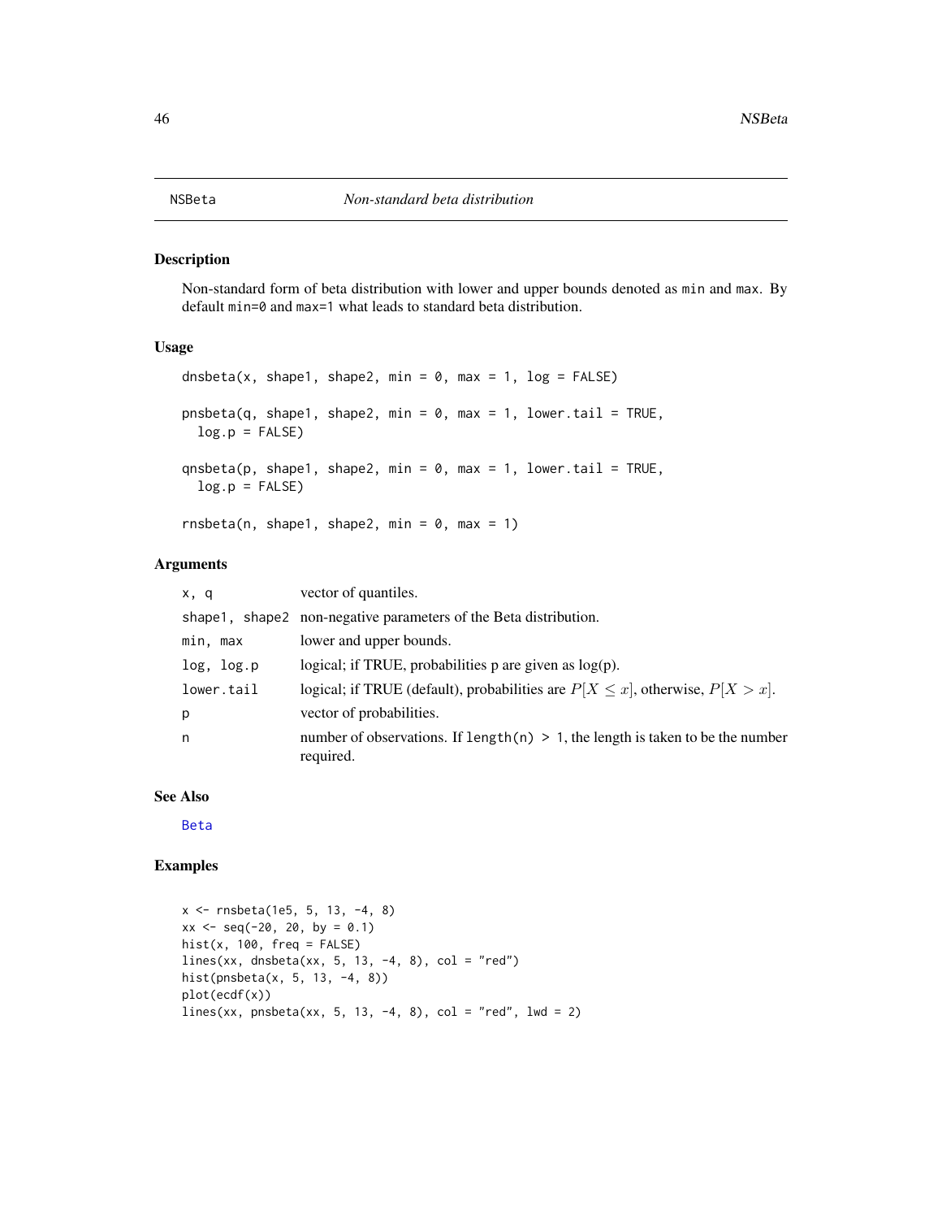# NSBeta *Non-standard beta distribution*

## Description

Non-standard form of beta distribution with lower and upper bounds denoted as `min` and `max`. By default `min=0` and `max=1` what leads to standard beta distribution.

## Usage

```
dnsbeta(x, shape1, shape2, min = 0, max = 1, log = FALSE)

pnsbeta(q, shape1, shape2, min = 0, max = 1, lower.tail = TRUE,
  log.p = FALSE)

qnsbeta(p, shape1, shape2, min = 0, max = 1, lower.tail = TRUE,
  log.p = FALSE)

rnsbeta(n, shape1, shape2, min = 0, max = 1)
```

## Arguments

| | |
|---|---|
| `x, q` | vector of quantiles. |
| `shape1, shape2` | non-negative parameters of the Beta distribution. |
| `min, max` | lower and upper bounds. |
| `log, log.p` | logical; if TRUE, probabilities p are given as log(p). |
| `lower.tail` | logical; if TRUE (default), probabilities are $P[X \leq x]$, otherwise, $P[X > x]$. |
| `p` | vector of probabilities. |
| `n` | number of observations. If `length(n) > 1`, the length is taken to be the number required. |

## See Also

Beta

## Examples

```
x <- rnsbeta(1e5, 5, 13, -4, 8)
xx <- seq(-20, 20, by = 0.1)
hist(x, 100, freq = FALSE)
lines(xx, dnsbeta(xx, 5, 13, -4, 8), col = "red")
hist(pnsbeta(x, 5, 13, -4, 8))
plot(ecdf(x))
lines(xx, pnsbeta(xx, 5, 13, -4, 8), col = "red", lwd = 2)
```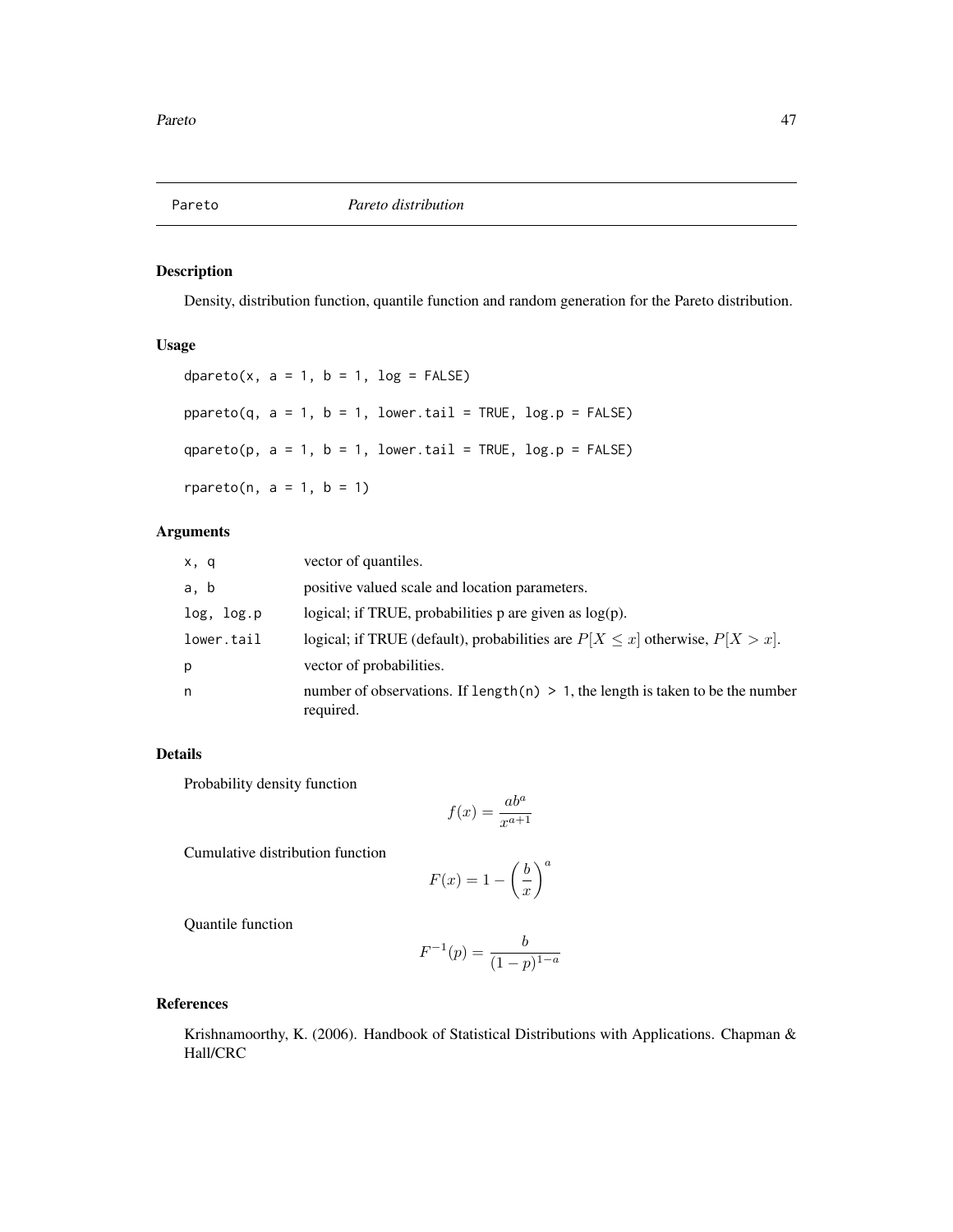## Pareto *Pareto distribution*

### Description

Density, distribution function, quantile function and random generation for the Pareto distribution.

### Usage

```
dpareto(x, a = 1, b = 1, log = FALSE)

ppareto(q, a = 1, b = 1, lower.tail = TRUE, log.p = FALSE)

qpareto(p, a = 1, b = 1, lower.tail = TRUE, log.p = FALSE)

rpareto(n, a = 1, b = 1)
```

### Arguments

| | |
|---|---|
| `x, q` | vector of quantiles. |
| `a, b` | positive valued scale and location parameters. |
| `log, log.p` | logical; if TRUE, probabilities p are given as log(p). |
| `lower.tail` | logical; if TRUE (default), probabilities are $P[X \leq x]$ otherwise, $P[X > x]$. |
| `p` | vector of probabilities. |
| `n` | number of observations. If `length(n) > 1`, the length is taken to be the number required. |

### Details

Probability density function

$$f(x) = \frac{ab^a}{x^{a+1}}$$

Cumulative distribution function

$$F(x) = 1 - \left(\frac{b}{x}\right)^a$$

Quantile function

$$F^{-1}(p) = \frac{b}{(1-p)^{1-a}}$$

### References

Krishnamoorthy, K. (2006). Handbook of Statistical Distributions with Applications. Chapman & Hall/CRC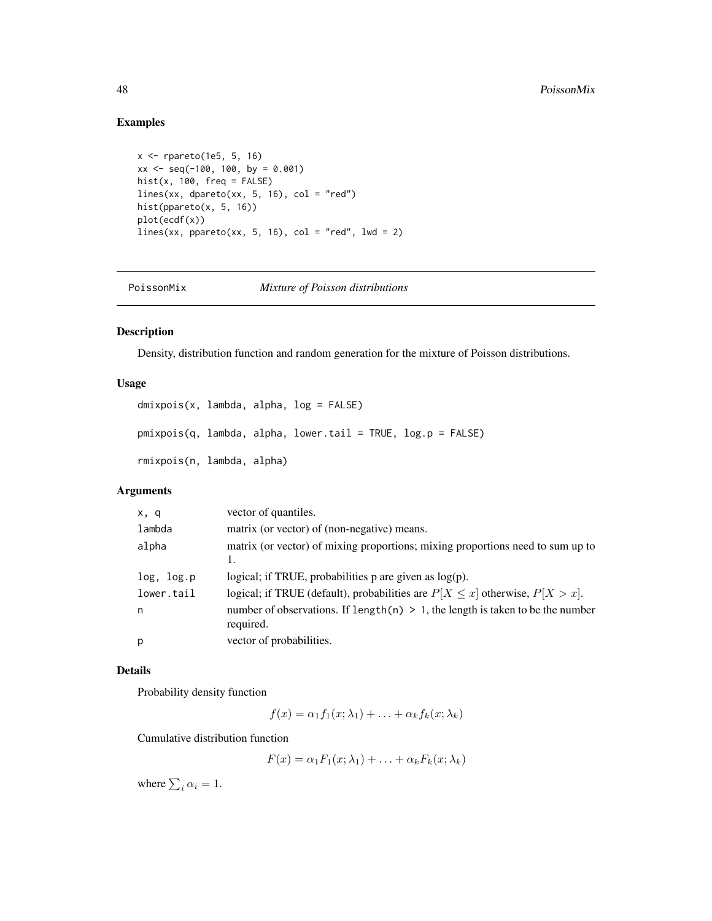## Examples

```
x <- rpareto(1e5, 5, 16)
xx <- seq(-100, 100, by = 0.001)
hist(x, 100, freq = FALSE)
lines(xx, dpareto(xx, 5, 16), col = "red")
hist(ppareto(x, 5, 16))
plot(ecdf(x))
lines(xx, ppareto(xx, 5, 16), col = "red", lwd = 2)
```

---

# PoissonMix — *Mixture of Poisson distributions*

---

## Description

Density, distribution function and random generation for the mixture of Poisson distributions.

## Usage

```
dmixpois(x, lambda, alpha, log = FALSE)

pmixpois(q, lambda, alpha, lower.tail = TRUE, log.p = FALSE)

rmixpois(n, lambda, alpha)
```

## Arguments

| | |
|---|---|
| x, q | vector of quantiles. |
| lambda | matrix (or vector) of (non-negative) means. |
| alpha | matrix (or vector) of mixing proportions; mixing proportions need to sum up to 1. |
| log, log.p | logical; if TRUE, probabilities p are given as log(p). |
| lower.tail | logical; if TRUE (default), probabilities are $P[X \leq x]$ otherwise, $P[X > x]$. |
| n | number of observations. If `length(n) > 1`, the length is taken to be the number required. |
| p | vector of probabilities. |

## Details

Probability density function

$$f(x) = \alpha_1 f_1(x; \lambda_1) + \ldots + \alpha_k f_k(x; \lambda_k)$$

Cumulative distribution function

$$F(x) = \alpha_1 F_1(x; \lambda_1) + \ldots + \alpha_k F_k(x; \lambda_k)$$

where $\sum_i \alpha_i = 1$.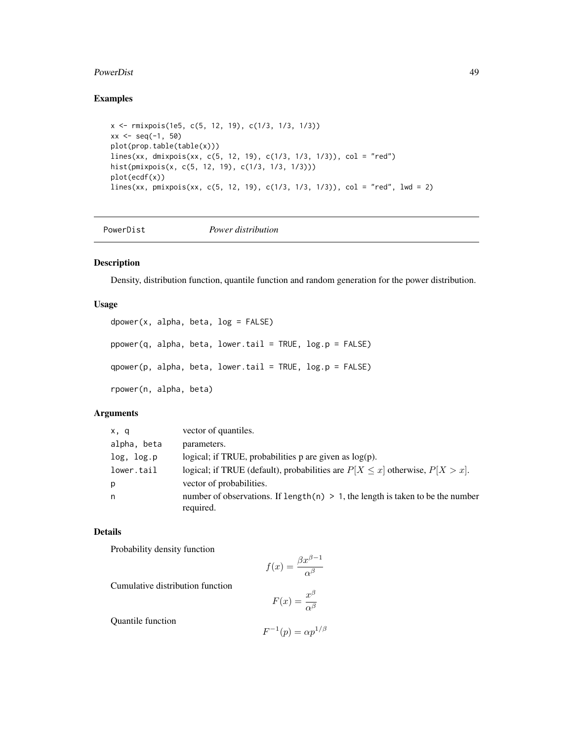## Examples

```
x <- rmixpois(1e5, c(5, 12, 19), c(1/3, 1/3, 1/3))
xx <- seq(-1, 50)
plot(prop.table(table(x)))
lines(xx, dmixpois(xx, c(5, 12, 19), c(1/3, 1/3, 1/3)), col = "red")
hist(pmixpois(x, c(5, 12, 19), c(1/3, 1/3, 1/3)))
plot(ecdf(x))
lines(xx, pmixpois(xx, c(5, 12, 19), c(1/3, 1/3, 1/3)), col = "red", lwd = 2)
```

---

# PowerDist *Power distribution*

---

## Description

Density, distribution function, quantile function and random generation for the power distribution.

## Usage

```
dpower(x, alpha, beta, log = FALSE)

ppower(q, alpha, beta, lower.tail = TRUE, log.p = FALSE)

qpower(p, alpha, beta, lower.tail = TRUE, log.p = FALSE)

rpower(n, alpha, beta)
```

## Arguments

| | |
|---|---|
| `x, q` | vector of quantiles. |
| `alpha, beta` | parameters. |
| `log, log.p` | logical; if TRUE, probabilities p are given as log(p). |
| `lower.tail` | logical; if TRUE (default), probabilities are $P[X \le x]$ otherwise, $P[X > x]$. |
| `p` | vector of probabilities. |
| `n` | number of observations. If `length(n) > 1`, the length is taken to be the number required. |

## Details

Probability density function

$$f(x) = \frac{\beta x^{\beta-1}}{\alpha^\beta}$$

Cumulative distribution function

$$F(x) = \frac{x^\beta}{\alpha^\beta}$$

Quantile function

$$F^{-1}(p) = \alpha p^{1/\beta}$$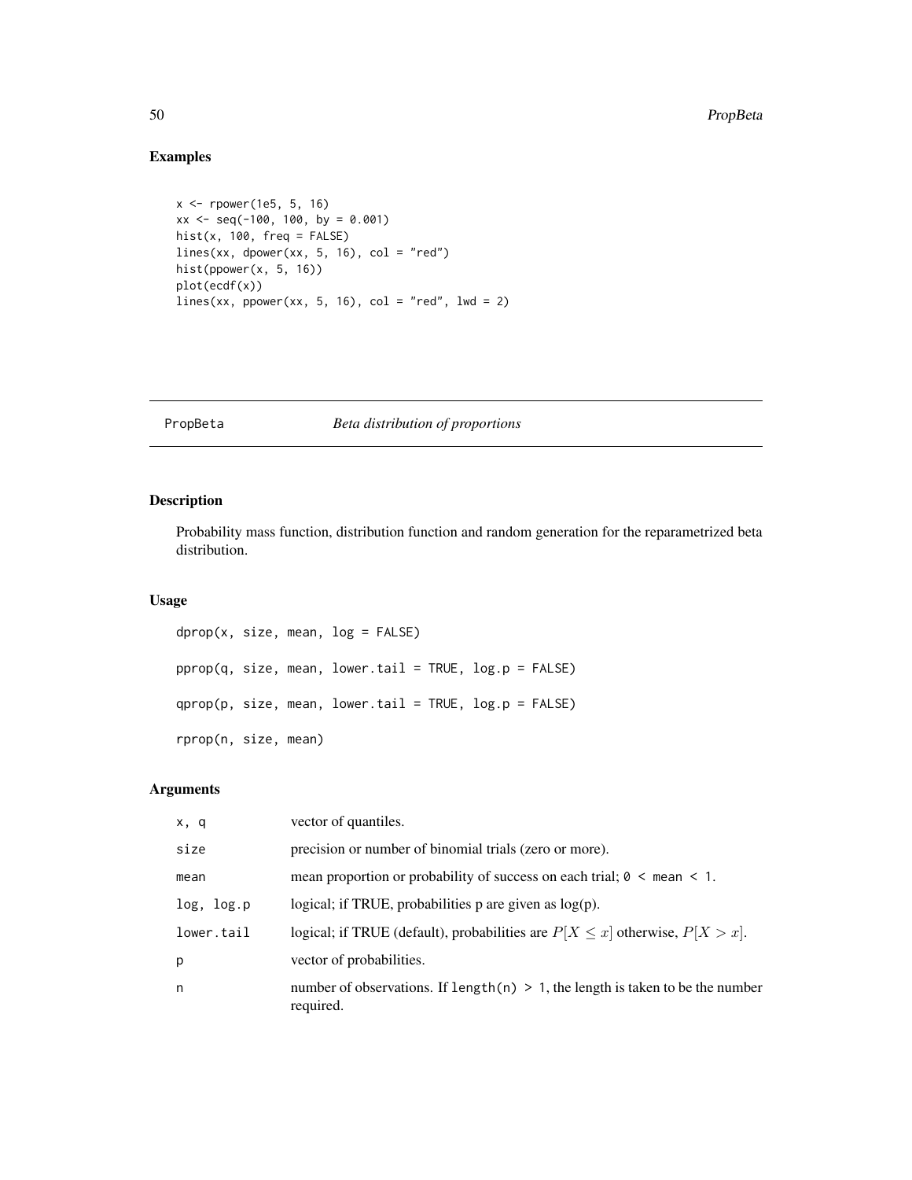## Examples

```
x <- rpower(1e5, 5, 16)
xx <- seq(-100, 100, by = 0.001)
hist(x, 100, freq = FALSE)
lines(xx, dpower(xx, 5, 16), col = "red")
hist(ppower(x, 5, 16))
plot(ecdf(x))
lines(xx, ppower(xx, 5, 16), col = "red", lwd = 2)
```

---

PropBeta &nbsp;&nbsp;&nbsp;&nbsp;&nbsp;&nbsp;&nbsp; *Beta distribution of proportions*

---

## Description

Probability mass function, distribution function and random generation for the reparametrized beta distribution.

## Usage

```
dprop(x, size, mean, log = FALSE)

pprop(q, size, mean, lower.tail = TRUE, log.p = FALSE)

qprop(p, size, mean, lower.tail = TRUE, log.p = FALSE)

rprop(n, size, mean)
```

## Arguments

| | |
|---|---|
| `x, q` | vector of quantiles. |
| `size` | precision or number of binomial trials (zero or more). |
| `mean` | mean proportion or probability of success on each trial; `0 < mean < 1`. |
| `log, log.p` | logical; if TRUE, probabilities p are given as log(p). |
| `lower.tail` | logical; if TRUE (default), probabilities are $P[X \leq x]$ otherwise, $P[X > x]$. |
| `p` | vector of probabilities. |
| `n` | number of observations. If `length(n) > 1`, the length is taken to be the number required. |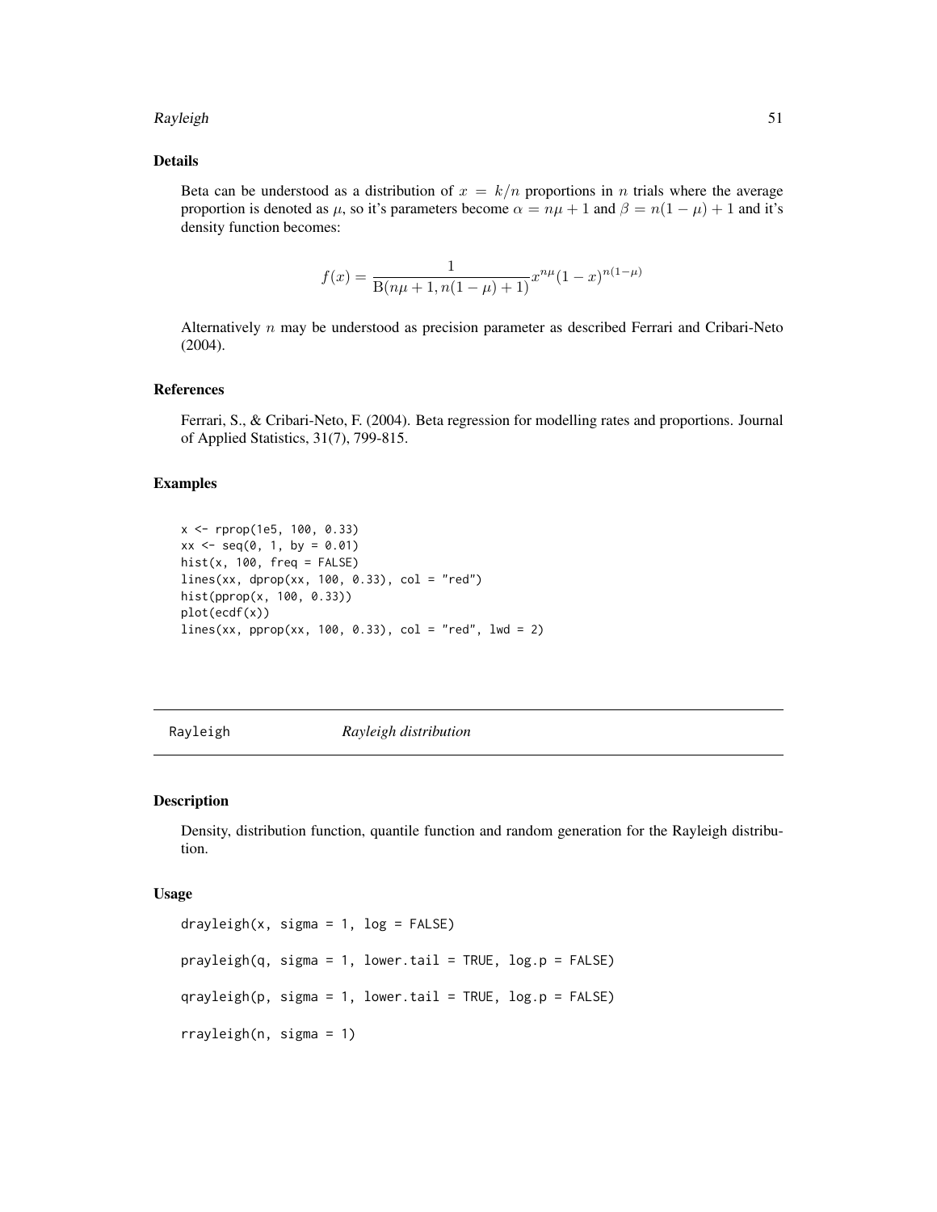### Details

Beta can be understood as a distribution of $x = k/n$ proportions in $n$ trials where the average proportion is denoted as $\mu$, so it's parameters become $\alpha = n\mu + 1$ and $\beta = n(1 - \mu) + 1$ and it's density function becomes:

$$f(x) = \frac{1}{\mathrm{B}(n\mu + 1, n(1 - \mu) + 1)} x^{n\mu} (1 - x)^{n(1-\mu)}$$

Alternatively $n$ may be understood as precision parameter as described Ferrari and Cribari-Neto (2004).

### References

Ferrari, S., & Cribari-Neto, F. (2004). Beta regression for modelling rates and proportions. Journal of Applied Statistics, 31(7), 799-815.

### Examples

```
x <- rprop(1e5, 100, 0.33)
xx <- seq(0, 1, by = 0.01)
hist(x, 100, freq = FALSE)
lines(xx, dprop(xx, 100, 0.33), col = "red")
hist(pprop(x, 100, 0.33))
plot(ecdf(x))
lines(xx, pprop(xx, 100, 0.33), col = "red", lwd = 2)
```

---

## Rayleigh — *Rayleigh distribution*

### Description

Density, distribution function, quantile function and random generation for the Rayleigh distribution.

### Usage

```
drayleigh(x, sigma = 1, log = FALSE)

prayleigh(q, sigma = 1, lower.tail = TRUE, log.p = FALSE)

qrayleigh(p, sigma = 1, lower.tail = TRUE, log.p = FALSE)

rrayleigh(n, sigma = 1)
```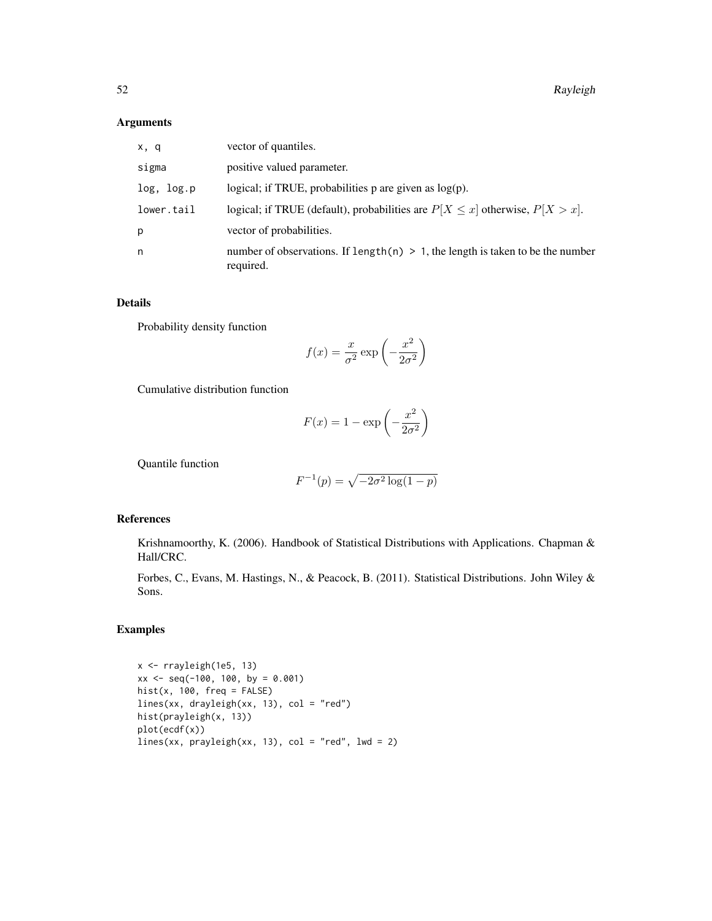## Arguments

| | |
|---|---|
| `x, q` | vector of quantiles. |
| `sigma` | positive valued parameter. |
| `log, log.p` | logical; if TRUE, probabilities p are given as log(p). |
| `lower.tail` | logical; if TRUE (default), probabilities are $P[X \leq x]$ otherwise, $P[X > x]$. |
| `p` | vector of probabilities. |
| `n` | number of observations. If `length(n) > 1`, the length is taken to be the number required. |

## Details

Probability density function

$$f(x) = \frac{x}{\sigma^2} \exp\left(-\frac{x^2}{2\sigma^2}\right)$$

Cumulative distribution function

$$F(x) = 1 - \exp\left(-\frac{x^2}{2\sigma^2}\right)$$

Quantile function

$$F^{-1}(p) = \sqrt{-2\sigma^2 \log(1-p)}$$

## References

Krishnamoorthy, K. (2006). Handbook of Statistical Distributions with Applications. Chapman & Hall/CRC.

Forbes, C., Evans, M. Hastings, N., & Peacock, B. (2011). Statistical Distributions. John Wiley & Sons.

## Examples

```
x <- rrayleigh(1e5, 13)
xx <- seq(-100, 100, by = 0.001)
hist(x, 100, freq = FALSE)
lines(xx, drayleigh(xx, 13), col = "red")
hist(prayleigh(x, 13))
plot(ecdf(x))
lines(xx, prayleigh(xx, 13), col = "red", lwd = 2)
```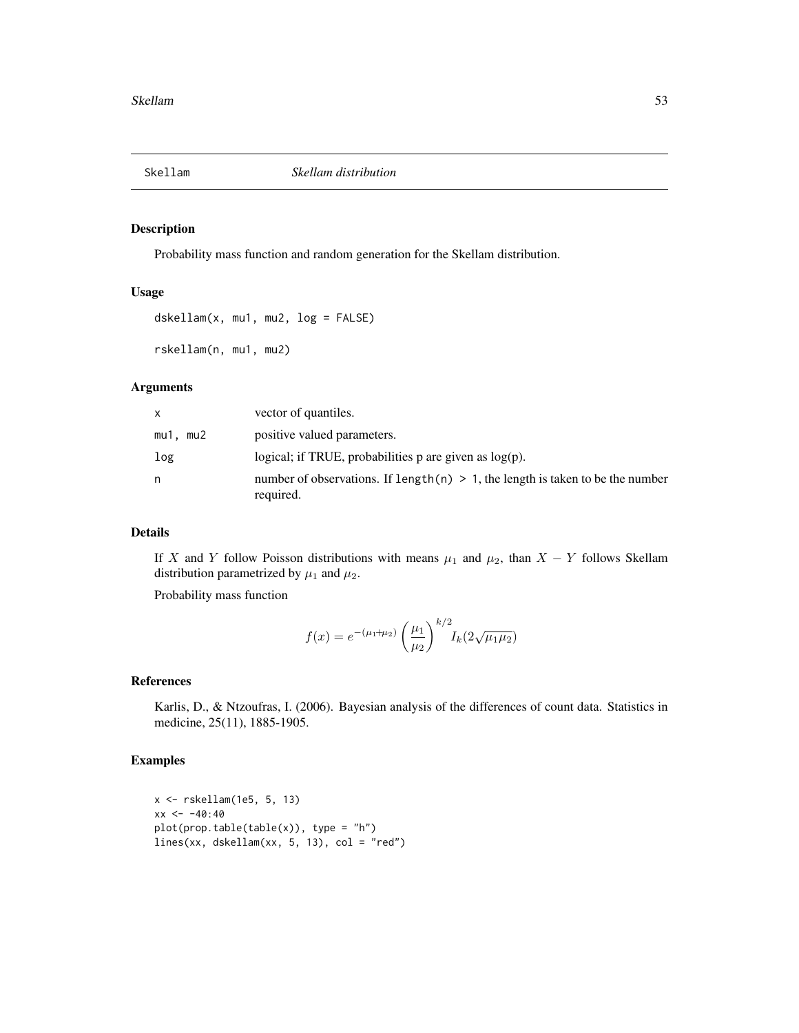## Skellam *Skellam distribution*

### Description

Probability mass function and random generation for the Skellam distribution.

### Usage

```
dskellam(x, mu1, mu2, log = FALSE)

rskellam(n, mu1, mu2)
```

### Arguments

| | |
|---|---|
| x | vector of quantiles. |
| mu1, mu2 | positive valued parameters. |
| log | logical; if TRUE, probabilities p are given as log(p). |
| n | number of observations. If `length(n) > 1`, the length is taken to be the number required. |

### Details

If $X$ and $Y$ follow Poisson distributions with means $\mu_1$ and $\mu_2$, than $X - Y$ follows Skellam distribution parametrized by $\mu_1$ and $\mu_2$.

Probability mass function

$$f(x) = e^{-(\mu_1+\mu_2)} \left(\frac{\mu_1}{\mu_2}\right)^{k/2} I_k(2\sqrt{\mu_1\mu_2})$$

### References

Karlis, D., & Ntzoufras, I. (2006). Bayesian analysis of the differences of count data. Statistics in medicine, 25(11), 1885-1905.

### Examples

```
x <- rskellam(1e5, 5, 13)
xx <- -40:40
plot(prop.table(table(x)), type = "h")
lines(xx, dskellam(xx, 5, 13), col = "red")
```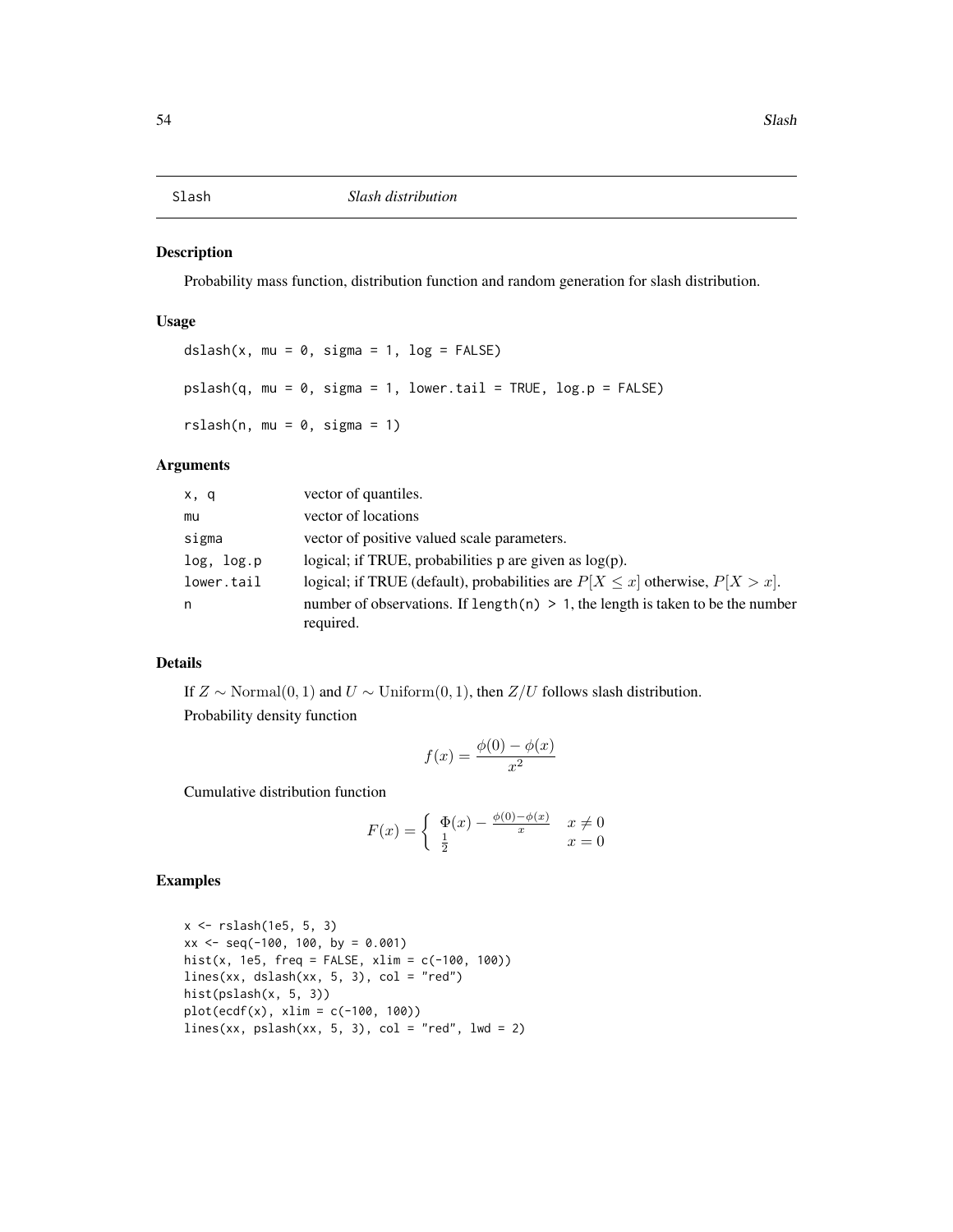## Slash — *Slash distribution*

### Description

Probability mass function, distribution function and random generation for slash distribution.

### Usage

```
dslash(x, mu = 0, sigma = 1, log = FALSE)

pslash(q, mu = 0, sigma = 1, lower.tail = TRUE, log.p = FALSE)

rslash(n, mu = 0, sigma = 1)
```

### Arguments

| | |
|---|---|
| `x, q` | vector of quantiles. |
| `mu` | vector of locations |
| `sigma` | vector of positive valued scale parameters. |
| `log, log.p` | logical; if TRUE, probabilities p are given as log(p). |
| `lower.tail` | logical; if TRUE (default), probabilities are $P[X \leq x]$ otherwise, $P[X > x]$. |
| `n` | number of observations. If `length(n) > 1`, the length is taken to be the number required. |

### Details

If $Z \sim \mathrm{Normal}(0, 1)$ and $U \sim \mathrm{Uniform}(0, 1)$, then $Z/U$ follows slash distribution.

Probability density function

$$f(x) = \frac{\phi(0) - \phi(x)}{x^2}$$

Cumulative distribution function

$$F(x) = \begin{cases} \Phi(x) - \frac{\phi(0) - \phi(x)}{x} & x \neq 0 \\ \frac{1}{2} & x = 0 \end{cases}$$

### Examples

```
x <- rslash(1e5, 5, 3)
xx <- seq(-100, 100, by = 0.001)
hist(x, 1e5, freq = FALSE, xlim = c(-100, 100))
lines(xx, dslash(xx, 5, 3), col = "red")
hist(pslash(x, 5, 3))
plot(ecdf(x), xlim = c(-100, 100))
lines(xx, pslash(xx, 5, 3), col = "red", lwd = 2)
```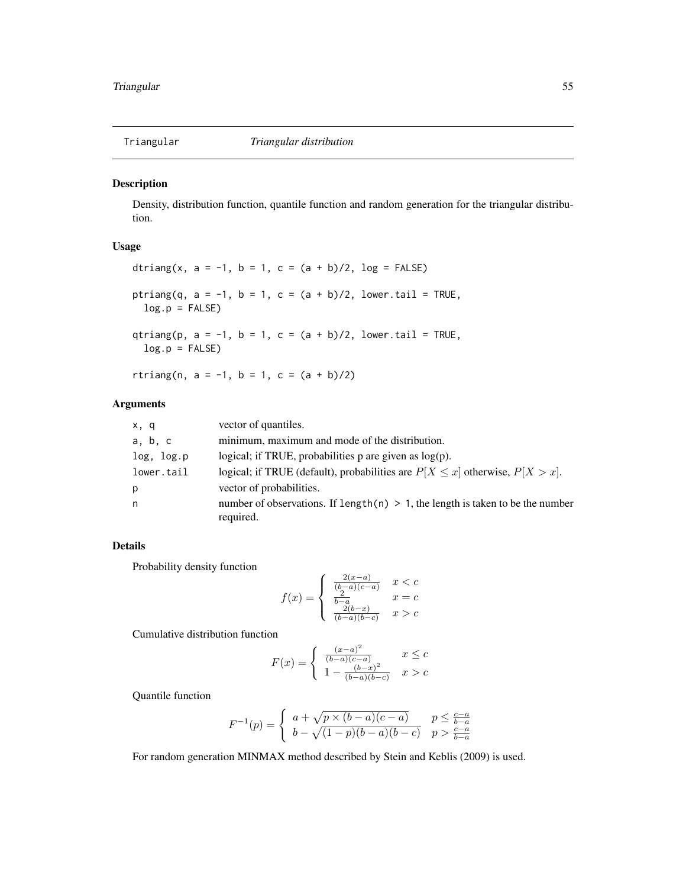## Triangular *Triangular distribution*

### Description

Density, distribution function, quantile function and random generation for the triangular distribution.

### Usage

```
dtriang(x, a = -1, b = 1, c = (a + b)/2, log = FALSE)

ptriang(q, a = -1, b = 1, c = (a + b)/2, lower.tail = TRUE,
  log.p = FALSE)

qtriang(p, a = -1, b = 1, c = (a + b)/2, lower.tail = TRUE,
  log.p = FALSE)

rtriang(n, a = -1, b = 1, c = (a + b)/2)
```

### Arguments

| | |
|---|---|
| x, q | vector of quantiles. |
| a, b, c | minimum, maximum and mode of the distribution. |
| log, log.p | logical; if TRUE, probabilities p are given as log(p). |
| lower.tail | logical; if TRUE (default), probabilities are $P[X \leq x]$ otherwise, $P[X > x]$. |
| p | vector of probabilities. |
| n | number of observations. If `length(n) > 1`, the length is taken to be the number required. |

### Details

Probability density function

$$f(x) = \begin{cases} \frac{2(x-a)}{(b-a)(c-a)} & x < c \\ \frac{2}{b-a} & x = c \\ \frac{2(b-x)}{(b-a)(b-c)} & x > c \end{cases}$$

Cumulative distribution function

$$F(x) = \begin{cases} \frac{(x-a)^2}{(b-a)(c-a)} & x \leq c \\ 1 - \frac{(b-x)^2}{(b-a)(b-c)} & x > c \end{cases}$$

Quantile function

$$F^{-1}(p) = \begin{cases} a + \sqrt{p \times (b-a)(c-a)} & p \leq \frac{c-a}{b-a} \\ b - \sqrt{(1-p)(b-a)(b-c)} & p > \frac{c-a}{b-a} \end{cases}$$

For random generation MINMAX method described by Stein and Keblis (2009) is used.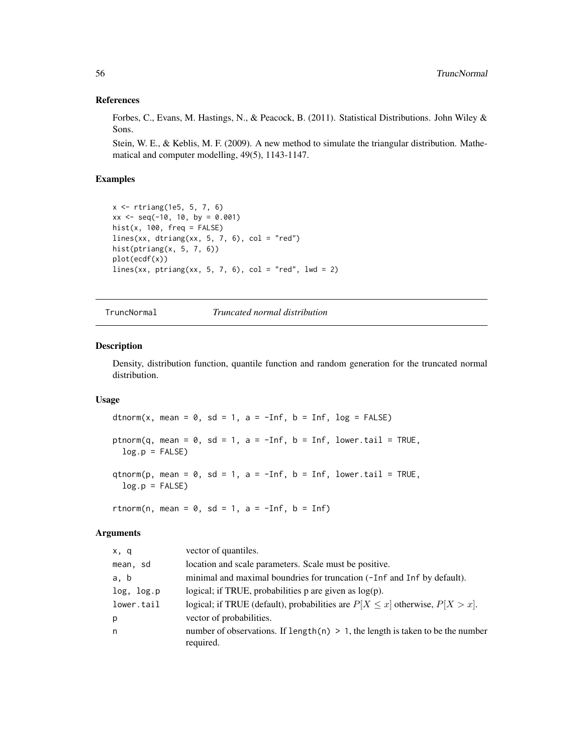### References

Forbes, C., Evans, M. Hastings, N., & Peacock, B. (2011). Statistical Distributions. John Wiley & Sons.

Stein, W. E., & Keblis, M. F. (2009). A new method to simulate the triangular distribution. Mathematical and computer modelling, 49(5), 1143-1147.

### Examples

```
x <- rtriang(1e5, 5, 7, 6)
xx <- seq(-10, 10, by = 0.001)
hist(x, 100, freq = FALSE)
lines(xx, dtriang(xx, 5, 7, 6), col = "red")
hist(ptriang(x, 5, 7, 6))
plot(ecdf(x))
lines(xx, ptriang(xx, 5, 7, 6), col = "red", lwd = 2)
```

---

## TruncNormal *Truncated normal distribution*

---

### Description

Density, distribution function, quantile function and random generation for the truncated normal distribution.

### Usage

```
dtnorm(x, mean = 0, sd = 1, a = -Inf, b = Inf, log = FALSE)

ptnorm(q, mean = 0, sd = 1, a = -Inf, b = Inf, lower.tail = TRUE,
  log.p = FALSE)

qtnorm(p, mean = 0, sd = 1, a = -Inf, b = Inf, lower.tail = TRUE,
  log.p = FALSE)

rtnorm(n, mean = 0, sd = 1, a = -Inf, b = Inf)
```

### Arguments

| | |
|---|---|
| x, q | vector of quantiles. |
| mean, sd | location and scale parameters. Scale must be positive. |
| a, b | minimal and maximal boundries for truncation (-Inf and Inf by default). |
| log, log.p | logical; if TRUE, probabilities p are given as log(p). |
| lower.tail | logical; if TRUE (default), probabilities are $P[X \leq x]$ otherwise, $P[X > x]$. |
| p | vector of probabilities. |
| n | number of observations. If length(n) > 1, the length is taken to be the number required. |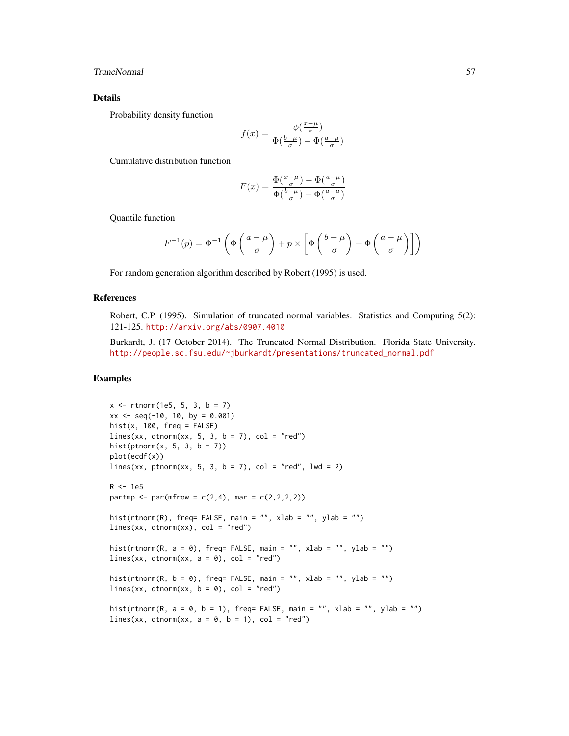## Details

Probability density function

$$f(x) = \frac{\phi(\frac{x-\mu}{\sigma})}{\Phi(\frac{b-\mu}{\sigma}) - \Phi(\frac{a-\mu}{\sigma})}$$

Cumulative distribution function

$$F(x) = \frac{\Phi(\frac{x-\mu}{\sigma}) - \Phi(\frac{a-\mu}{\sigma})}{\Phi(\frac{b-\mu}{\sigma}) - \Phi(\frac{a-\mu}{\sigma})}$$

Quantile function

$$F^{-1}(p) = \Phi^{-1}\left(\Phi\left(\frac{a-\mu}{\sigma}\right) + p \times \left[\Phi\left(\frac{b-\mu}{\sigma}\right) - \Phi\left(\frac{a-\mu}{\sigma}\right)\right]\right)$$

For random generation algorithm described by Robert (1995) is used.

## References

Robert, C.P. (1995). Simulation of truncated normal variables. Statistics and Computing 5(2): 121-125. http://arxiv.org/abs/0907.4010

Burkardt, J. (17 October 2014). The Truncated Normal Distribution. Florida State University. http://people.sc.fsu.edu/~jburkardt/presentations/truncated_normal.pdf

## Examples

```
x <- rtnorm(1e5, 5, 3, b = 7)
xx <- seq(-10, 10, by = 0.001)
hist(x, 100, freq = FALSE)
lines(xx, dtnorm(xx, 5, 3, b = 7), col = "red")
hist(ptnorm(x, 5, 3, b = 7))
plot(ecdf(x))
lines(xx, ptnorm(xx, 5, 3, b = 7), col = "red", lwd = 2)

R <- 1e5
partmp <- par(mfrow = c(2,4), mar = c(2,2,2,2))

hist(rtnorm(R), freq= FALSE, main = "", xlab = "", ylab = "")
lines(xx, dtnorm(xx), col = "red")

hist(rtnorm(R, a = 0), freq= FALSE, main = "", xlab = "", ylab = "")
lines(xx, dtnorm(xx, a = 0), col = "red")

hist(rtnorm(R, b = 0), freq= FALSE, main = "", xlab = "", ylab = "")
lines(xx, dtnorm(xx, b = 0), col = "red")

hist(rtnorm(R, a = 0, b = 1), freq= FALSE, main = "", xlab = "", ylab = "")
lines(xx, dtnorm(xx, a = 0, b = 1), col = "red")
```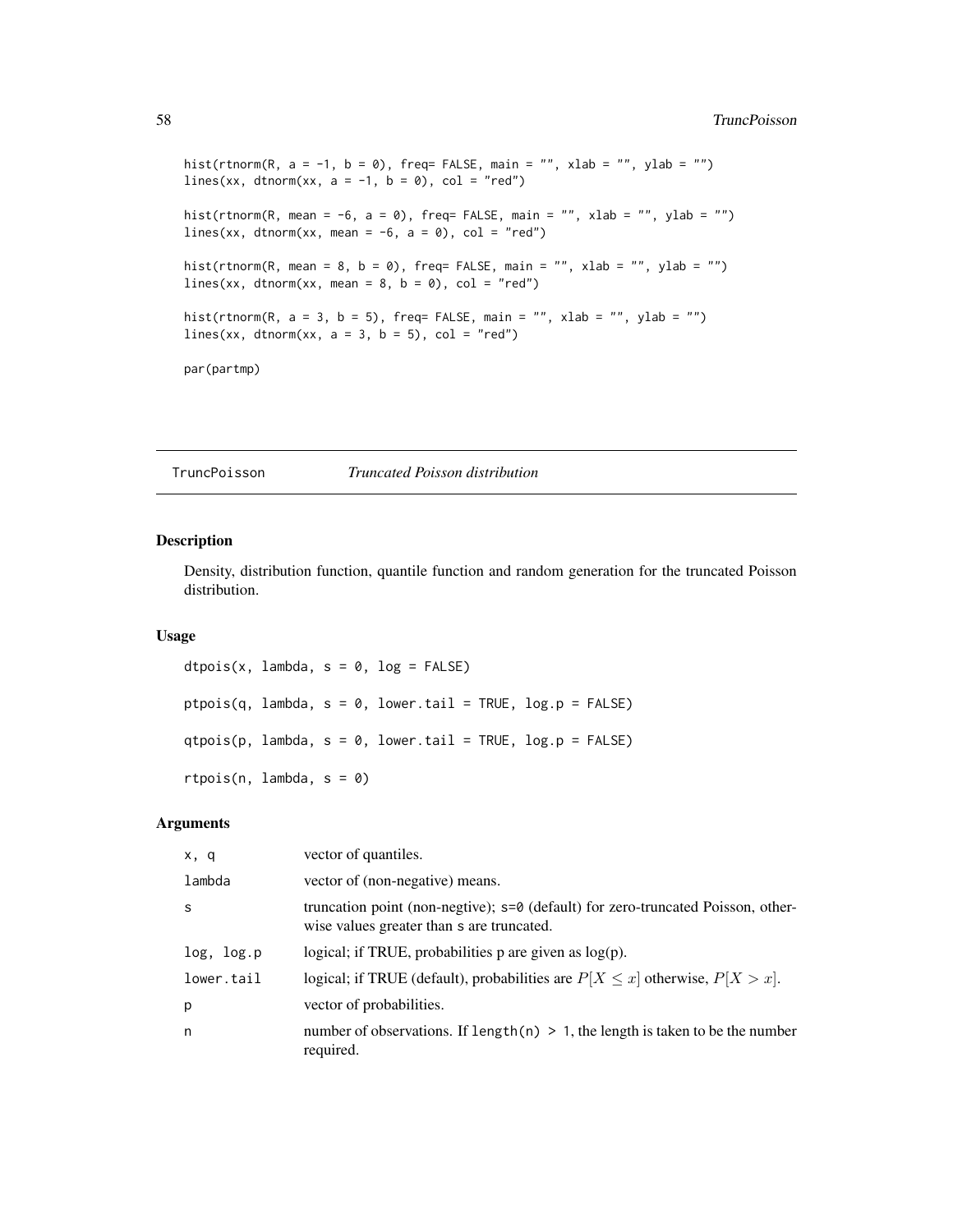```
hist(rtnorm(R, a = -1, b = 0), freq= FALSE, main = "", xlab = "", ylab = "")
lines(xx, dtnorm(xx, a = -1, b = 0), col = "red")

hist(rtnorm(R, mean = -6, a = 0), freq= FALSE, main = "", xlab = "", ylab = "")
lines(xx, dtnorm(xx, mean = -6, a = 0), col = "red")

hist(rtnorm(R, mean = 8, b = 0), freq= FALSE, main = "", xlab = "", ylab = "")
lines(xx, dtnorm(xx, mean = 8, b = 0), col = "red")

hist(rtnorm(R, a = 3, b = 5), freq= FALSE, main = "", xlab = "", ylab = "")
lines(xx, dtnorm(xx, a = 3, b = 5), col = "red")

par(partmp)
```

---

## TruncPoisson — *Truncated Poisson distribution*

---

### Description

Density, distribution function, quantile function and random generation for the truncated Poisson distribution.

### Usage

```
dtpois(x, lambda, s = 0, log = FALSE)

ptpois(q, lambda, s = 0, lower.tail = TRUE, log.p = FALSE)

qtpois(p, lambda, s = 0, lower.tail = TRUE, log.p = FALSE)

rtpois(n, lambda, s = 0)
```

### Arguments

| | |
|---|---|
| `x, q` | vector of quantiles. |
| `lambda` | vector of (non-negative) means. |
| `s` | truncation point (non-negtive); `s=0` (default) for zero-truncated Poisson, otherwise values greater than `s` are truncated. |
| `log, log.p` | logical; if TRUE, probabilities p are given as log(p). |
| `lower.tail` | logical; if TRUE (default), probabilities are $P[X \leq x]$ otherwise, $P[X > x]$. |
| `p` | vector of probabilities. |
| `n` | number of observations. If `length(n) > 1`, the length is taken to be the number required. |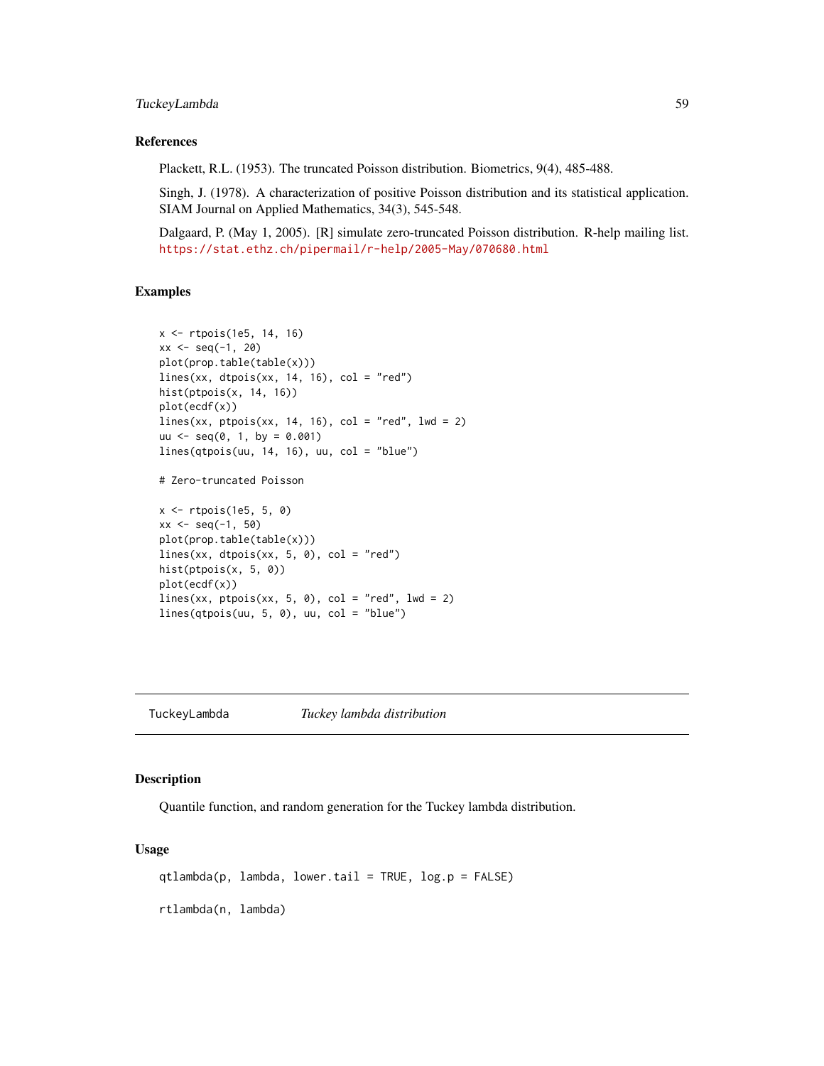### References

Plackett, R.L. (1953). The truncated Poisson distribution. Biometrics, 9(4), 485-488.

Singh, J. (1978). A characterization of positive Poisson distribution and its statistical application. SIAM Journal on Applied Mathematics, 34(3), 545-548.

Dalgaard, P. (May 1, 2005). [R] simulate zero-truncated Poisson distribution. R-help mailing list. https://stat.ethz.ch/pipermail/r-help/2005-May/070680.html

### Examples

```
x <- rtpois(1e5, 14, 16)
xx <- seq(-1, 20)
plot(prop.table(table(x)))
lines(xx, dtpois(xx, 14, 16), col = "red")
hist(ptpois(x, 14, 16))
plot(ecdf(x))
lines(xx, ptpois(xx, 14, 16), col = "red", lwd = 2)
uu <- seq(0, 1, by = 0.001)
lines(qtpois(uu, 14, 16), uu, col = "blue")

# Zero-truncated Poisson

x <- rtpois(1e5, 5, 0)
xx <- seq(-1, 50)
plot(prop.table(table(x)))
lines(xx, dtpois(xx, 5, 0), col = "red")
hist(ptpois(x, 5, 0))
plot(ecdf(x))
lines(xx, ptpois(xx, 5, 0), col = "red", lwd = 2)
lines(qtpois(uu, 5, 0), uu, col = "blue")
```

---

## TuckeyLambda &nbsp;&nbsp;&nbsp;&nbsp; *Tuckey lambda distribution*

---

### Description

Quantile function, and random generation for the Tuckey lambda distribution.

### Usage

```
qtlambda(p, lambda, lower.tail = TRUE, log.p = FALSE)

rtlambda(n, lambda)
```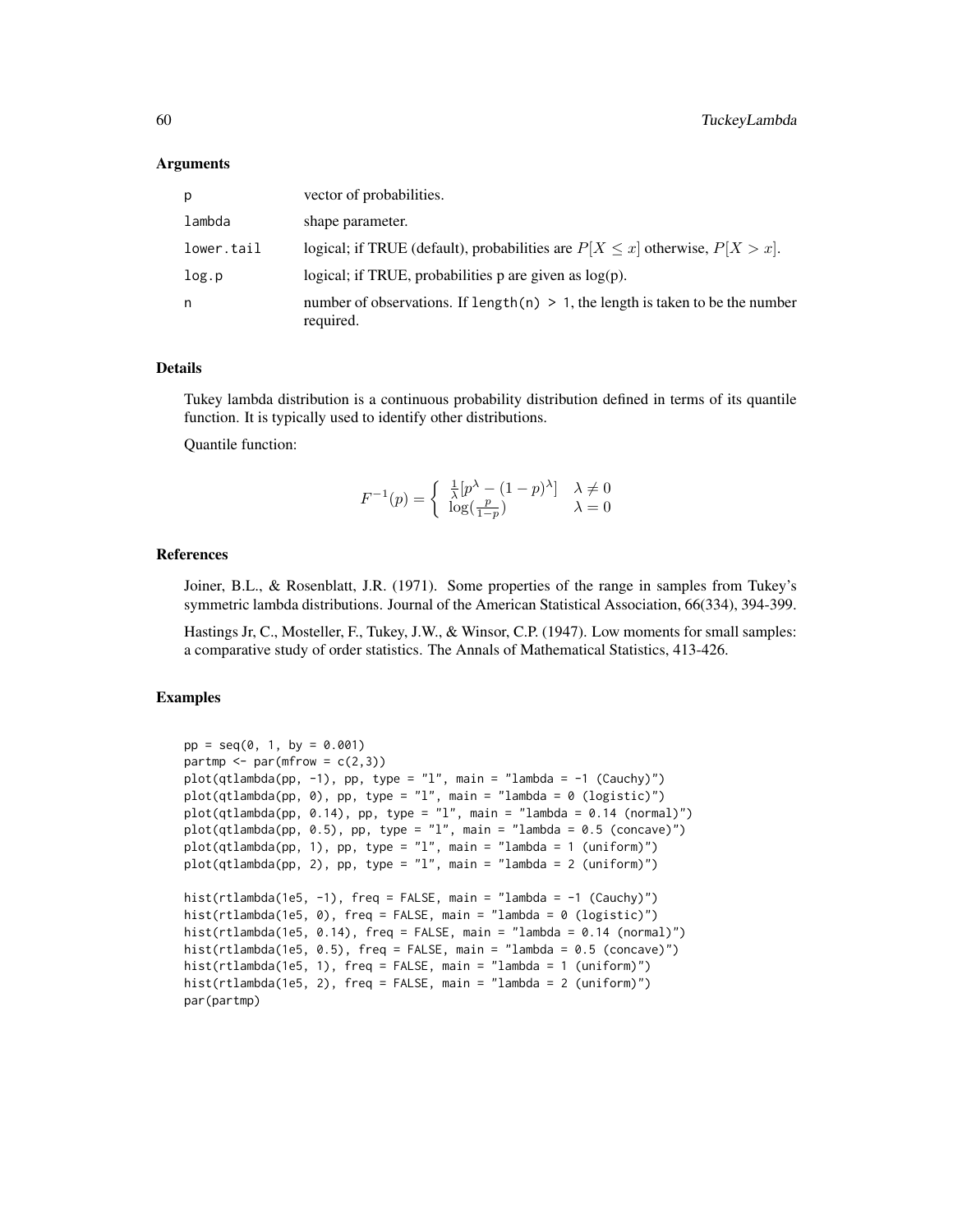### Arguments

| | |
|---|---|
| p | vector of probabilities. |
| lambda | shape parameter. |
| lower.tail | logical; if TRUE (default), probabilities are $P[X \le x]$ otherwise, $P[X > x]$. |
| log.p | logical; if TRUE, probabilities p are given as log(p). |
| n | number of observations. If `length(n) > 1`, the length is taken to be the number required. |

### Details

Tukey lambda distribution is a continuous probability distribution defined in terms of its quantile function. It is typically used to identify other distributions.

Quantile function:

$$F^{-1}(p) = \begin{cases} \frac{1}{\lambda}[p^\lambda - (1-p)^\lambda] & \lambda \neq 0 \\ \log(\frac{p}{1-p}) & \lambda = 0 \end{cases}$$

### References

Joiner, B.L., & Rosenblatt, J.R. (1971). Some properties of the range in samples from Tukey's symmetric lambda distributions. Journal of the American Statistical Association, 66(334), 394-399.

Hastings Jr, C., Mosteller, F., Tukey, J.W., & Winsor, C.P. (1947). Low moments for small samples: a comparative study of order statistics. The Annals of Mathematical Statistics, 413-426.

### Examples

```
pp = seq(0, 1, by = 0.001)
partmp <- par(mfrow = c(2,3))
plot(qtlambda(pp, -1), pp, type = "l", main = "lambda = -1 (Cauchy)")
plot(qtlambda(pp, 0), pp, type = "l", main = "lambda = 0 (logistic)")
plot(qtlambda(pp, 0.14), pp, type = "l", main = "lambda = 0.14 (normal)")
plot(qtlambda(pp, 0.5), pp, type = "l", main = "lambda = 0.5 (concave)")
plot(qtlambda(pp, 1), pp, type = "l", main = "lambda = 1 (uniform)")
plot(qtlambda(pp, 2), pp, type = "l", main = "lambda = 2 (uniform)")

hist(rtlambda(1e5, -1), freq = FALSE, main = "lambda = -1 (Cauchy)")
hist(rtlambda(1e5, 0), freq = FALSE, main = "lambda = 0 (logistic)")
hist(rtlambda(1e5, 0.14), freq = FALSE, main = "lambda = 0.14 (normal)")
hist(rtlambda(1e5, 0.5), freq = FALSE, main = "lambda = 0.5 (concave)")
hist(rtlambda(1e5, 1), freq = FALSE, main = "lambda = 1 (uniform)")
hist(rtlambda(1e5, 2), freq = FALSE, main = "lambda = 2 (uniform)")
par(partmp)
```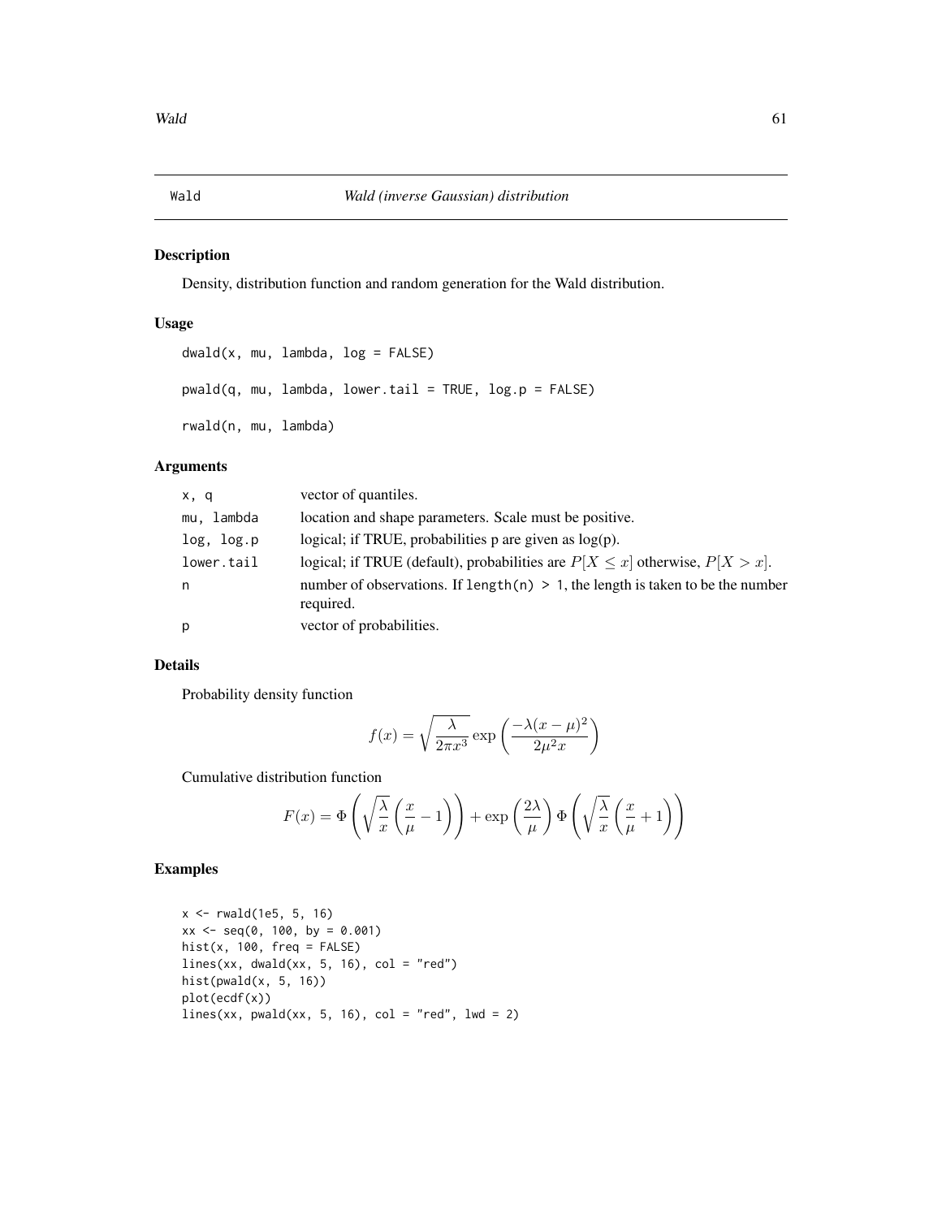# Wald — *Wald (inverse Gaussian) distribution*

## Description

Density, distribution function and random generation for the Wald distribution.

## Usage

```
dwald(x, mu, lambda, log = FALSE)

pwald(q, mu, lambda, lower.tail = TRUE, log.p = FALSE)

rwald(n, mu, lambda)
```

## Arguments

| | |
|---|---|
| `x, q` | vector of quantiles. |
| `mu, lambda` | location and shape parameters. Scale must be positive. |
| `log, log.p` | logical; if TRUE, probabilities p are given as log(p). |
| `lower.tail` | logical; if TRUE (default), probabilities are $P[X \leq x]$ otherwise, $P[X > x]$. |
| `n` | number of observations. If `length(n) > 1`, the length is taken to be the number required. |
| `p` | vector of probabilities. |

## Details

Probability density function

$$f(x) = \sqrt{\frac{\lambda}{2\pi x^3}} \exp\left(\frac{-\lambda(x-\mu)^2}{2\mu^2 x}\right)$$

Cumulative distribution function

$$F(x) = \Phi\left(\sqrt{\frac{\lambda}{x}}\left(\frac{x}{\mu} - 1\right)\right) + \exp\left(\frac{2\lambda}{\mu}\right)\Phi\left(\sqrt{\frac{\lambda}{x}}\left(\frac{x}{\mu} + 1\right)\right)$$

## Examples

```
x <- rwald(1e5, 5, 16)
xx <- seq(0, 100, by = 0.001)
hist(x, 100, freq = FALSE)
lines(xx, dwald(xx, 5, 16), col = "red")
hist(pwald(x, 5, 16))
plot(ecdf(x))
lines(xx, pwald(xx, 5, 16), col = "red", lwd = 2)
```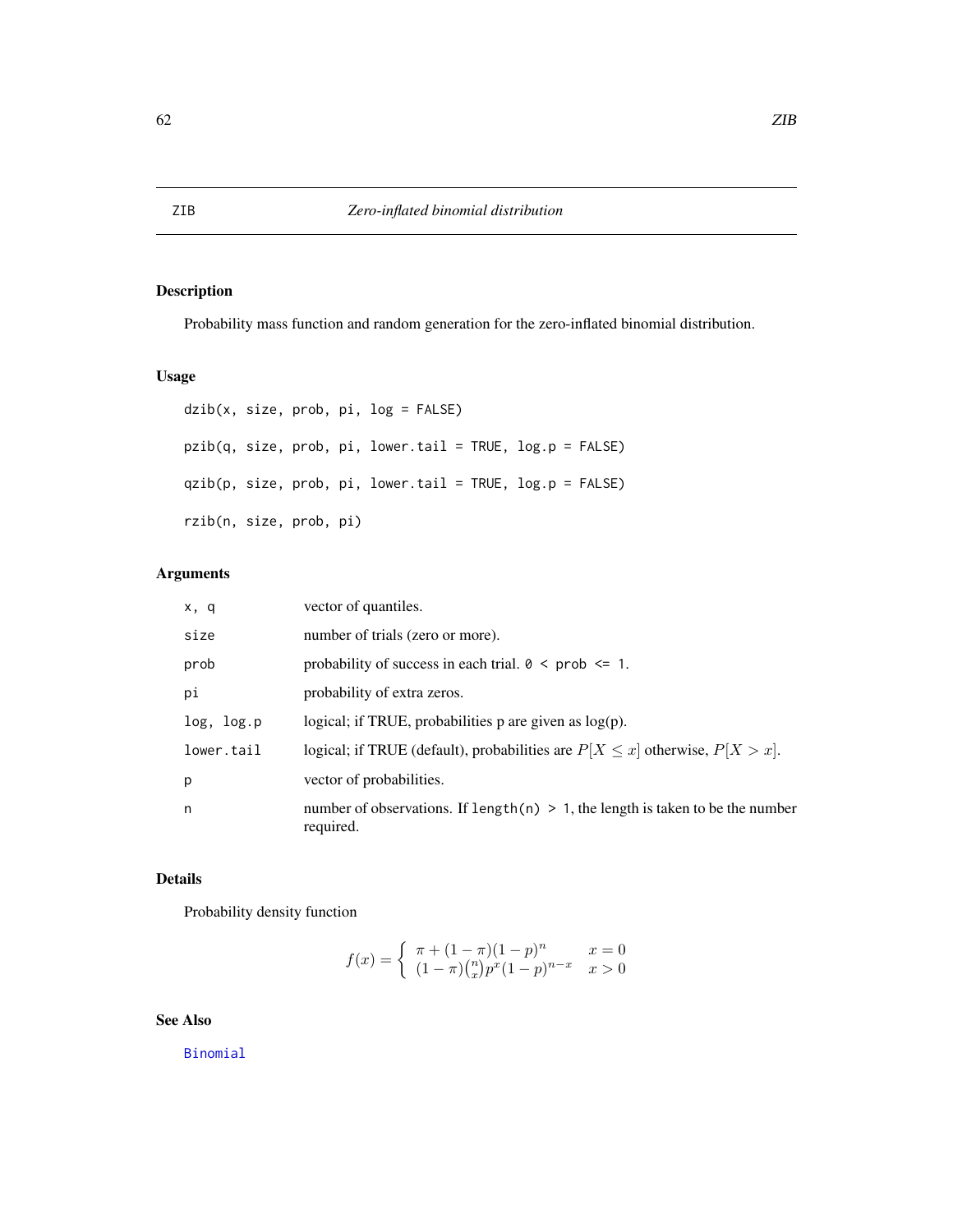# ZIB — *Zero-inflated binomial distribution*

## Description

Probability mass function and random generation for the zero-inflated binomial distribution.

## Usage

```
dzib(x, size, prob, pi, log = FALSE)

pzib(q, size, prob, pi, lower.tail = TRUE, log.p = FALSE)

qzib(p, size, prob, pi, lower.tail = TRUE, log.p = FALSE)

rzib(n, size, prob, pi)
```

## Arguments

| | |
|---|---|
| `x, q` | vector of quantiles. |
| `size` | number of trials (zero or more). |
| `prob` | probability of success in each trial. `0 < prob <= 1`. |
| `pi` | probability of extra zeros. |
| `log, log.p` | logical; if TRUE, probabilities p are given as log(p). |
| `lower.tail` | logical; if TRUE (default), probabilities are $P[X \le x]$ otherwise, $P[X > x]$. |
| `p` | vector of probabilities. |
| `n` | number of observations. If `length(n) > 1`, the length is taken to be the number required. |

## Details

Probability density function

$$f(x) = \begin{cases} \pi + (1-\pi)(1-p)^n & x = 0 \\ (1-\pi)\binom{n}{x} p^x (1-p)^{n-x} & x > 0 \end{cases}$$

## See Also

Binomial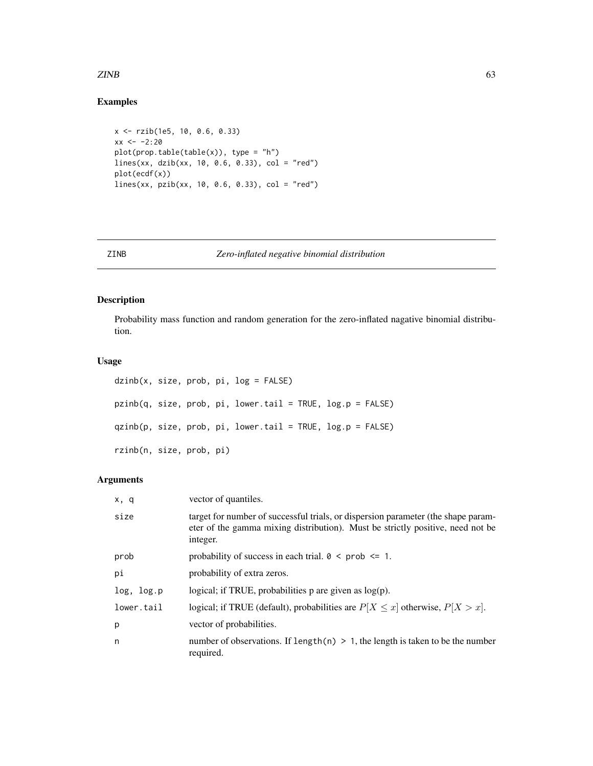### Examples

```
x <- rzib(1e5, 10, 0.6, 0.33)
xx <- -2:20
plot(prop.table(table(x)), type = "h")
lines(xx, dzib(xx, 10, 0.6, 0.33), col = "red")
plot(ecdf(x))
lines(xx, pzib(xx, 10, 0.6, 0.33), col = "red")
```

---

## ZINB *Zero-inflated negative binomial distribution*

---

### Description

Probability mass function and random generation for the zero-inflated nagative binomial distribution.

### Usage

```
dzinb(x, size, prob, pi, log = FALSE)

pzinb(q, size, prob, pi, lower.tail = TRUE, log.p = FALSE)

qzinb(p, size, prob, pi, lower.tail = TRUE, log.p = FALSE)

rzinb(n, size, prob, pi)
```

### Arguments

| | |
|---|---|
| `x, q` | vector of quantiles. |
| `size` | target for number of successful trials, or dispersion parameter (the shape parameter of the gamma mixing distribution). Must be strictly positive, need not be integer. |
| `prob` | probability of success in each trial. `0 < prob <= 1`. |
| `pi` | probability of extra zeros. |
| `log, log.p` | logical; if TRUE, probabilities p are given as log(p). |
| `lower.tail` | logical; if TRUE (default), probabilities are $P[X \leq x]$ otherwise, $P[X > x]$. |
| `p` | vector of probabilities. |
| `n` | number of observations. If `length(n) > 1`, the length is taken to be the number required. |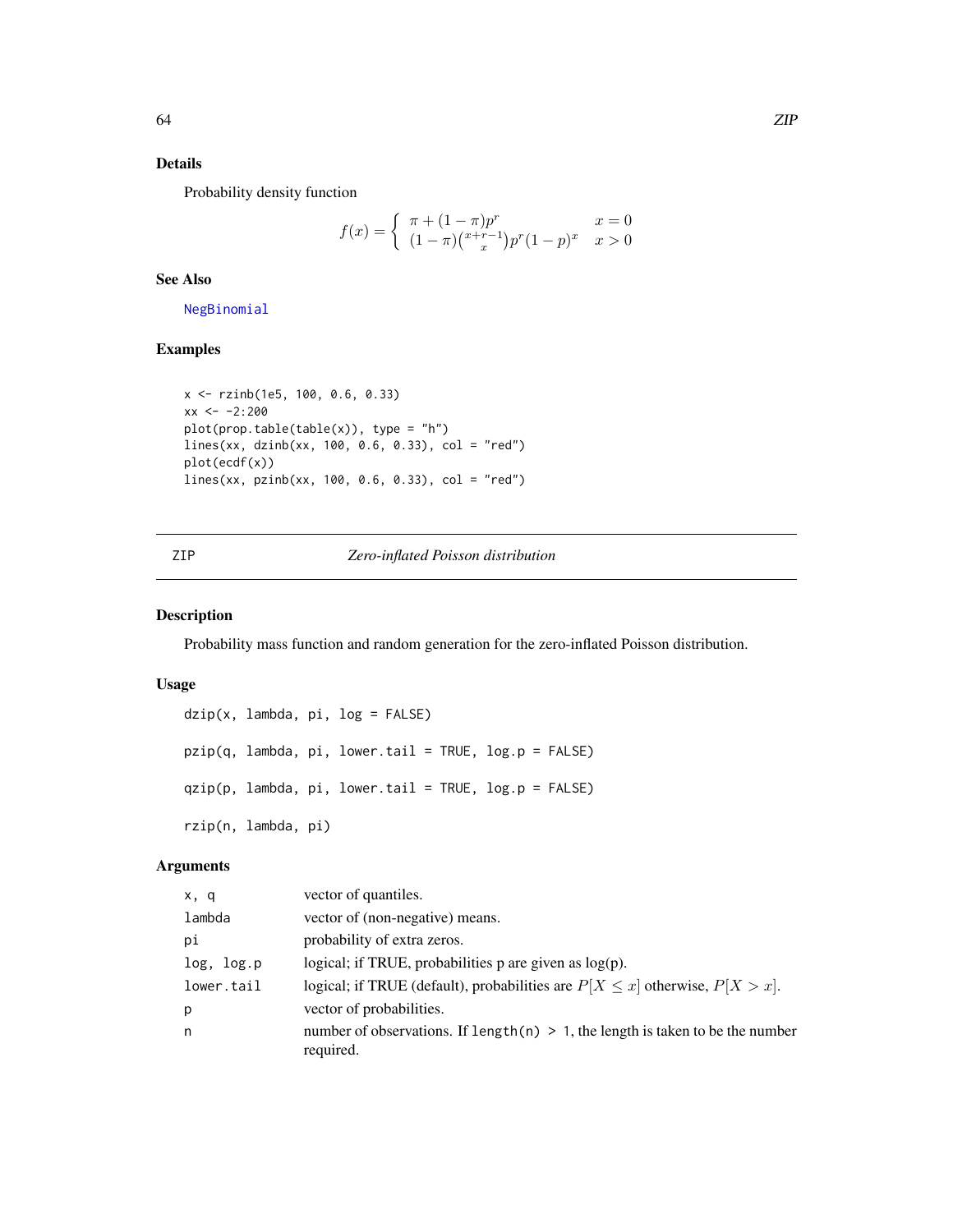### Details

Probability density function

$$f(x) = \left\{ \begin{array}{ll} \pi + (1-\pi)p^r & x = 0 \\ (1-\pi)\binom{x+r-1}{x} p^r (1-p)^x & x > 0 \end{array} \right.$$

### See Also

NegBinomial

### Examples

```
x <- rzinb(1e5, 100, 0.6, 0.33)
xx <- -2:200
plot(prop.table(table(x)), type = "h")
lines(xx, dzinb(xx, 100, 0.6, 0.33), col = "red")
plot(ecdf(x))
lines(xx, pzinb(xx, 100, 0.6, 0.33), col = "red")
```

---

## ZIP *Zero-inflated Poisson distribution*

### Description

Probability mass function and random generation for the zero-inflated Poisson distribution.

### Usage

```
dzip(x, lambda, pi, log = FALSE)

pzip(q, lambda, pi, lower.tail = TRUE, log.p = FALSE)

qzip(p, lambda, pi, lower.tail = TRUE, log.p = FALSE)

rzip(n, lambda, pi)
```

### Arguments

| | |
|---|---|
| `x, q` | vector of quantiles. |
| `lambda` | vector of (non-negative) means. |
| `pi` | probability of extra zeros. |
| `log, log.p` | logical; if TRUE, probabilities p are given as log(p). |
| `lower.tail` | logical; if TRUE (default), probabilities are $P[X \leq x]$ otherwise, $P[X > x]$. |
| `p` | vector of probabilities. |
| `n` | number of observations. If `length(n) > 1`, the length is taken to be the number required. |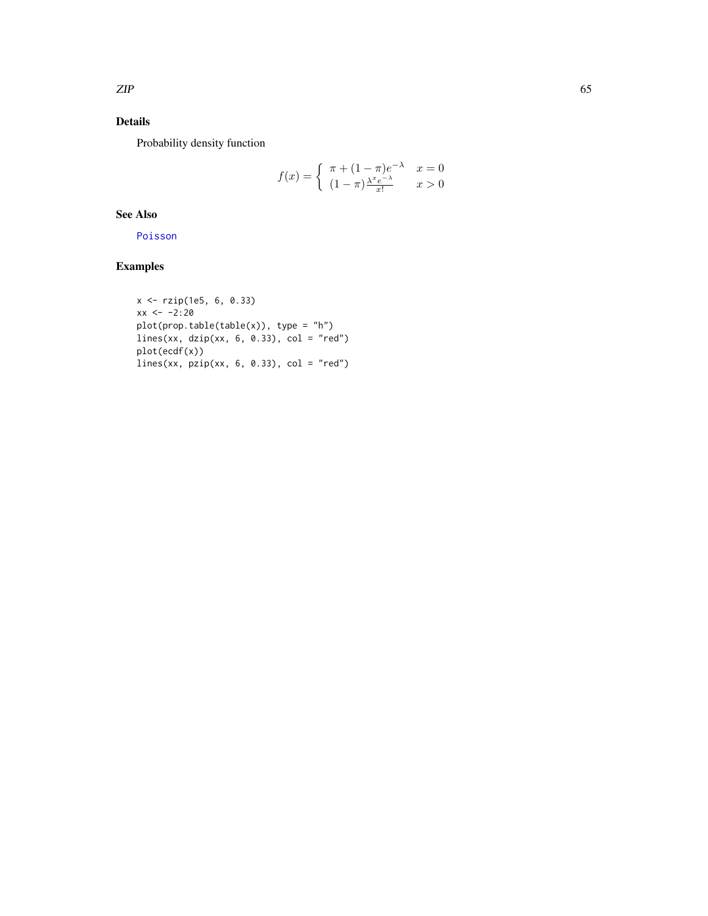## Details

Probability density function

$$f(x) = \left\{ \begin{array}{ll} \pi + (1-\pi) e^{-\lambda} & x = 0 \\ (1-\pi) \frac{\lambda^x e^{-\lambda}}{x!} & x > 0 \end{array} \right.$$

## See Also

Poisson

## Examples

```
x <- rzip(1e5, 6, 0.33)
xx <- -2:20
plot(prop.table(table(x)), type = "h")
lines(xx, dzip(xx, 6, 0.33), col = "red")
plot(ecdf(x))
lines(xx, pzip(xx, 6, 0.33), col = "red")
```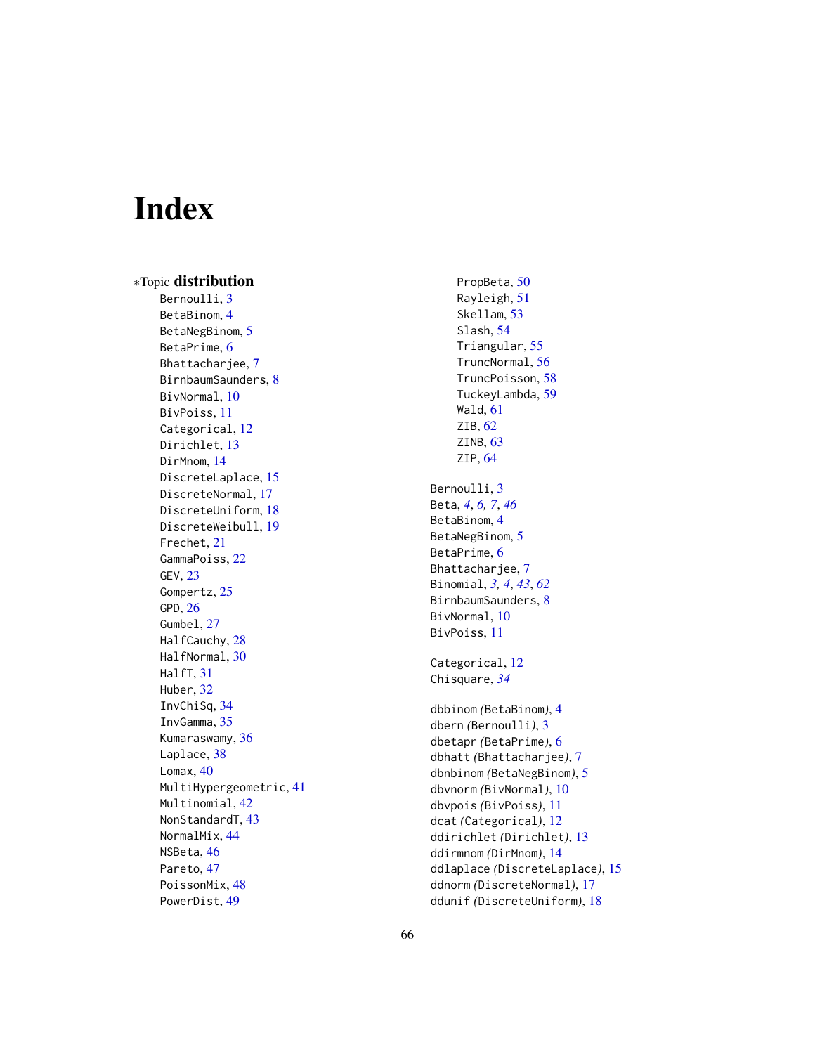# Index

∗Topic **distribution**

Bernoulli, 3
BetaBinom, 4
BetaNegBinom, 5
BetaPrime, 6
Bhattacharjee, 7
BirnbaumSaunders, 8
BivNormal, 10
BivPoiss, 11
Categorical, 12
Dirichlet, 13
DirMnom, 14
DiscreteLaplace, 15
DiscreteNormal, 17
DiscreteUniform, 18
DiscreteWeibull, 19
Frechet, 21
GammaPoiss, 22
GEV, 23
Gompertz, 25
GPD, 26
Gumbel, 27
HalfCauchy, 28
HalfNormal, 30
HalfT, 31
Huber, 32
InvChiSq, 34
InvGamma, 35
Kumaraswamy, 36
Laplace, 38
Lomax, 40
MultiHypergeometric, 41
Multinomial, 42
NonStandardT, 43
NormalMix, 44
NSBeta, 46
Pareto, 47
PoissonMix, 48
PowerDist, 49
PropBeta, 50
Rayleigh, 51
Skellam, 53
Slash, 54
Triangular, 55
TruncNormal, 56
TruncPoisson, 58
TuckeyLambda, 59
Wald, 61
ZIB, 62
ZINB, 63
ZIP, 64

Bernoulli, 3
Beta, *4*, *6*, *7*, *46*
BetaBinom, 4
BetaNegBinom, 5
BetaPrime, 6
Bhattacharjee, 7
Binomial, *3*, *4*, *43*, *62*
BirnbaumSaunders, 8
BivNormal, 10
BivPoiss, 11

Categorical, 12
Chisquare, *34*

dbbinom *(*BetaBinom*)*, 4
dbern *(*Bernoulli*)*, 3
dbetapr *(*BetaPrime*)*, 6
dbhatt *(*Bhattacharjee*)*, 7
dbnbinom *(*BetaNegBinom*)*, 5
dbvnorm *(*BivNormal*)*, 10
dbvpois *(*BivPoiss*)*, 11
dcat *(*Categorical*)*, 12
ddirichlet *(*Dirichlet*)*, 13
ddirmnom *(*DirMnom*)*, 14
ddlaplace *(*DiscreteLaplace*)*, 15
ddnorm *(*DiscreteNormal*)*, 17
ddunif *(*DiscreteUniform*)*, 18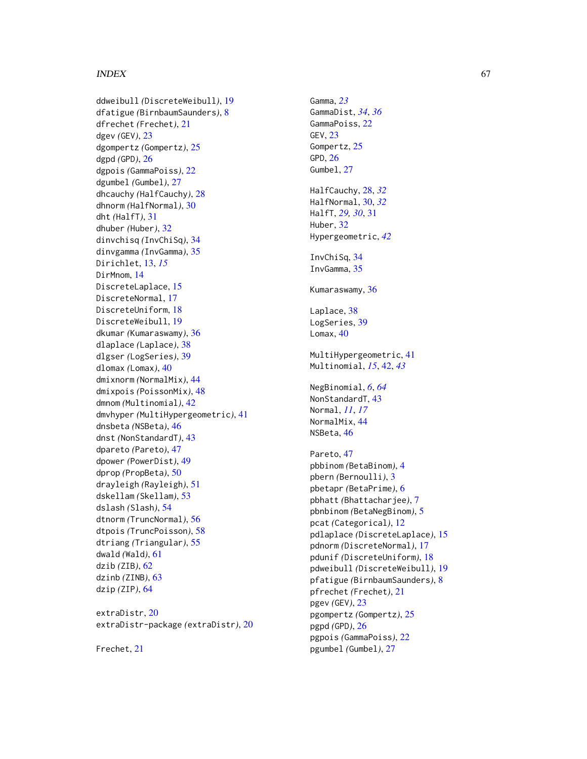ddweibull *(DiscreteWeibull)*, 19
dfatigue *(BirnbaumSaunders)*, 8
dfrechet *(Frechet)*, 21
dgev *(GEV)*, 23
dgompertz *(Gompertz)*, 25
dgpd *(GPD)*, 26
dgpois *(GammaPoiss)*, 22
dgumbel *(Gumbel)*, 27
dhcauchy *(HalfCauchy)*, 28
dhnorm *(HalfNormal)*, 30
dht *(HalfT)*, 31
dhuber *(Huber)*, 32
dinvchisq *(InvChiSq)*, 34
dinvgamma *(InvGamma)*, 35
Dirichlet, 13, *15*
DirMnom, 14
DiscreteLaplace, 15
DiscreteNormal, 17
DiscreteUniform, 18
DiscreteWeibull, 19
dkumar *(Kumaraswamy)*, 36
dlaplace *(Laplace)*, 38
dlgser *(LogSeries)*, 39
dlomax *(Lomax)*, 40
dmixnorm *(NormalMix)*, 44
dmixpois *(PoissonMix)*, 48
dmnom *(Multinomial)*, 42
dmvhyper *(MultiHypergeometric)*, 41
dnsbeta *(NSBeta)*, 46
dnst *(NonStandardT)*, 43
dpareto *(Pareto)*, 47
dpower *(PowerDist)*, 49
dprop *(PropBeta)*, 50
drayleigh *(Rayleigh)*, 51
dskellam *(Skellam)*, 53
dslash *(Slash)*, 54
dtnorm *(TruncNormal)*, 56
dtpois *(TruncPoisson)*, 58
dtriang *(Triangular)*, 55
dwald *(Wald)*, 61
dzib *(ZIB)*, 62
dzinb *(ZINB)*, 63
dzip *(ZIP)*, 64

extraDistr, 20
extraDistr-package *(extraDistr)*, 20

Frechet, 21

Gamma, *23*
GammaDist, *34*, *36*
GammaPoiss, 22
GEV, 23
Gompertz, 25
GPD, 26
Gumbel, 27

HalfCauchy, 28, *32*
HalfNormal, 30, *32*
HalfT, *29, 30*, 31
Huber, 32
Hypergeometric, *42*

InvChiSq, 34
InvGamma, 35

Kumaraswamy, 36

Laplace, 38
LogSeries, 39
Lomax, 40

MultiHypergeometric, 41
Multinomial, *15*, 42, *43*

NegBinomial, *6*, *64*
NonStandardT, 43
Normal, *11*, *17*
NormalMix, 44
NSBeta, 46

Pareto, 47
pbbinom *(BetaBinom)*, 4
pbern *(Bernoulli)*, 3
pbetapr *(BetaPrime)*, 6
pbhatt *(Bhattacharjee)*, 7
pbnbinom *(BetaNegBinom)*, 5
pcat *(Categorical)*, 12
pdlaplace *(DiscreteLaplace)*, 15
pdnorm *(DiscreteNormal)*, 17
pdunif *(DiscreteUniform)*, 18
pdweibull *(DiscreteWeibull)*, 19
pfatigue *(BirnbaumSaunders)*, 8
pfrechet *(Frechet)*, 21
pgev *(GEV)*, 23
pgompertz *(Gompertz)*, 25
pgpd *(GPD)*, 26
pgpois *(GammaPoiss)*, 22
pgumbel *(Gumbel)*, 27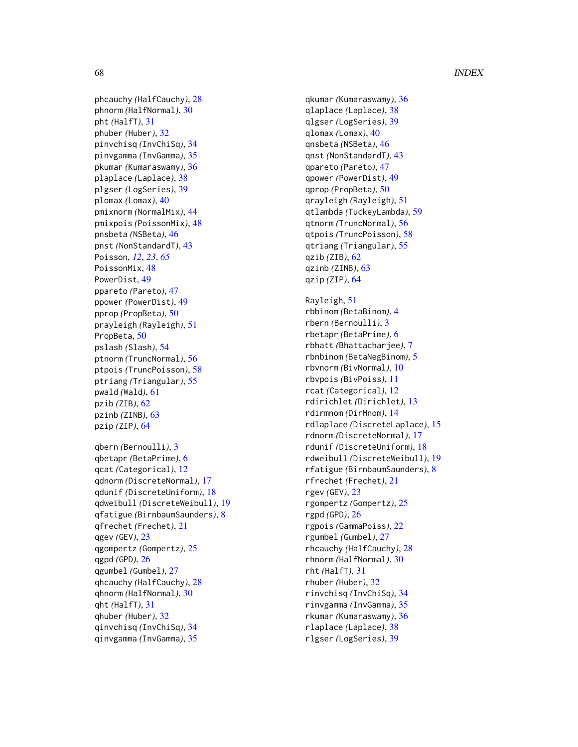phcauchy (HalfCauchy), 28
phnorm (HalfNormal), 30
pht (HalfT), 31
phuber (Huber), 32
pinvchisq (InvChiSq), 34
pinvgamma (InvGamma), 35
pkumar (Kumaraswamy), 36
plaplace (Laplace), 38
plgser (LogSeries), 39
plomax (Lomax), 40
pmixnorm (NormalMix), 44
pmixpois (PoissonMix), 48
pnsbeta (NSBeta), 46
pnst (NonStandardT), 43
Poisson, *12*, *23*, *65*
PoissonMix, 48
PowerDist, 49
ppareto (Pareto), 47
ppower (PowerDist), 49
pprop (PropBeta), 50
prayleigh (Rayleigh), 51
PropBeta, 50
pslash (Slash), 54
ptnorm (TruncNormal), 56
ptpois (TruncPoisson), 58
ptriang (Triangular), 55
pwald (Wald), 61
pzib (ZIB), 62
pzinb (ZINB), 63
pzip (ZIP), 64

qbern (Bernoulli), 3
qbetapr (BetaPrime), 6
qcat (Categorical), 12
qdnorm (DiscreteNormal), 17
qdunif (DiscreteUniform), 18
qdweibull (DiscreteWeibull), 19
qfatigue (BirnbaumSaunders), 8
qfrechet (Frechet), 21
qgev (GEV), 23
qgompertz (Gompertz), 25
qgpd (GPD), 26
qgumbel (Gumbel), 27
qhcauchy (HalfCauchy), 28
qhnorm (HalfNormal), 30
qht (HalfT), 31
qhuber (Huber), 32
qinvchisq (InvChiSq), 34
qinvgamma (InvGamma), 35
qkumar (Kumaraswamy), 36
qlaplace (Laplace), 38
qlgser (LogSeries), 39
qlomax (Lomax), 40
qnsbeta (NSBeta), 46
qnst (NonStandardT), 43
qpareto (Pareto), 47
qpower (PowerDist), 49
qprop (PropBeta), 50
qrayleigh (Rayleigh), 51
qtlambda (TuckeyLambda), 59
qtnorm (TruncNormal), 56
qtpois (TruncPoisson), 58
qtriang (Triangular), 55
qzib (ZIB), 62
qzinb (ZINB), 63
qzip (ZIP), 64

Rayleigh, 51
rbbinom (BetaBinom), 4
rbern (Bernoulli), 3
rbetapr (BetaPrime), 6
rbhatt (Bhattacharjee), 7
rbnbinom (BetaNegBinom), 5
rbvnorm (BivNormal), 10
rbvpois (BivPoiss), 11
rcat (Categorical), 12
rdirichlet (Dirichlet), 13
rdirmnom (DirMnom), 14
rdlaplace (DiscreteLaplace), 15
rdnorm (DiscreteNormal), 17
rdunif (DiscreteUniform), 18
rdweibull (DiscreteWeibull), 19
rfatigue (BirnbaumSaunders), 8
rfrechet (Frechet), 21
rgev (GEV), 23
rgompertz (Gompertz), 25
rgpd (GPD), 26
rgpois (GammaPoiss), 22
rgumbel (Gumbel), 27
rhcauchy (HalfCauchy), 28
rhnorm (HalfNormal), 30
rht (HalfT), 31
rhuber (Huber), 32
rinvchisq (InvChiSq), 34
rinvgamma (InvGamma), 35
rkumar (Kumaraswamy), 36
rlaplace (Laplace), 38
rlgser (LogSeries), 39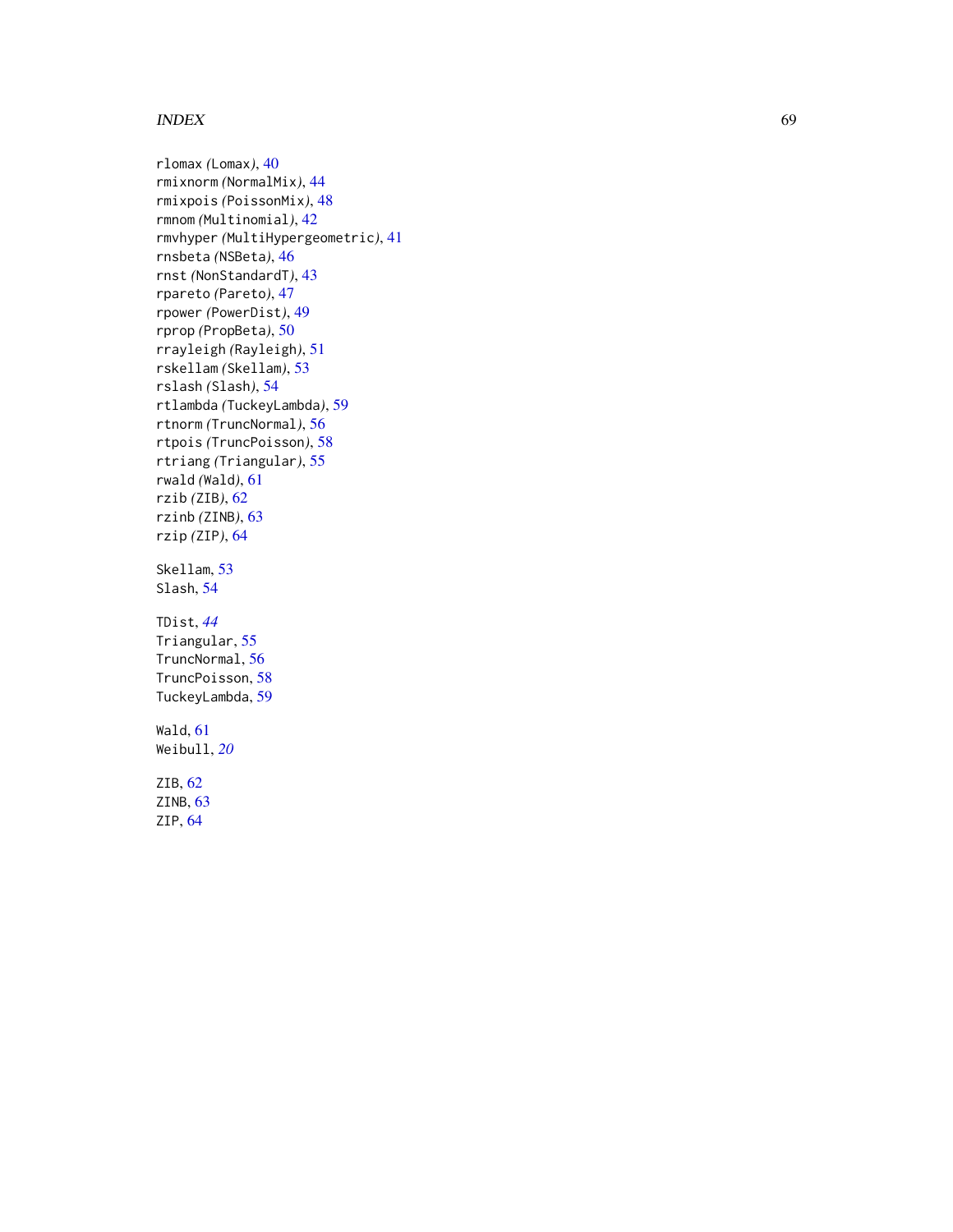rlomax *(*Lomax*)*, 40
rmixnorm *(*NormalMix*)*, 44
rmixpois *(*PoissonMix*)*, 48
rmnom *(*Multinomial*)*, 42
rmvhyper *(*MultiHypergeometric*)*, 41
rnsbeta *(*NSBeta*)*, 46
rnst *(*NonStandardT*)*, 43
rpareto *(*Pareto*)*, 47
rpower *(*PowerDist*)*, 49
rprop *(*PropBeta*)*, 50
rrayleigh *(*Rayleigh*)*, 51
rskellam *(*Skellam*)*, 53
rslash *(*Slash*)*, 54
rtlambda *(*TuckeyLambda*)*, 59
rtnorm *(*TruncNormal*)*, 56
rtpois *(*TruncPoisson*)*, 58
rtriang *(*Triangular*)*, 55
rwald *(*Wald*)*, 61
rzib *(*ZIB*)*, 62
rzinb *(*ZINB*)*, 63
rzip *(*ZIP*)*, 64

Skellam, 53
Slash, 54

TDist, *44*
Triangular, 55
TruncNormal, 56
TruncPoisson, 58
TuckeyLambda, 59

Wald, 61
Weibull, *20*

ZIB, 62
ZINB, 63
ZIP, 64